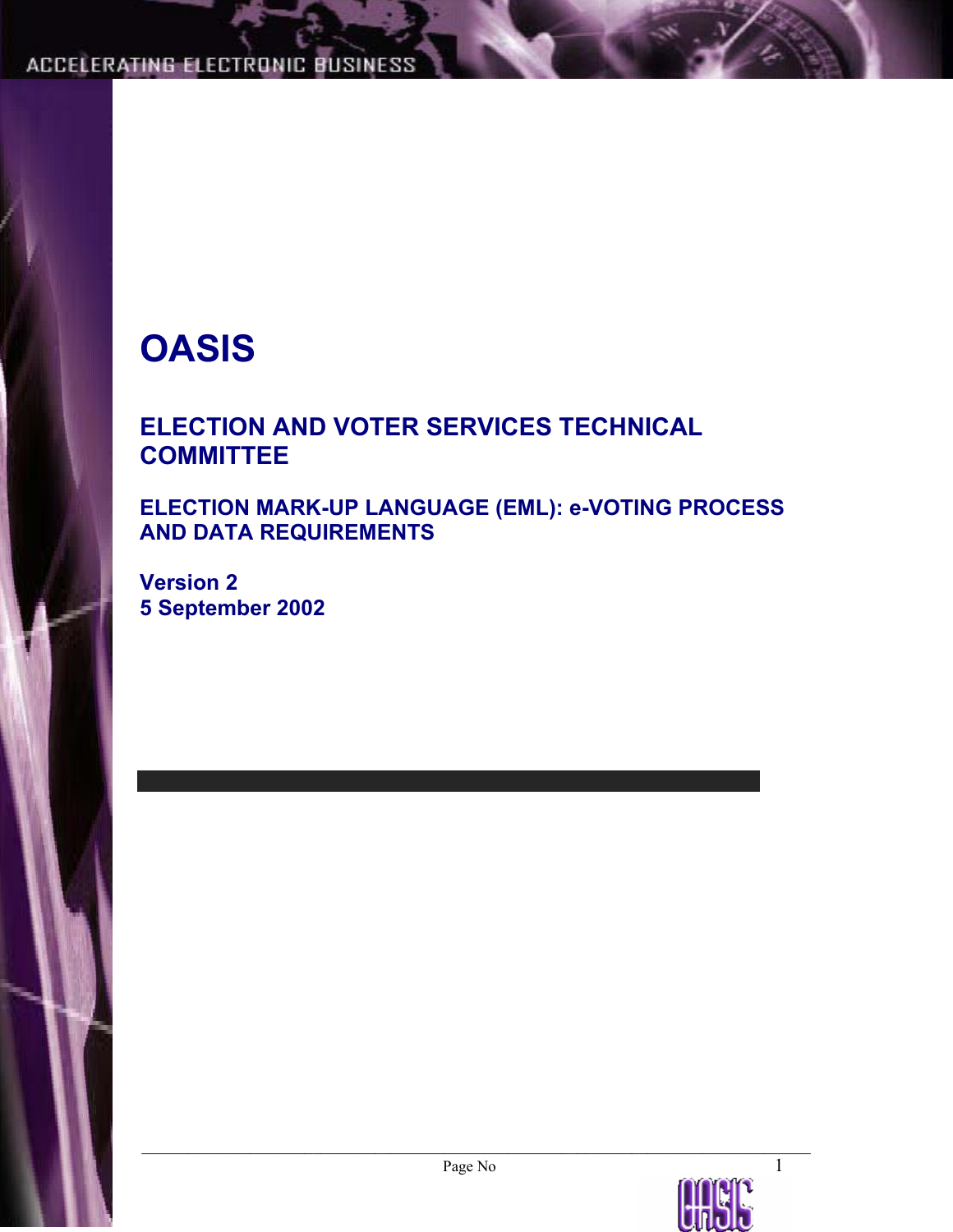# OASIS

## ELECTION AND VOTER SERVICES TECHNICAL COMMITTEE

### ELECTION MARK-UP LANGUAGE (EML): e-VOTING PROCESS AND DATA REQUIREMENTS

**Version 2**
**5 September 2002**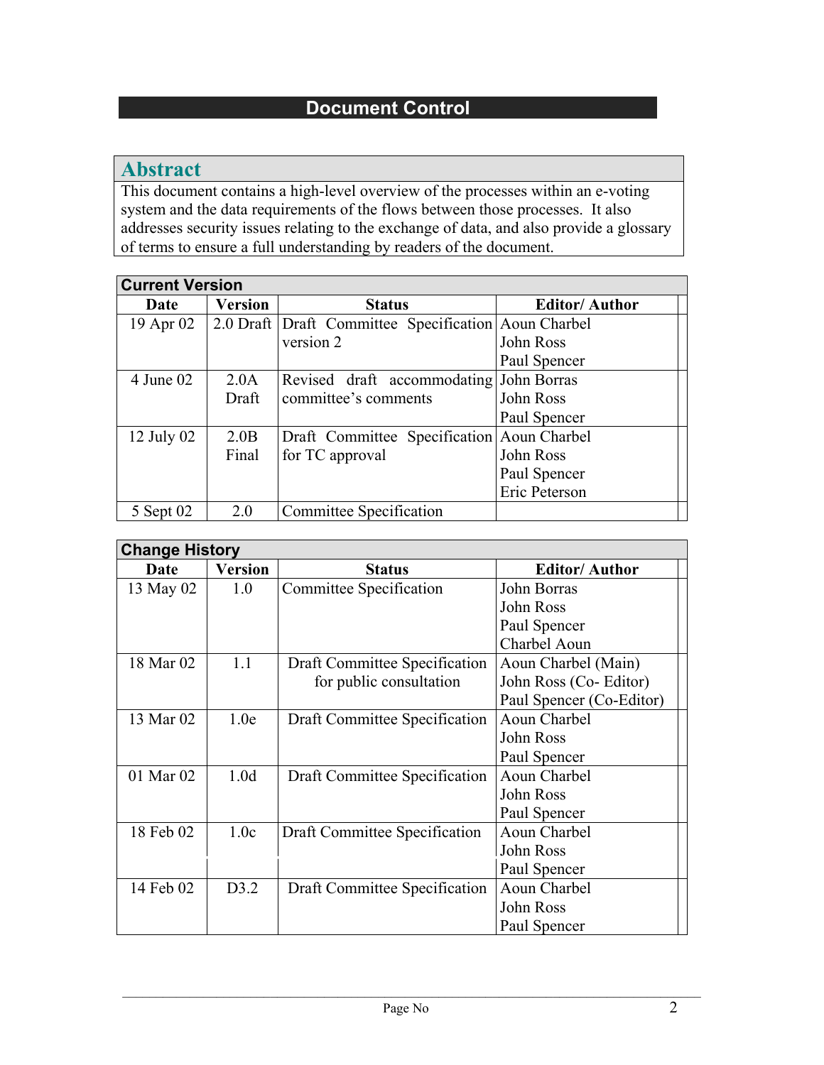## Document Control

### Abstract

This document contains a high-level overview of the processes within an e-voting system and the data requirements of the flows between those processes. It also addresses security issues relating to the exchange of data, and also provide a glossary of terms to ensure a full understanding by readers of the document.

**Current Version**

| Date | Version | Status | Editor/ Author |
|---|---|---|---|
| 19 Apr 02 | 2.0 Draft | Draft Committee Specification version 2 | Aoun Charbel<br>John Ross<br>Paul Spencer |
| 4 June 02 | 2.0A Draft | Revised draft accommodating committee's comments | John Borras<br>John Ross<br>Paul Spencer |
| 12 July 02 | 2.0B Final | Draft Committee Specification for TC approval | Aoun Charbel<br>John Ross<br>Paul Spencer<br>Eric Peterson |
| 5 Sept 02 | 2.0 | Committee Specification | |

**Change History**

| Date | Version | Status | Editor/ Author |
|---|---|---|---|
| 13 May 02 | 1.0 | Committee Specification | John Borras<br>John Ross<br>Paul Spencer<br>Charbel Aoun |
| 18 Mar 02 | 1.1 | Draft Committee Specification for public consultation | Aoun Charbel (Main)<br>John Ross (Co- Editor)<br>Paul Spencer (Co-Editor) |
| 13 Mar 02 | 1.0e | Draft Committee Specification | Aoun Charbel<br>John Ross<br>Paul Spencer |
| 01 Mar 02 | 1.0d | Draft Committee Specification | Aoun Charbel<br>John Ross<br>Paul Spencer |
| 18 Feb 02 | 1.0c | Draft Committee Specification | Aoun Charbel<br>John Ross<br>Paul Spencer |
| 14 Feb 02 | D3.2 | Draft Committee Specification | Aoun Charbel<br>John Ross<br>Paul Spencer |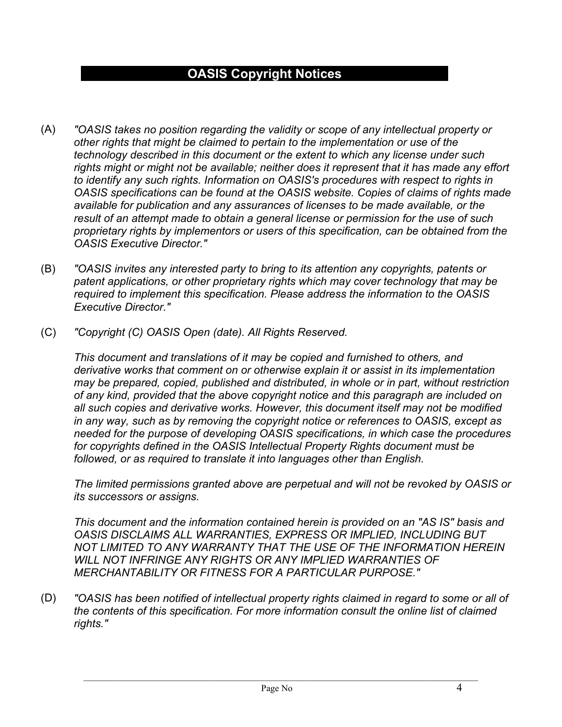## OASIS Copyright Notices

(A) *"OASIS takes no position regarding the validity or scope of any intellectual property or other rights that might be claimed to pertain to the implementation or use of the technology described in this document or the extent to which any license under such rights might or might not be available; neither does it represent that it has made any effort to identify any such rights. Information on OASIS's procedures with respect to rights in OASIS specifications can be found at the OASIS website. Copies of claims of rights made available for publication and any assurances of licenses to be made available, or the result of an attempt made to obtain a general license or permission for the use of such proprietary rights by implementors or users of this specification, can be obtained from the OASIS Executive Director."*

(B) *"OASIS invites any interested party to bring to its attention any copyrights, patents or patent applications, or other proprietary rights which may cover technology that may be required to implement this specification. Please address the information to the OASIS Executive Director."*

(C) *"Copyright (C) OASIS Open (date). All Rights Reserved.*

*This document and translations of it may be copied and furnished to others, and derivative works that comment on or otherwise explain it or assist in its implementation may be prepared, copied, published and distributed, in whole or in part, without restriction of any kind, provided that the above copyright notice and this paragraph are included on all such copies and derivative works. However, this document itself may not be modified in any way, such as by removing the copyright notice or references to OASIS, except as needed for the purpose of developing OASIS specifications, in which case the procedures for copyrights defined in the OASIS Intellectual Property Rights document must be followed, or as required to translate it into languages other than English.*

*The limited permissions granted above are perpetual and will not be revoked by OASIS or its successors or assigns.*

*This document and the information contained herein is provided on an "AS IS" basis and OASIS DISCLAIMS ALL WARRANTIES, EXPRESS OR IMPLIED, INCLUDING BUT NOT LIMITED TO ANY WARRANTY THAT THE USE OF THE INFORMATION HEREIN WILL NOT INFRINGE ANY RIGHTS OR ANY IMPLIED WARRANTIES OF MERCHANTABILITY OR FITNESS FOR A PARTICULAR PURPOSE."*

(D) *"OASIS has been notified of intellectual property rights claimed in regard to some or all of the contents of this specification. For more information consult the online list of claimed rights."*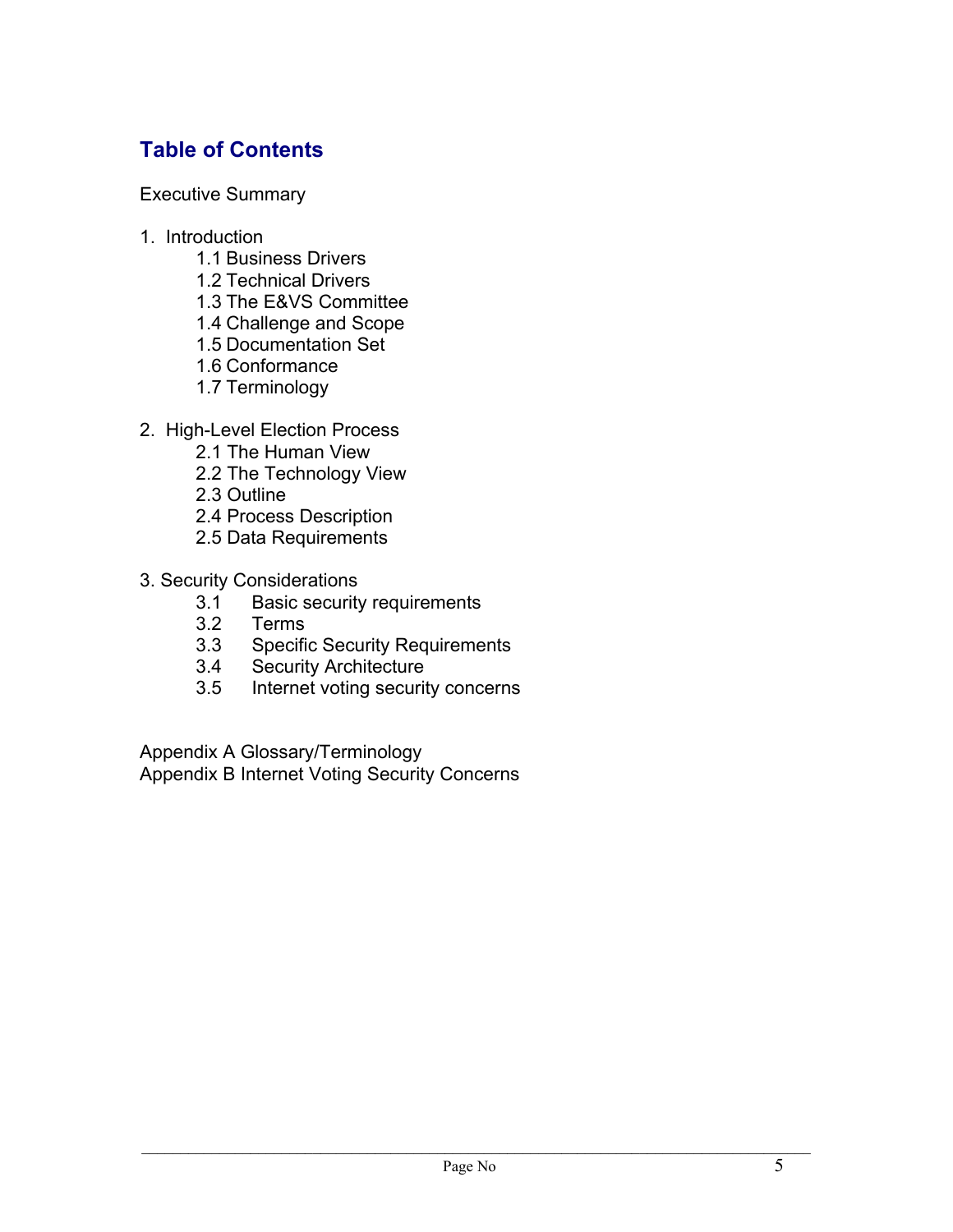## Table of Contents

Executive Summary

1. Introduction
   - 1.1 Business Drivers
   - 1.2 Technical Drivers
   - 1.3 The E&VS Committee
   - 1.4 Challenge and Scope
   - 1.5 Documentation Set
   - 1.6 Conformance
   - 1.7 Terminology

2. High-Level Election Process
   - 2.1 The Human View
   - 2.2 The Technology View
   - 2.3 Outline
   - 2.4 Process Description
   - 2.5 Data Requirements

3. Security Considerations
   - 3.1 Basic security requirements
   - 3.2 Terms
   - 3.3 Specific Security Requirements
   - 3.4 Security Architecture
   - 3.5 Internet voting security concerns

Appendix A Glossary/Terminology
Appendix B Internet Voting Security Concerns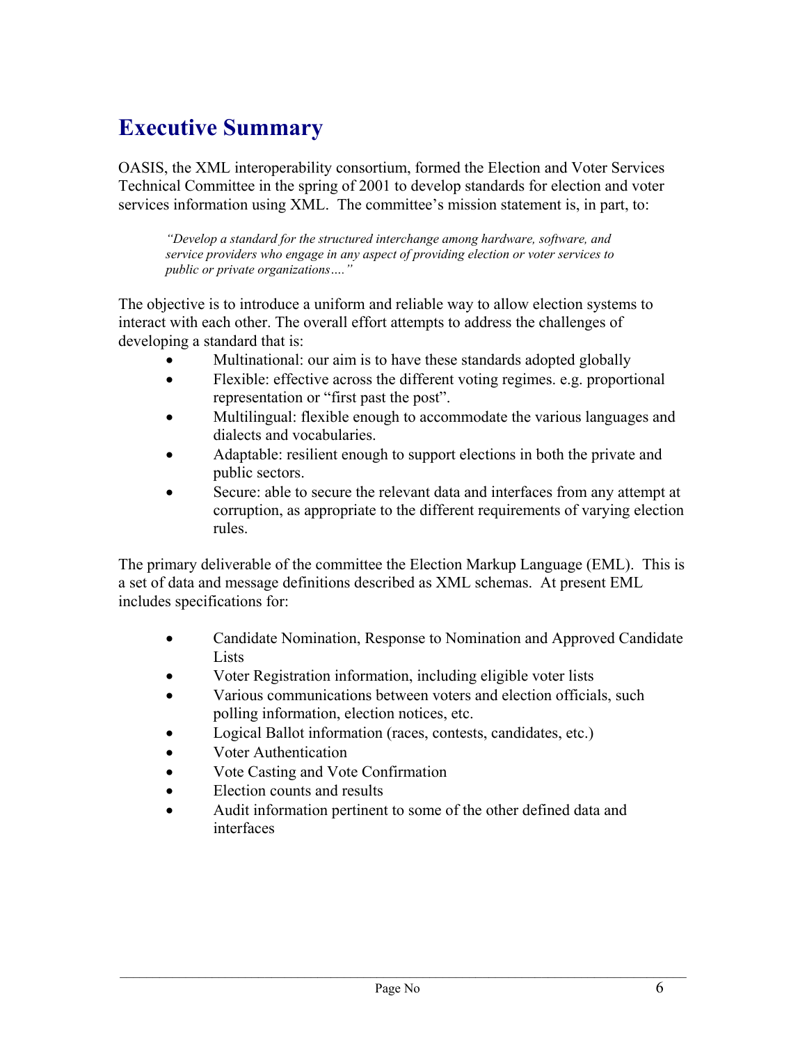# Executive Summary

OASIS, the XML interoperability consortium, formed the Election and Voter Services Technical Committee in the spring of 2001 to develop standards for election and voter services information using XML. The committee's mission statement is, in part, to:

> *"Develop a standard for the structured interchange among hardware, software, and service providers who engage in any aspect of providing election or voter services to public or private organizations…."*

The objective is to introduce a uniform and reliable way to allow election systems to interact with each other. The overall effort attempts to address the challenges of developing a standard that is:

- Multinational: our aim is to have these standards adopted globally
- Flexible: effective across the different voting regimes. e.g. proportional representation or "first past the post".
- Multilingual: flexible enough to accommodate the various languages and dialects and vocabularies.
- Adaptable: resilient enough to support elections in both the private and public sectors.
- Secure: able to secure the relevant data and interfaces from any attempt at corruption, as appropriate to the different requirements of varying election rules.

The primary deliverable of the committee the Election Markup Language (EML). This is a set of data and message definitions described as XML schemas. At present EML includes specifications for:

- Candidate Nomination, Response to Nomination and Approved Candidate Lists
- Voter Registration information, including eligible voter lists
- Various communications between voters and election officials, such polling information, election notices, etc.
- Logical Ballot information (races, contests, candidates, etc.)
- Voter Authentication
- Vote Casting and Vote Confirmation
- Election counts and results
- Audit information pertinent to some of the other defined data and interfaces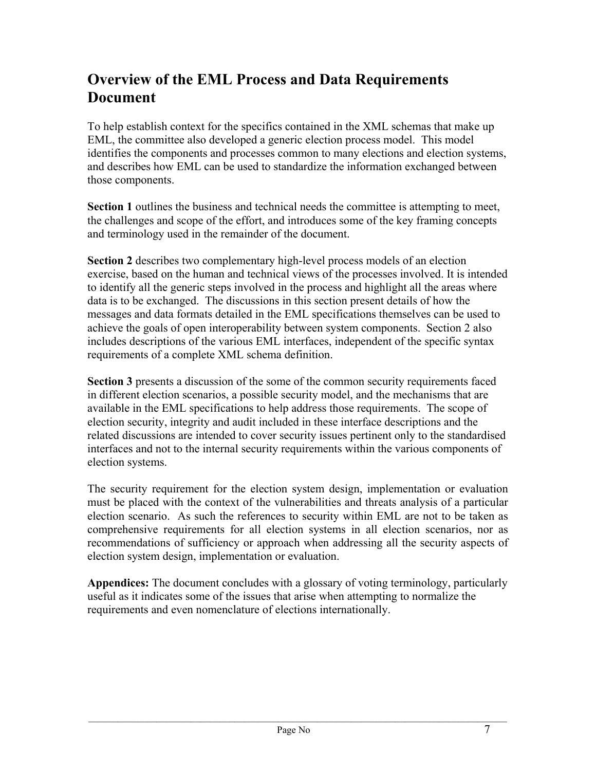## Overview of the EML Process and Data Requirements Document

To help establish context for the specifics contained in the XML schemas that make up EML, the committee also developed a generic election process model. This model identifies the components and processes common to many elections and election systems, and describes how EML can be used to standardize the information exchanged between those components.

**Section 1** outlines the business and technical needs the committee is attempting to meet, the challenges and scope of the effort, and introduces some of the key framing concepts and terminology used in the remainder of the document.

**Section 2** describes two complementary high-level process models of an election exercise, based on the human and technical views of the processes involved. It is intended to identify all the generic steps involved in the process and highlight all the areas where data is to be exchanged. The discussions in this section present details of how the messages and data formats detailed in the EML specifications themselves can be used to achieve the goals of open interoperability between system components. Section 2 also includes descriptions of the various EML interfaces, independent of the specific syntax requirements of a complete XML schema definition.

**Section 3** presents a discussion of the some of the common security requirements faced in different election scenarios, a possible security model, and the mechanisms that are available in the EML specifications to help address those requirements. The scope of election security, integrity and audit included in these interface descriptions and the related discussions are intended to cover security issues pertinent only to the standardised interfaces and not to the internal security requirements within the various components of election systems.

The security requirement for the election system design, implementation or evaluation must be placed with the context of the vulnerabilities and threats analysis of a particular election scenario. As such the references to security within EML are not to be taken as comprehensive requirements for all election systems in all election scenarios, nor as recommendations of sufficiency or approach when addressing all the security aspects of election system design, implementation or evaluation.

**Appendices:** The document concludes with a glossary of voting terminology, particularly useful as it indicates some of the issues that arise when attempting to normalize the requirements and even nomenclature of elections internationally.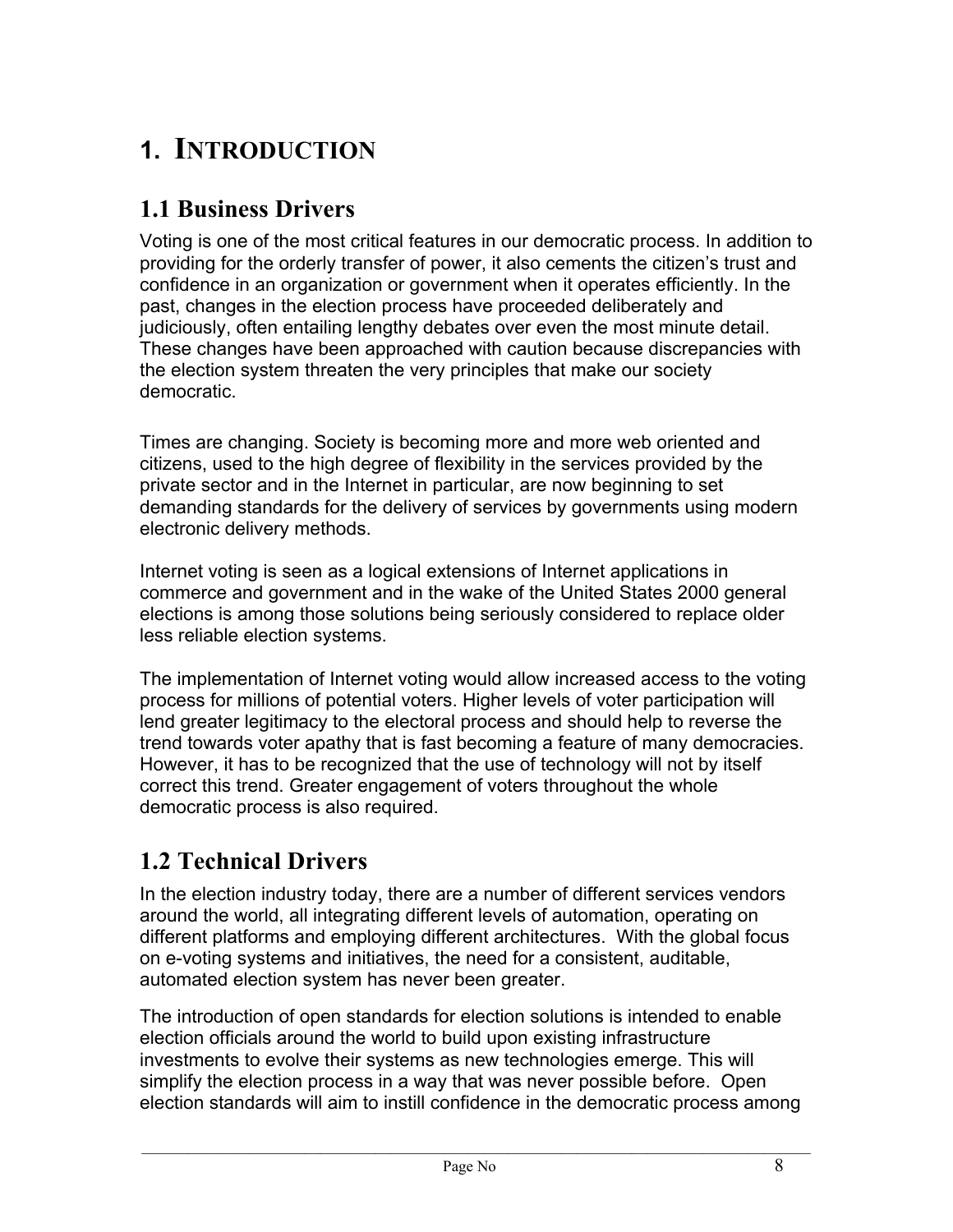# 1. INTRODUCTION

## 1.1 Business Drivers

Voting is one of the most critical features in our democratic process. In addition to providing for the orderly transfer of power, it also cements the citizen's trust and confidence in an organization or government when it operates efficiently. In the past, changes in the election process have proceeded deliberately and judiciously, often entailing lengthy debates over even the most minute detail. These changes have been approached with caution because discrepancies with the election system threaten the very principles that make our society democratic.

Times are changing. Society is becoming more and more web oriented and citizens, used to the high degree of flexibility in the services provided by the private sector and in the Internet in particular, are now beginning to set demanding standards for the delivery of services by governments using modern electronic delivery methods.

Internet voting is seen as a logical extensions of Internet applications in commerce and government and in the wake of the United States 2000 general elections is among those solutions being seriously considered to replace older less reliable election systems.

The implementation of Internet voting would allow increased access to the voting process for millions of potential voters. Higher levels of voter participation will lend greater legitimacy to the electoral process and should help to reverse the trend towards voter apathy that is fast becoming a feature of many democracies. However, it has to be recognized that the use of technology will not by itself correct this trend. Greater engagement of voters throughout the whole democratic process is also required.

## 1.2 Technical Drivers

In the election industry today, there are a number of different services vendors around the world, all integrating different levels of automation, operating on different platforms and employing different architectures. With the global focus on e-voting systems and initiatives, the need for a consistent, auditable, automated election system has never been greater.

The introduction of open standards for election solutions is intended to enable election officials around the world to build upon existing infrastructure investments to evolve their systems as new technologies emerge. This will simplify the election process in a way that was never possible before. Open election standards will aim to instill confidence in the democratic process among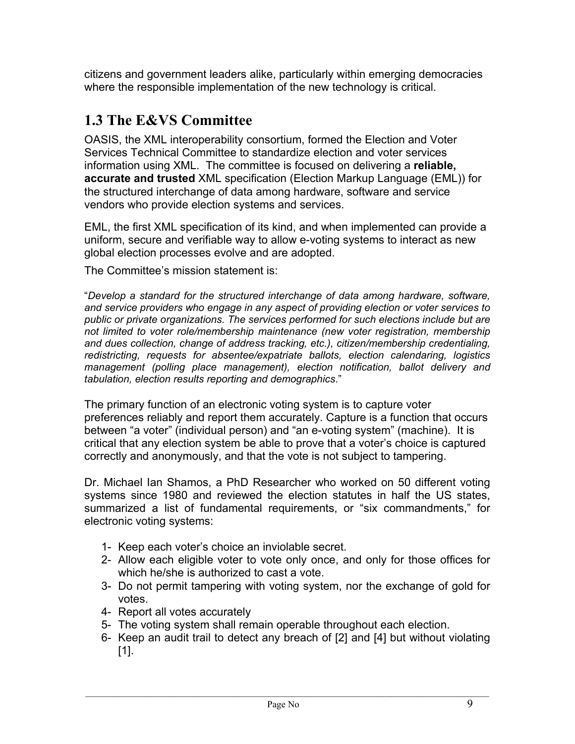citizens and government leaders alike, particularly within emerging democracies where the responsible implementation of the new technology is critical.

## 1.3 The E&VS Committee

OASIS, the XML interoperability consortium, formed the Election and Voter Services Technical Committee to standardize election and voter services information using XML. The committee is focused on delivering a **reliable, accurate and trusted** XML specification (Election Markup Language (EML)) for the structured interchange of data among hardware, software and service vendors who provide election systems and services.

EML, the first XML specification of its kind, and when implemented can provide a uniform, secure and verifiable way to allow e-voting systems to interact as new global election processes evolve and are adopted.

The Committee's mission statement is:

"*Develop a standard for the structured interchange of data among hardware, software, and service providers who engage in any aspect of providing election or voter services to public or private organizations. The services performed for such elections include but are not limited to voter role/membership maintenance (new voter registration, membership and dues collection, change of address tracking, etc.), citizen/membership credentialing, redistricting, requests for absentee/expatriate ballots, election calendaring, logistics management (polling place management), election notification, ballot delivery and tabulation, election results reporting and demographics*."

The primary function of an electronic voting system is to capture voter preferences reliably and report them accurately. Capture is a function that occurs between "a voter" (individual person) and "an e-voting system" (machine). It is critical that any election system be able to prove that a voter's choice is captured correctly and anonymously, and that the vote is not subject to tampering.

Dr. Michael Ian Shamos, a PhD Researcher who worked on 50 different voting systems since 1980 and reviewed the election statutes in half the US states, summarized a list of fundamental requirements, or "six commandments," for electronic voting systems:

1- Keep each voter's choice an inviolable secret.
2- Allow each eligible voter to vote only once, and only for those offices for which he/she is authorized to cast a vote.
3- Do not permit tampering with voting system, nor the exchange of gold for votes.
4- Report all votes accurately
5- The voting system shall remain operable throughout each election.
6- Keep an audit trail to detect any breach of [2] and [4] but without violating [1].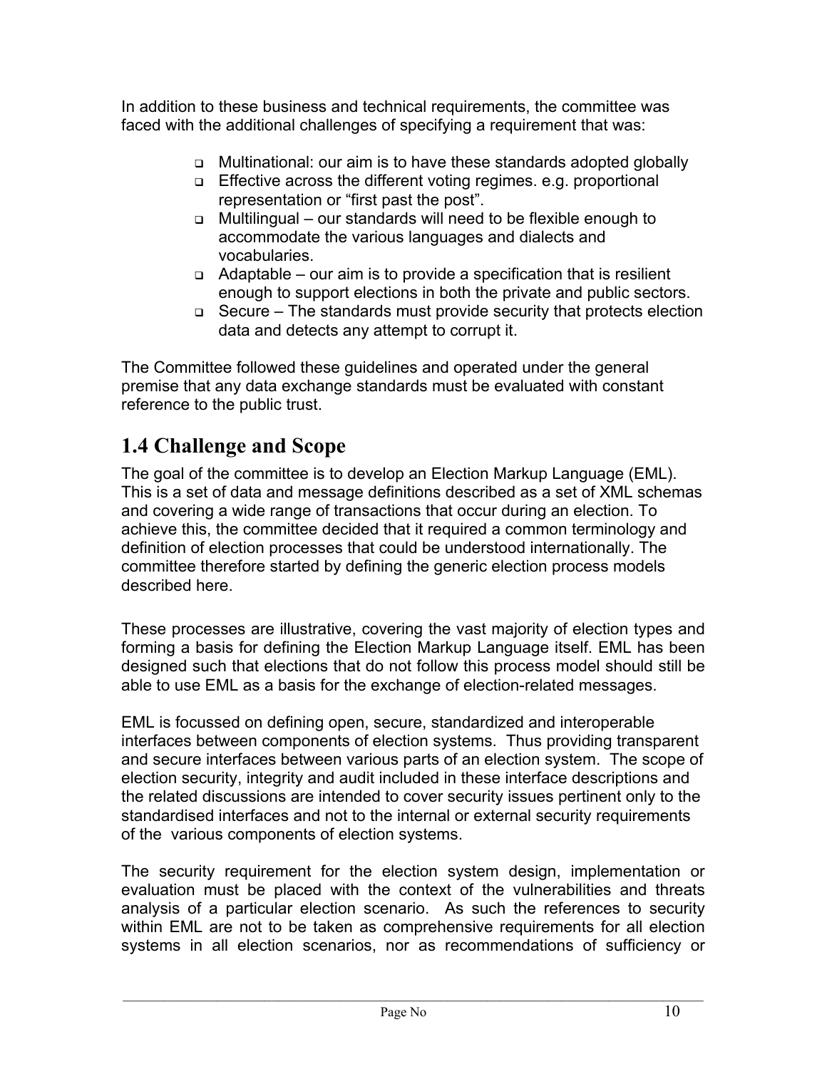In addition to these business and technical requirements, the committee was faced with the additional challenges of specifying a requirement that was:

- Multinational: our aim is to have these standards adopted globally
- Effective across the different voting regimes. e.g. proportional representation or "first past the post".
- Multilingual – our standards will need to be flexible enough to accommodate the various languages and dialects and vocabularies.
- Adaptable – our aim is to provide a specification that is resilient enough to support elections in both the private and public sectors.
- Secure – The standards must provide security that protects election data and detects any attempt to corrupt it.

The Committee followed these guidelines and operated under the general premise that any data exchange standards must be evaluated with constant reference to the public trust.

## 1.4 Challenge and Scope

The goal of the committee is to develop an Election Markup Language (EML). This is a set of data and message definitions described as a set of XML schemas and covering a wide range of transactions that occur during an election. To achieve this, the committee decided that it required a common terminology and definition of election processes that could be understood internationally. The committee therefore started by defining the generic election process models described here.

These processes are illustrative, covering the vast majority of election types and forming a basis for defining the Election Markup Language itself. EML has been designed such that elections that do not follow this process model should still be able to use EML as a basis for the exchange of election-related messages.

EML is focussed on defining open, secure, standardized and interoperable interfaces between components of election systems. Thus providing transparent and secure interfaces between various parts of an election system. The scope of election security, integrity and audit included in these interface descriptions and the related discussions are intended to cover security issues pertinent only to the standardised interfaces and not to the internal or external security requirements of the various components of election systems.

The security requirement for the election system design, implementation or evaluation must be placed with the context of the vulnerabilities and threats analysis of a particular election scenario. As such the references to security within EML are not to be taken as comprehensive requirements for all election systems in all election scenarios, nor as recommendations of sufficiency or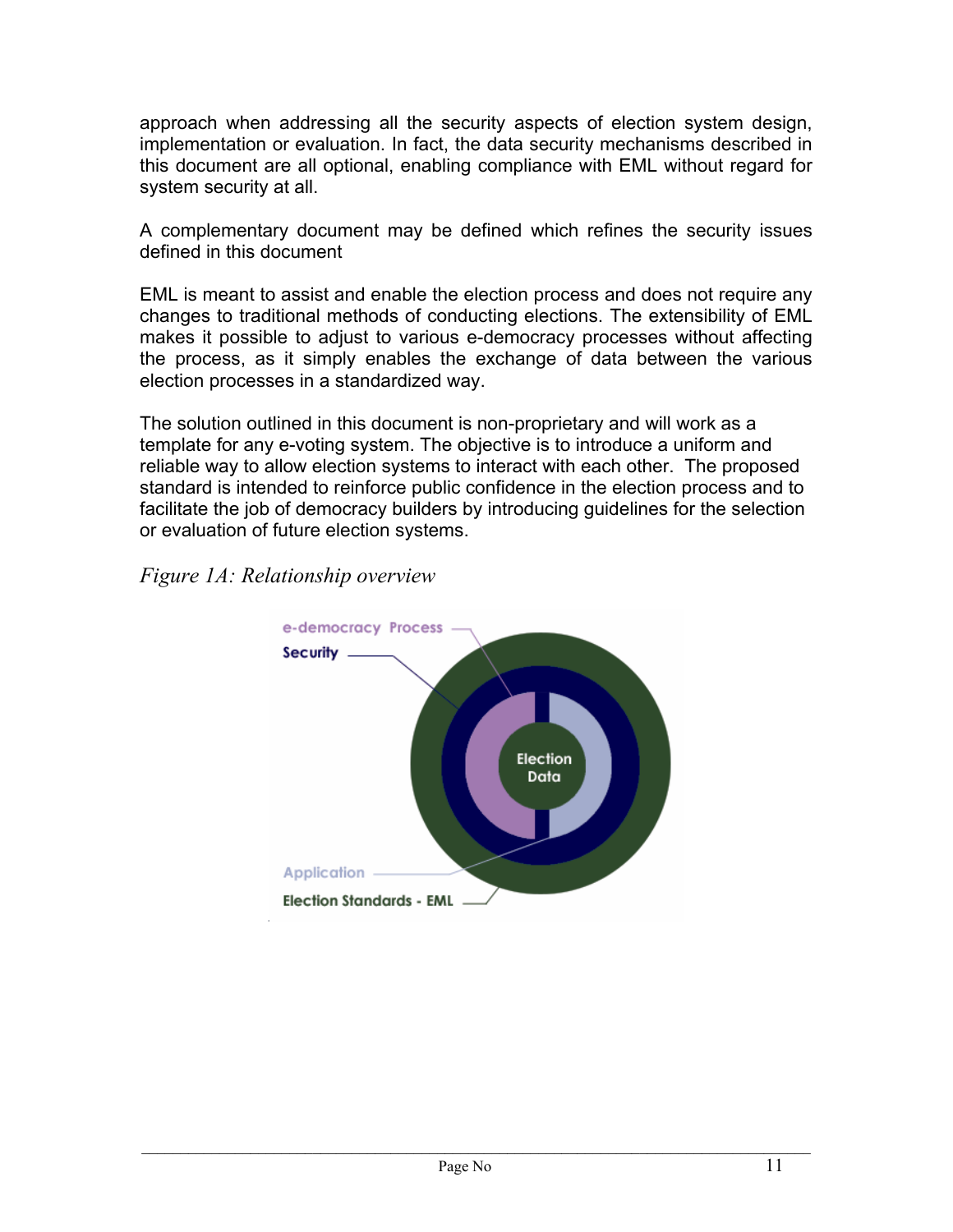approach when addressing all the security aspects of election system design, implementation or evaluation. In fact, the data security mechanisms described in this document are all optional, enabling compliance with EML without regard for system security at all.

A complementary document may be defined which refines the security issues defined in this document

EML is meant to assist and enable the election process and does not require any changes to traditional methods of conducting elections. The extensibility of EML makes it possible to adjust to various e-democracy processes without affecting the process, as it simply enables the exchange of data between the various election processes in a standardized way.

The solution outlined in this document is non-proprietary and will work as a template for any e-voting system. The objective is to introduce a uniform and reliable way to allow election systems to interact with each other. The proposed standard is intended to reinforce public confidence in the election process and to facilitate the job of democracy builders by introducing guidelines for the selection or evaluation of future election systems.

*Figure 1A: Relationship overview*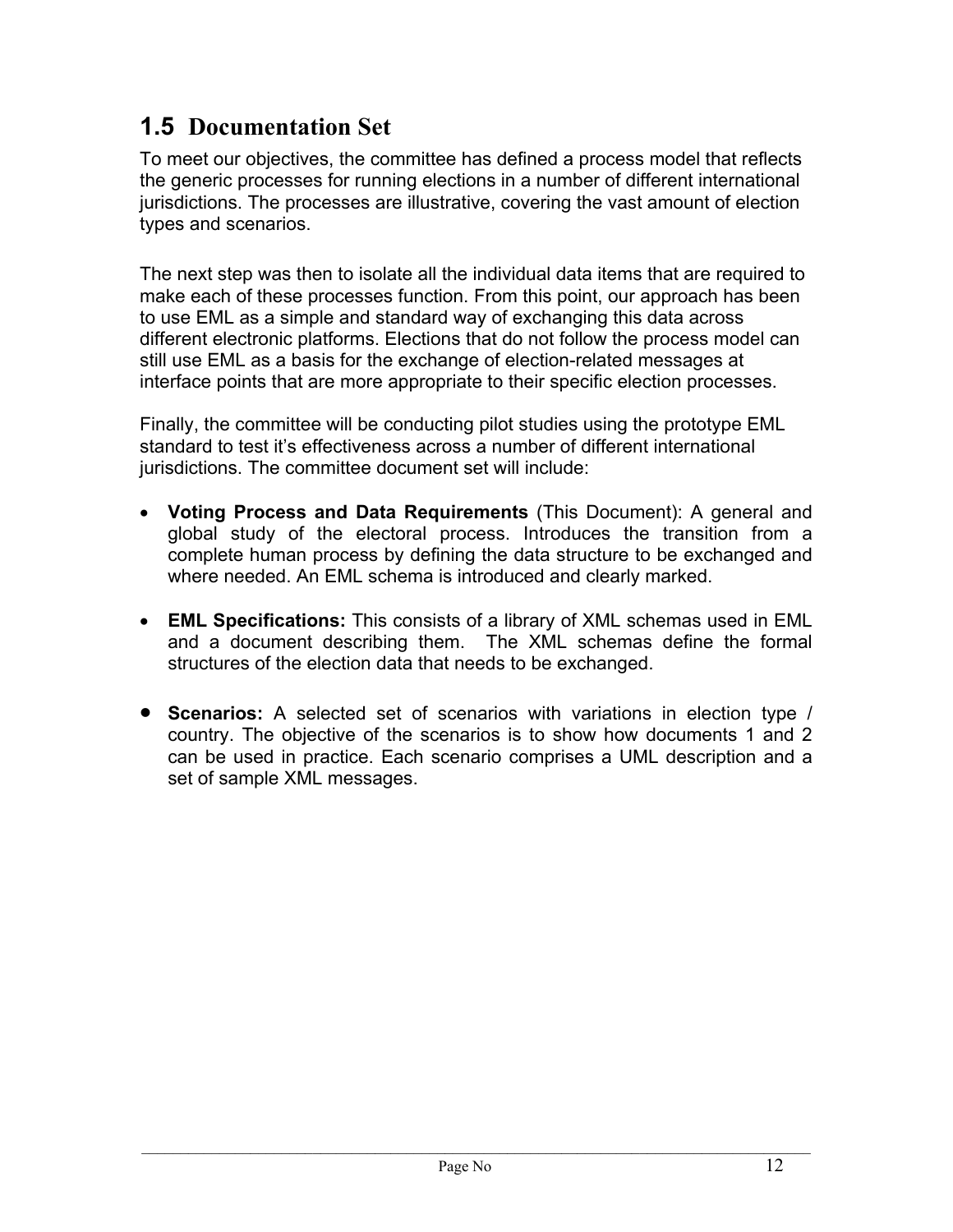## 1.5 Documentation Set

To meet our objectives, the committee has defined a process model that reflects the generic processes for running elections in a number of different international jurisdictions. The processes are illustrative, covering the vast amount of election types and scenarios.

The next step was then to isolate all the individual data items that are required to make each of these processes function. From this point, our approach has been to use EML as a simple and standard way of exchanging this data across different electronic platforms. Elections that do not follow the process model can still use EML as a basis for the exchange of election-related messages at interface points that are more appropriate to their specific election processes.

Finally, the committee will be conducting pilot studies using the prototype EML standard to test it's effectiveness across a number of different international jurisdictions. The committee document set will include:

- **Voting Process and Data Requirements** (This Document): A general and global study of the electoral process. Introduces the transition from a complete human process by defining the data structure to be exchanged and where needed. An EML schema is introduced and clearly marked.
- **EML Specifications:** This consists of a library of XML schemas used in EML and a document describing them. The XML schemas define the formal structures of the election data that needs to be exchanged.
- **Scenarios:** A selected set of scenarios with variations in election type / country. The objective of the scenarios is to show how documents 1 and 2 can be used in practice. Each scenario comprises a UML description and a set of sample XML messages.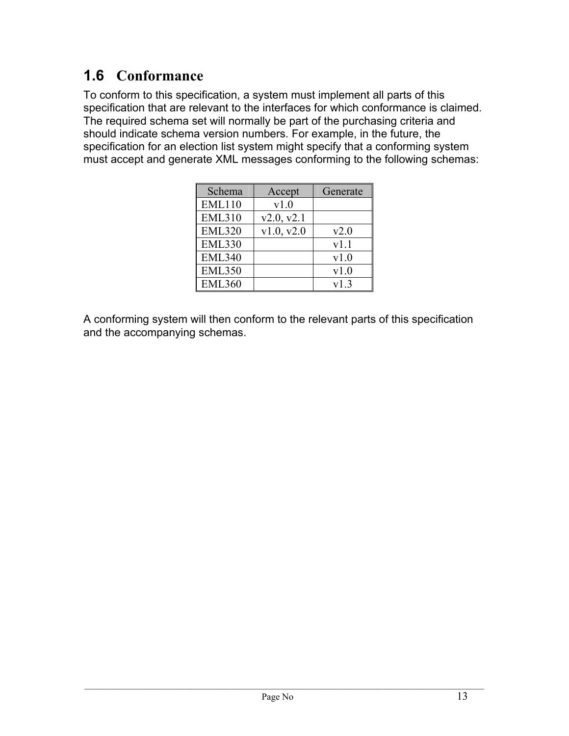## 1.6 Conformance

To conform to this specification, a system must implement all parts of this specification that are relevant to the interfaces for which conformance is claimed. The required schema set will normally be part of the purchasing criteria and should indicate schema version numbers. For example, in the future, the specification for an election list system might specify that a conforming system must accept and generate XML messages conforming to the following schemas:

| Schema | Accept | Generate |
|---|---|---|
| EML110 | v1.0 | |
| EML310 | v2.0, v2.1 | |
| EML320 | v1.0, v2.0 | v2.0 |
| EML330 | | v1.1 |
| EML340 | | v1.0 |
| EML350 | | v1.0 |
| EML360 | | v1.3 |

A conforming system will then conform to the relevant parts of this specification and the accompanying schemas.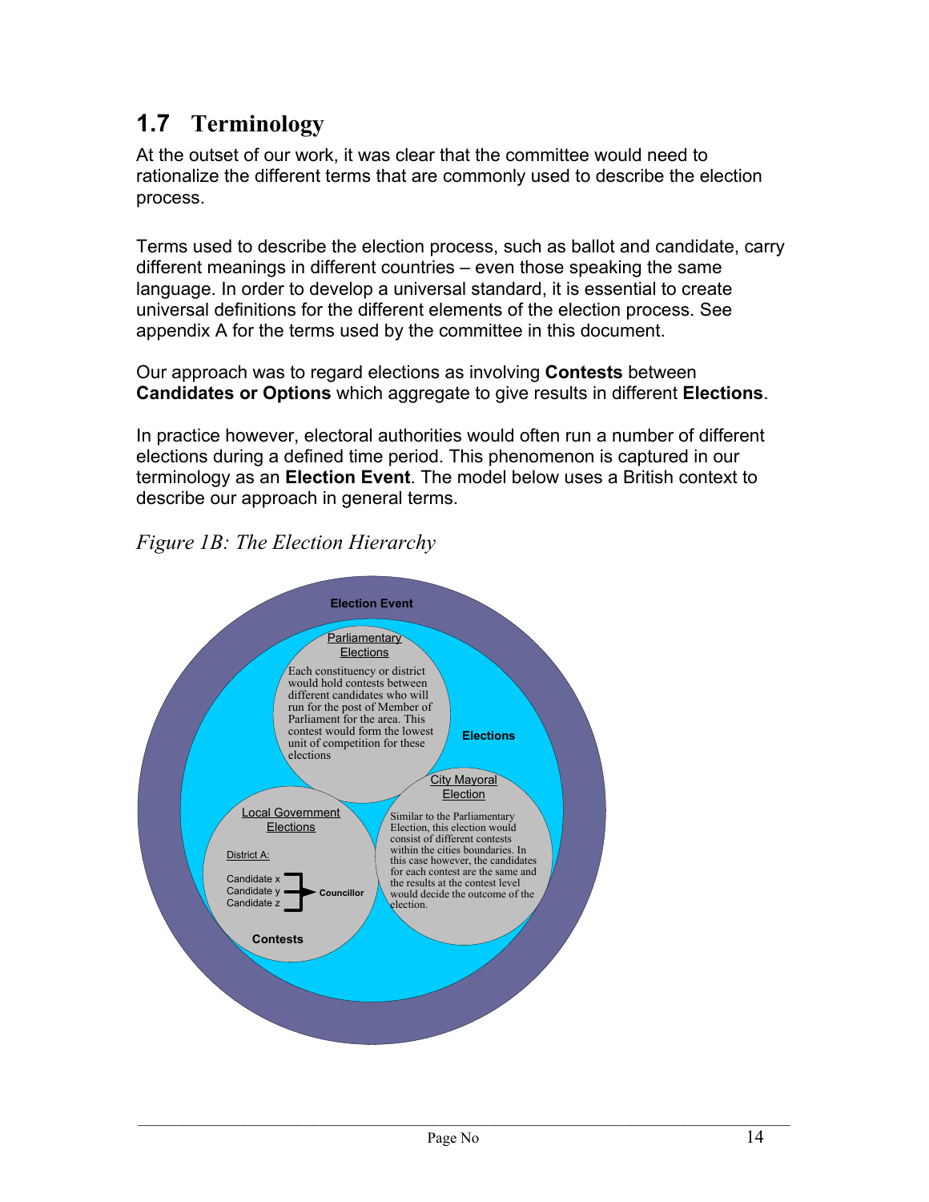## 1.7 Terminology

At the outset of our work, it was clear that the committee would need to rationalize the different terms that are commonly used to describe the election process.

Terms used to describe the election process, such as ballot and candidate, carry different meanings in different countries – even those speaking the same language. In order to develop a universal standard, it is essential to create universal definitions for the different elements of the election process. See appendix A for the terms used by the committee in this document.

Our approach was to regard elections as involving **Contests** between **Candidates or Options** which aggregate to give results in different **Elections**.

In practice however, electoral authorities would often run a number of different elections during a defined time period. This phenomenon is captured in our terminology as an **Election Event**. The model below uses a British context to describe our approach in general terms.

*Figure 1B: The Election Hierarchy*

**Election Event**

**Elections**

Parliamentary Elections

Each constituency or district would hold contests between different candidates who will run for the post of Member of Parliament for the area. This contest would form the lowest unit of competition for these elections

City Mayoral Election

Similar to the Parliamentary Election, this election would consist of different contests within the cities boundaries. In this case however, the candidates for each contest are the same and the results at the contest level would decide the outcome of the election.

Local Government Elections

District A:

Candidate x
Candidate y
Candidate z
→ **Councillor**

**Contests**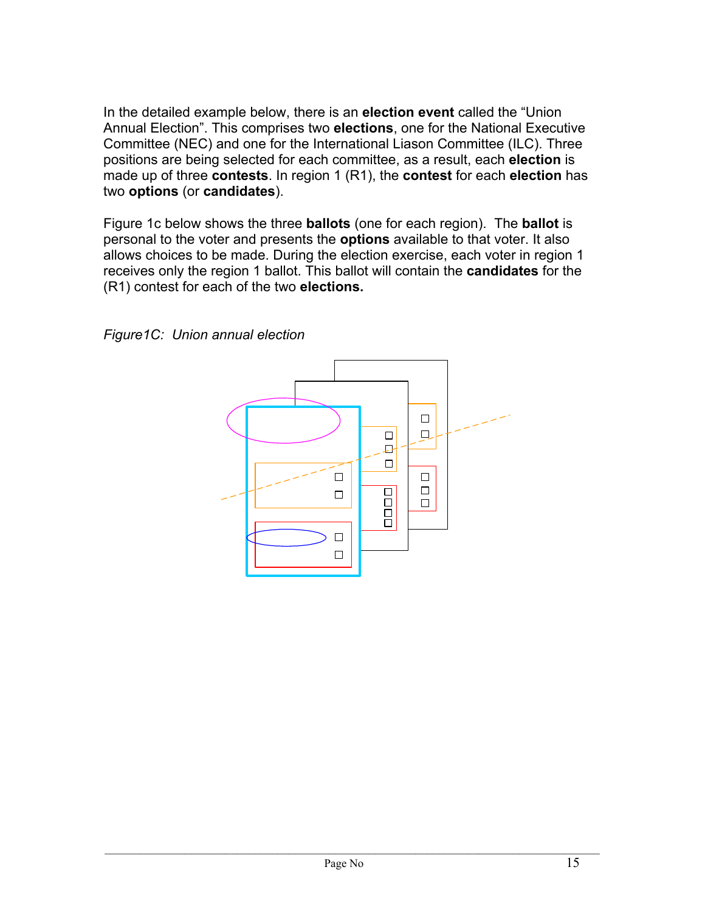In the detailed example below, there is an **election event** called the "Union Annual Election". This comprises two **elections**, one for the National Executive Committee (NEC) and one for the International Liason Committee (ILC). Three positions are being selected for each committee, as a result, each **election** is made up of three **contests**. In region 1 (R1), the **contest** for each **election** has two **options** (or **candidates**).

Figure 1c below shows the three **ballots** (one for each region). The **ballot** is personal to the voter and presents the **options** available to that voter. It also allows choices to be made. During the election exercise, each voter in region 1 receives only the region 1 ballot. This ballot will contain the **candidates** for the (R1) contest for each of the two **elections.**

*Figure1C: Union annual election*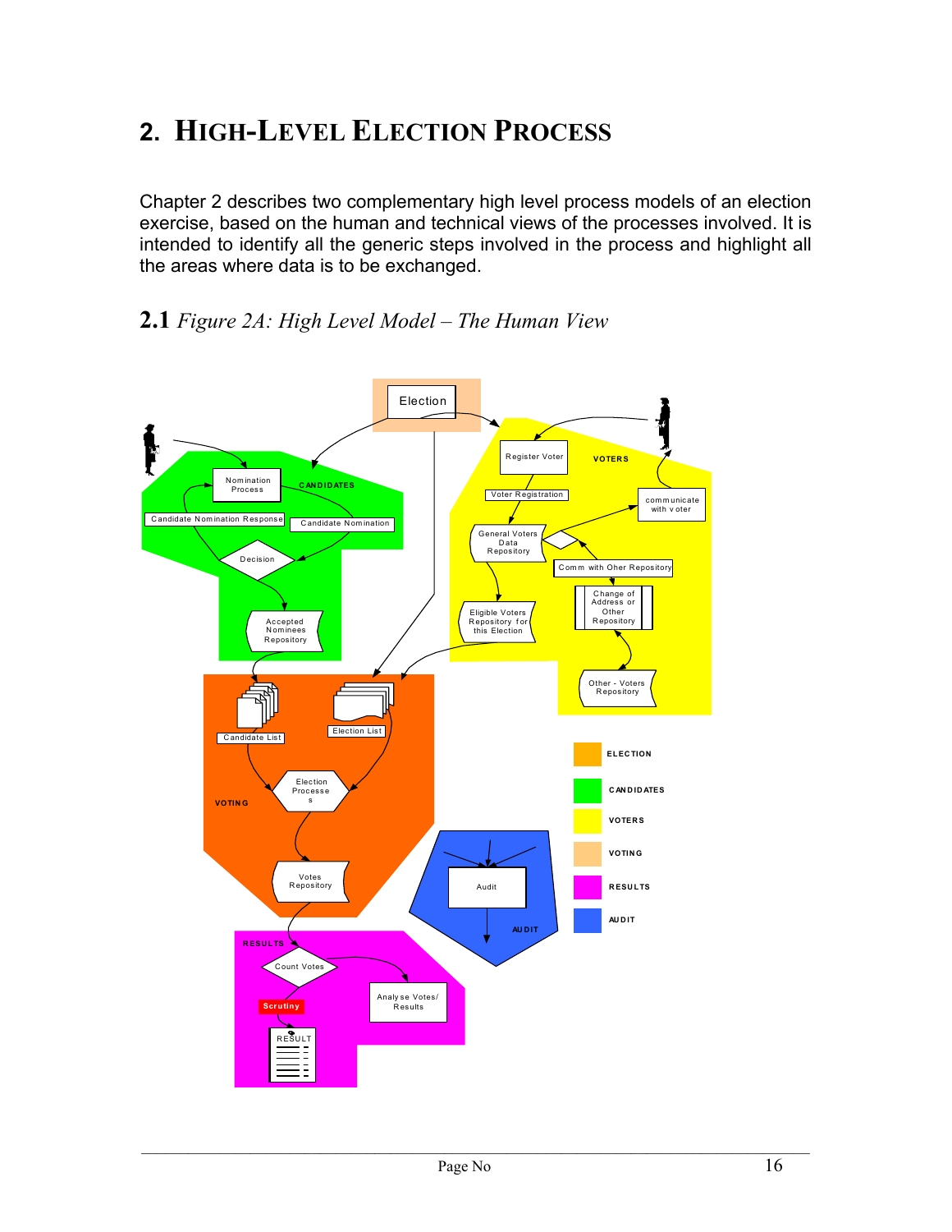# 2. HIGH-LEVEL ELECTION PROCESS

Chapter 2 describes two complementary high level process models of an election exercise, based on the human and technical views of the processes involved. It is intended to identify all the generic steps involved in the process and highlight all the areas where data is to be exchanged.

## 2.1 *Figure 2A: High Level Model – The Human View*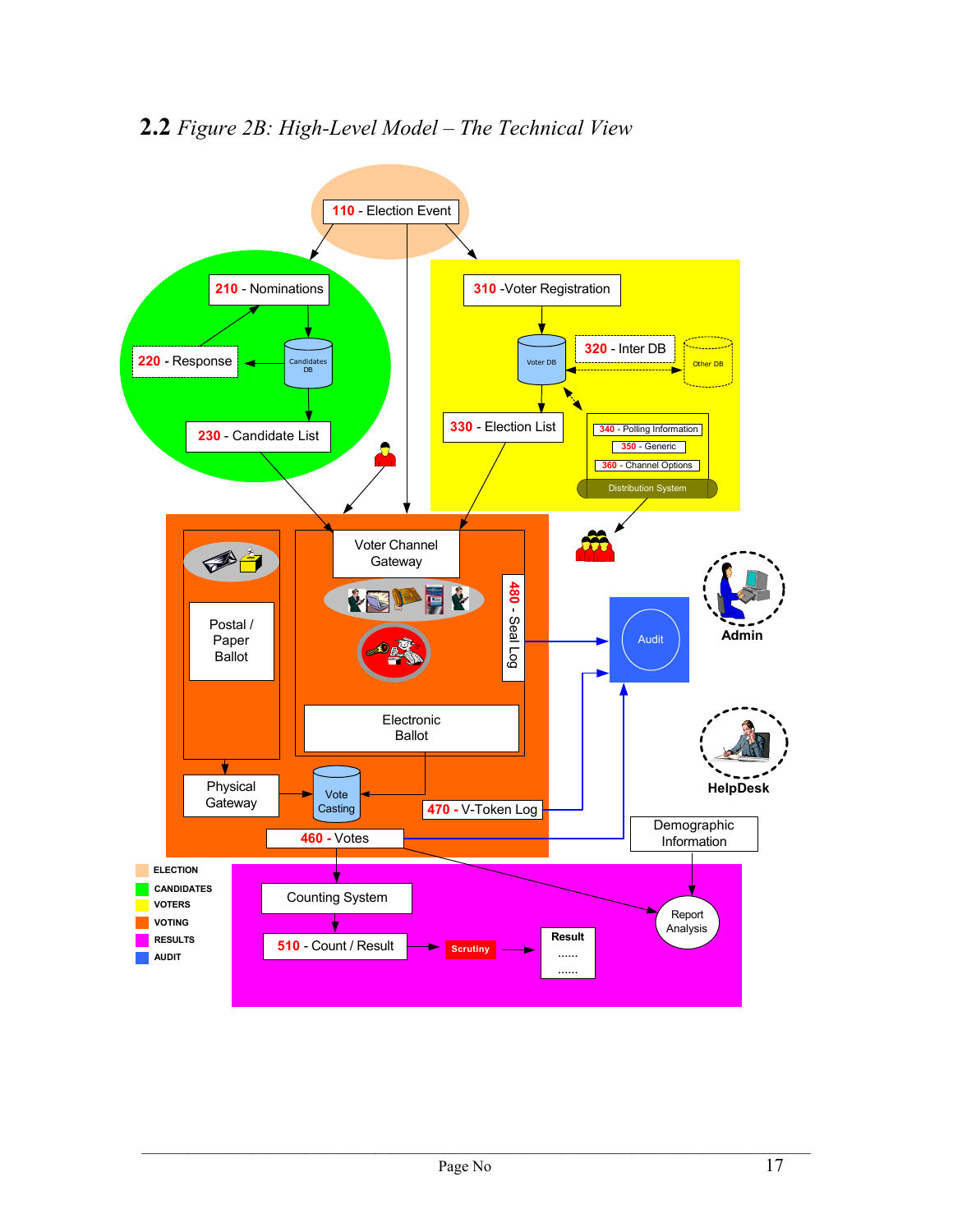## 2.2 *Figure 2B: High-Level Model – The Technical View*

110 - Election Event

210 - Nominations

220 - Response

Candidates DB

230 - Candidate List

310 -Voter Registration

Voter DB

320 - Inter DB

Other DB

330 - Election List

340 - Polling Information

350 - Generic

360 - Channel Options

Distribution System

Voter Channel Gateway

480 - Seal Log

Postal / Paper Ballot

Electronic Ballot

Physical Gateway

Vote Casting

470 - V-Token Log

460 - Votes

Audit

Admin

HelpDesk

Demographic Information

Counting System

510 - Count / Result

Scrutiny

Result
......
......

Report Analysis

ELECTION
CANDIDATES
VOTERS
VOTING
RESULTS
AUDIT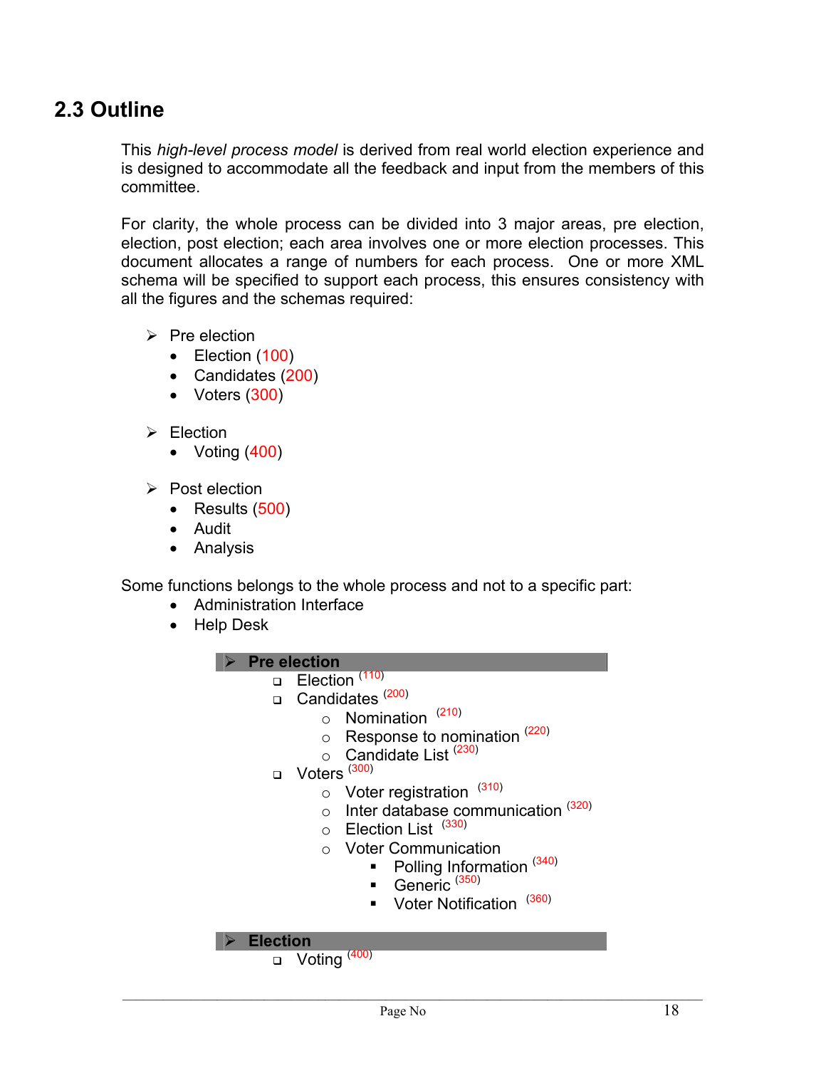## 2.3 Outline

This *high-level process model* is derived from real world election experience and is designed to accommodate all the feedback and input from the members of this committee.

For clarity, the whole process can be divided into 3 major areas, pre election, election, post election; each area involves one or more election processes. This document allocates a range of numbers for each process. One or more XML schema will be specified to support each process, this ensures consistency with all the figures and the schemas required:

- Pre election
  - Election (100)
  - Candidates (200)
  - Voters (300)

- Election
  - Voting (400)

- Post election
  - Results (500)
  - Audit
  - Analysis

Some functions belongs to the whole process and not to a specific part:

- Administration Interface
- Help Desk

**Pre election**

- Election (110)
- Candidates (200)
  - Nomination (210)
  - Response to nomination (220)
  - Candidate List (230)
- Voters (300)
  - Voter registration (310)
  - Inter database communication (320)
  - Election List (330)
  - Voter Communication
    - Polling Information (340)
    - Generic (350)
    - Voter Notification (360)

**Election**

- Voting (400)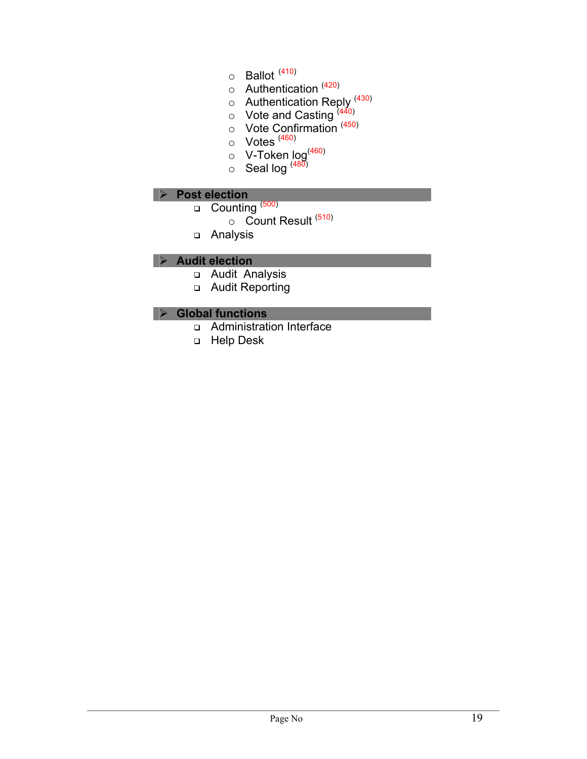- Ballot (410)
- Authentication (420)
- Authentication Reply (430)
- Vote and Casting (440)
- Vote Confirmation (450)
- Votes (460)
- V-Token log(460)
- Seal log (480)

## Post election

- Counting (500)
  - Count Result (510)
- Analysis

## Audit election

- Audit Analysis
- Audit Reporting

## Global functions

- Administration Interface
- Help Desk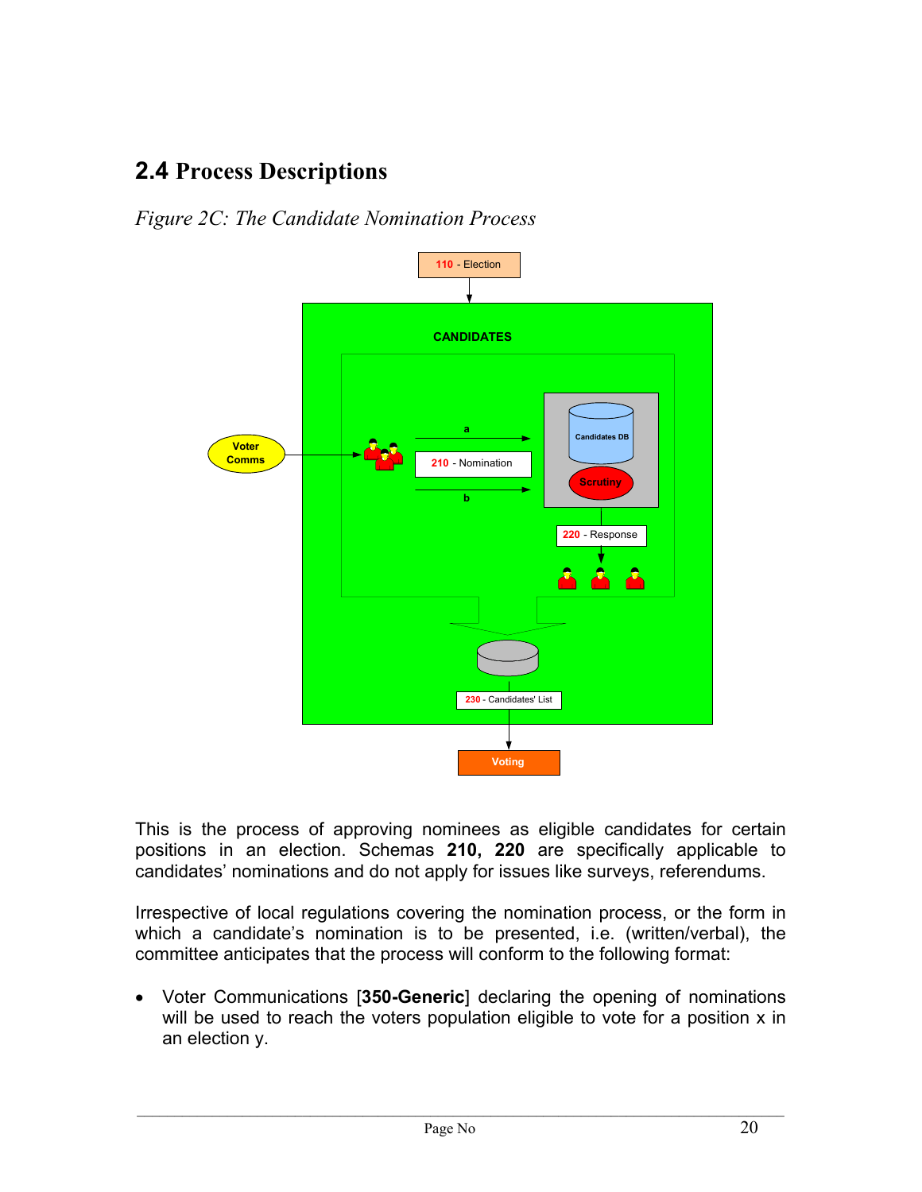## 2.4 Process Descriptions

*Figure 2C: The Candidate Nomination Process*

This is the process of approving nominees as eligible candidates for certain positions in an election. Schemas **210, 220** are specifically applicable to candidates' nominations and do not apply for issues like surveys, referendums.

Irrespective of local regulations covering the nomination process, or the form in which a candidate's nomination is to be presented, i.e. (written/verbal), the committee anticipates that the process will conform to the following format:

- Voter Communications [**350-Generic**] declaring the opening of nominations will be used to reach the voters population eligible to vote for a position x in an election y.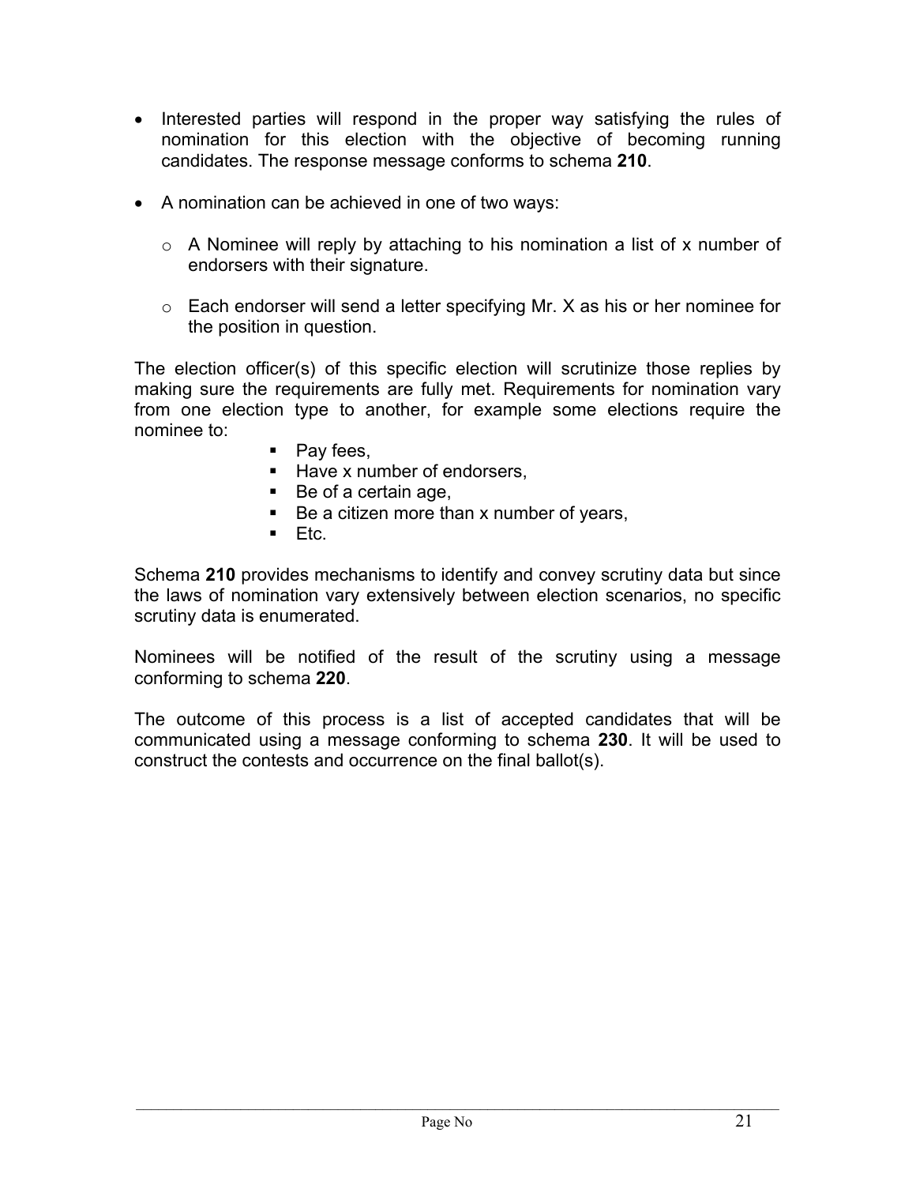- Interested parties will respond in the proper way satisfying the rules of nomination for this election with the objective of becoming running candidates. The response message conforms to schema **210**.

- A nomination can be achieved in one of two ways:

  - A Nominee will reply by attaching to his nomination a list of x number of endorsers with their signature.

  - Each endorser will send a letter specifying Mr. X as his or her nominee for the position in question.

The election officer(s) of this specific election will scrutinize those replies by making sure the requirements are fully met. Requirements for nomination vary from one election type to another, for example some elections require the nominee to:

- Pay fees,
- Have x number of endorsers,
- Be of a certain age,
- Be a citizen more than x number of years,
- Etc.

Schema **210** provides mechanisms to identify and convey scrutiny data but since the laws of nomination vary extensively between election scenarios, no specific scrutiny data is enumerated.

Nominees will be notified of the result of the scrutiny using a message conforming to schema **220**.

The outcome of this process is a list of accepted candidates that will be communicated using a message conforming to schema **230**. It will be used to construct the contests and occurrence on the final ballot(s).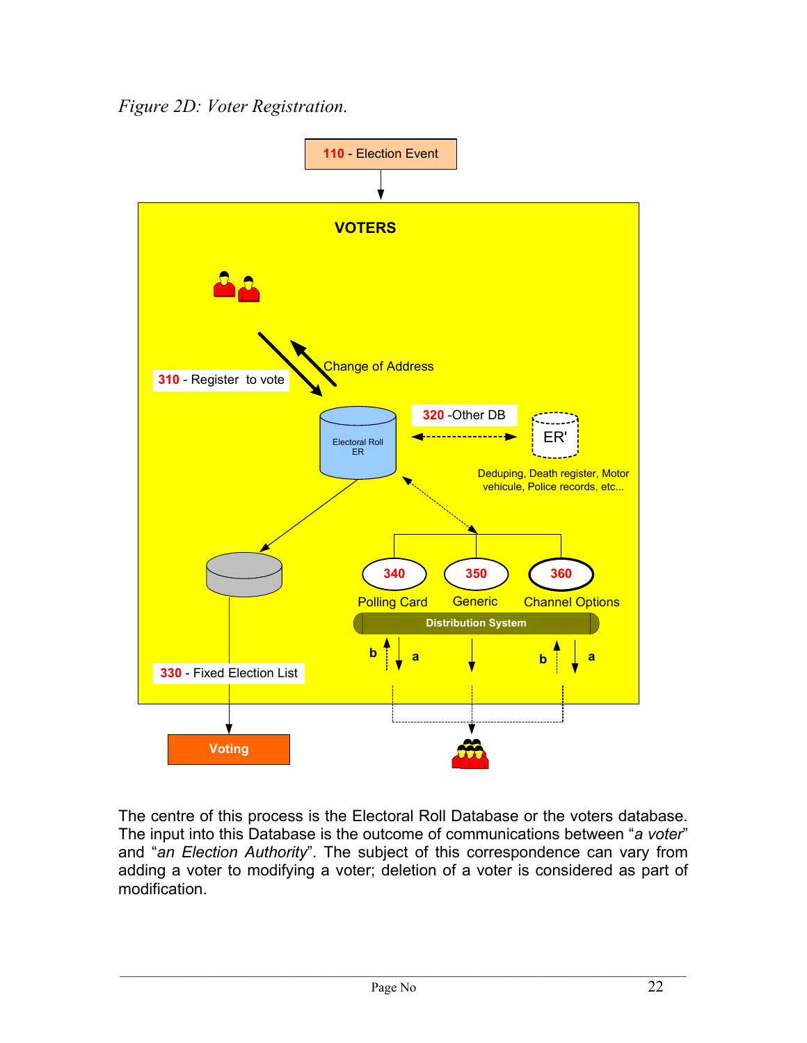*Figure 2D: Voter Registration.*

110 - Election Event

VOTERS

310 - Register to vote

Change of Address

Electoral Roll ER

320 -Other DB

ER'

Deduping, Death register, Motor vehicule, Police records, etc...

330 - Fixed Election List

340 Polling Card

350 Generic

360 Channel Options

Distribution System

b a b a

Voting

The centre of this process is the Electoral Roll Database or the voters database. The input into this Database is the outcome of communications between "*a voter*" and "*an Election Authority*". The subject of this correspondence can vary from adding a voter to modifying a voter; deletion of a voter is considered as part of modification.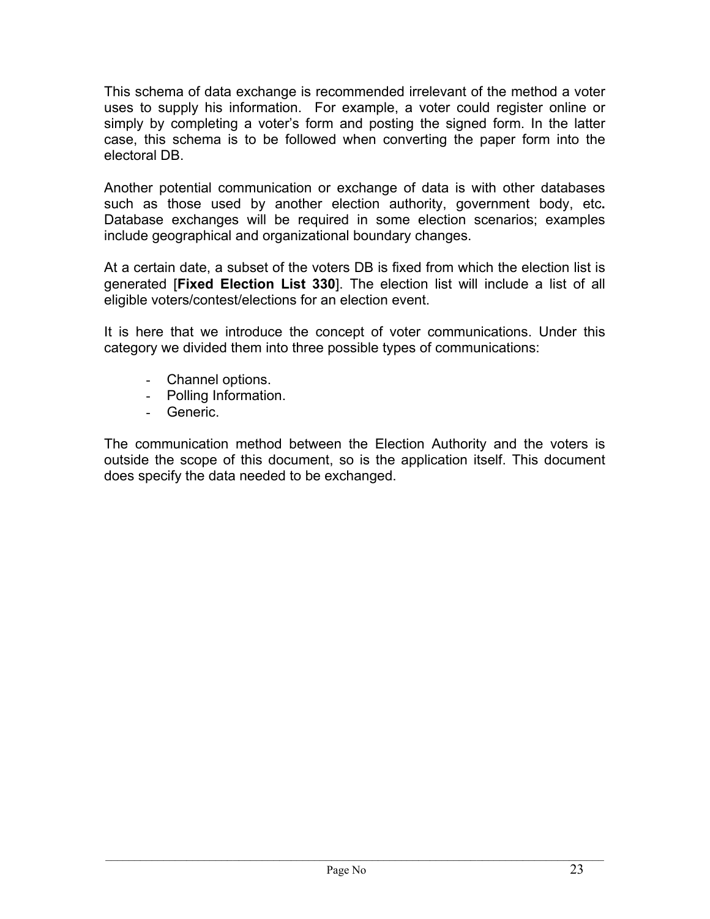This schema of data exchange is recommended irrelevant of the method a voter uses to supply his information. For example, a voter could register online or simply by completing a voter's form and posting the signed form. In the latter case, this schema is to be followed when converting the paper form into the electoral DB.

Another potential communication or exchange of data is with other databases such as those used by another election authority, government body, etc**.** Database exchanges will be required in some election scenarios; examples include geographical and organizational boundary changes.

At a certain date, a subset of the voters DB is fixed from which the election list is generated [**Fixed Election List 330**]. The election list will include a list of all eligible voters/contest/elections for an election event.

It is here that we introduce the concept of voter communications. Under this category we divided them into three possible types of communications:

- Channel options.
- Polling Information.
- Generic.

The communication method between the Election Authority and the voters is outside the scope of this document, so is the application itself. This document does specify the data needed to be exchanged.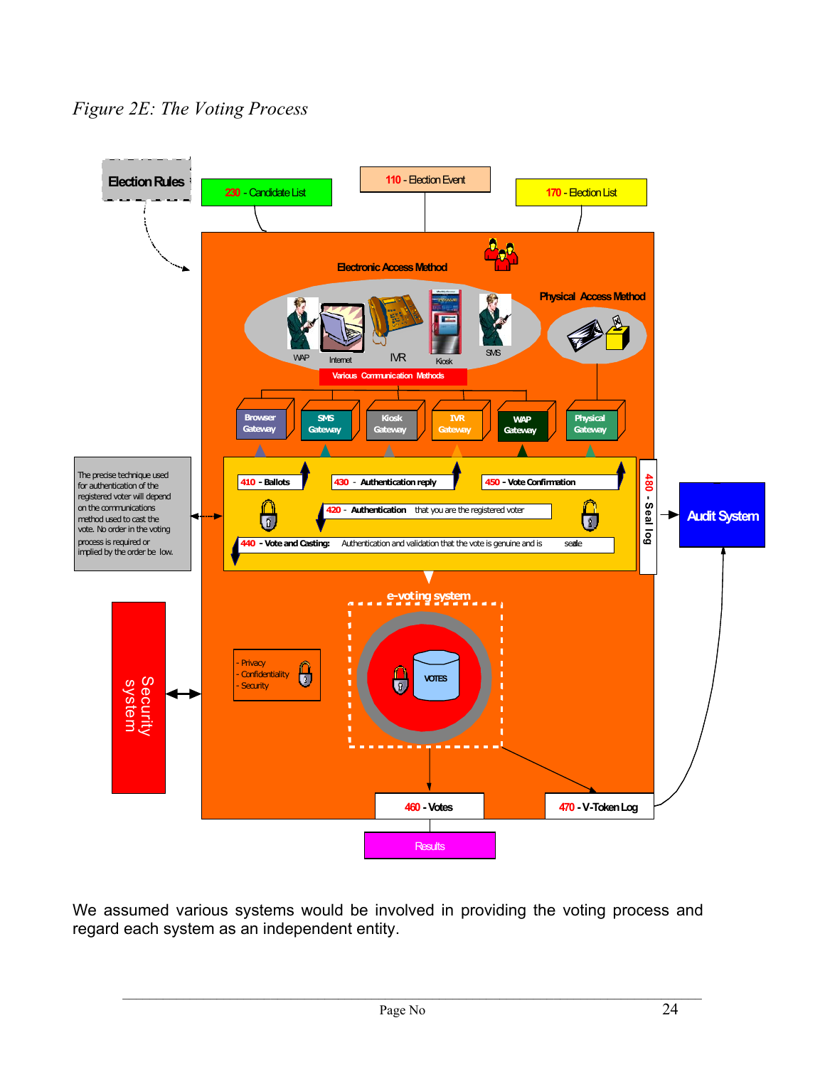*Figure 2E: The Voting Process*

We assumed various systems would be involved in providing the voting process and regard each system as an independent entity.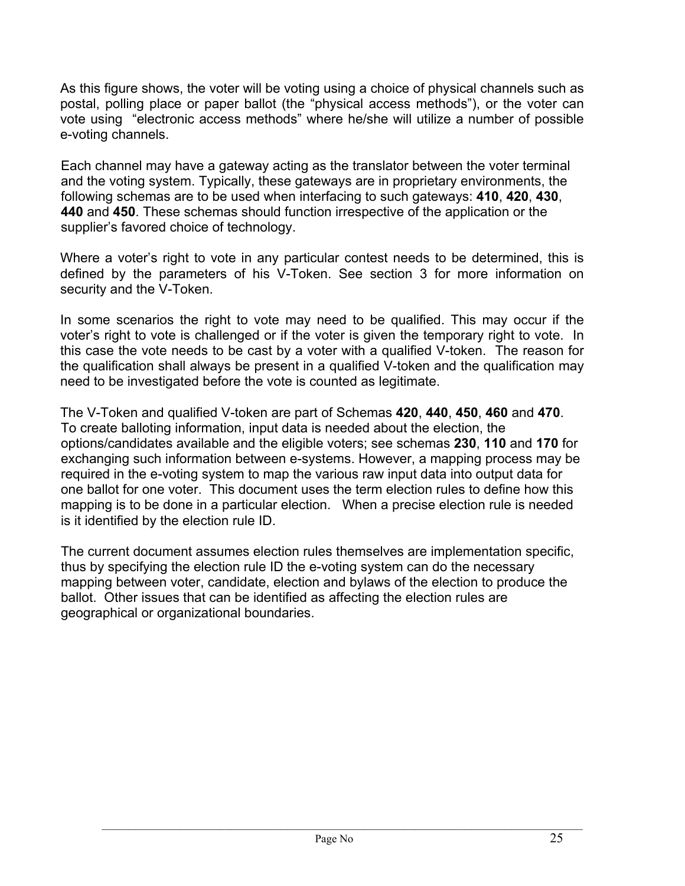As this figure shows, the voter will be voting using a choice of physical channels such as postal, polling place or paper ballot (the "physical access methods"), or the voter can vote using "electronic access methods" where he/she will utilize a number of possible e-voting channels.

Each channel may have a gateway acting as the translator between the voter terminal and the voting system. Typically, these gateways are in proprietary environments, the following schemas are to be used when interfacing to such gateways: **410**, **420**, **430**, **440** and **450**. These schemas should function irrespective of the application or the supplier's favored choice of technology.

Where a voter's right to vote in any particular contest needs to be determined, this is defined by the parameters of his V-Token. See section 3 for more information on security and the V-Token.

In some scenarios the right to vote may need to be qualified. This may occur if the voter's right to vote is challenged or if the voter is given the temporary right to vote. In this case the vote needs to be cast by a voter with a qualified V-token. The reason for the qualification shall always be present in a qualified V-token and the qualification may need to be investigated before the vote is counted as legitimate.

The V-Token and qualified V-token are part of Schemas **420**, **440**, **450**, **460** and **470**. To create balloting information, input data is needed about the election, the options/candidates available and the eligible voters; see schemas **230**, **110** and **170** for exchanging such information between e-systems. However, a mapping process may be required in the e-voting system to map the various raw input data into output data for one ballot for one voter. This document uses the term election rules to define how this mapping is to be done in a particular election. When a precise election rule is needed is it identified by the election rule ID.

The current document assumes election rules themselves are implementation specific, thus by specifying the election rule ID the e-voting system can do the necessary mapping between voter, candidate, election and bylaws of the election to produce the ballot. Other issues that can be identified as affecting the election rules are geographical or organizational boundaries.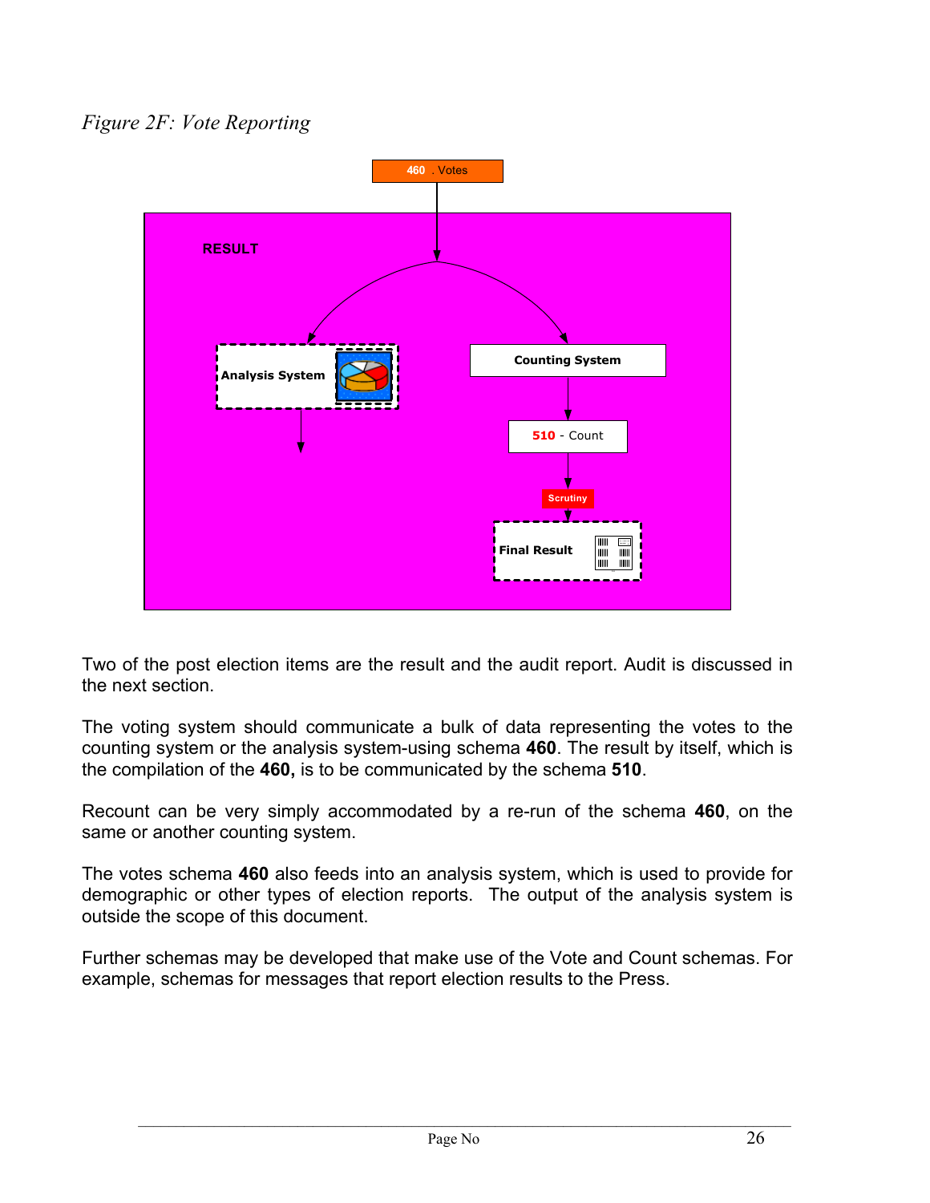*Figure 2F: Vote Reporting*

Two of the post election items are the result and the audit report. Audit is discussed in the next section.

The voting system should communicate a bulk of data representing the votes to the counting system or the analysis system-using schema **460**. The result by itself, which is the compilation of the **460,** is to be communicated by the schema **510**.

Recount can be very simply accommodated by a re-run of the schema **460**, on the same or another counting system.

The votes schema **460** also feeds into an analysis system, which is used to provide for demographic or other types of election reports. The output of the analysis system is outside the scope of this document.

Further schemas may be developed that make use of the Vote and Count schemas. For example, schemas for messages that report election results to the Press.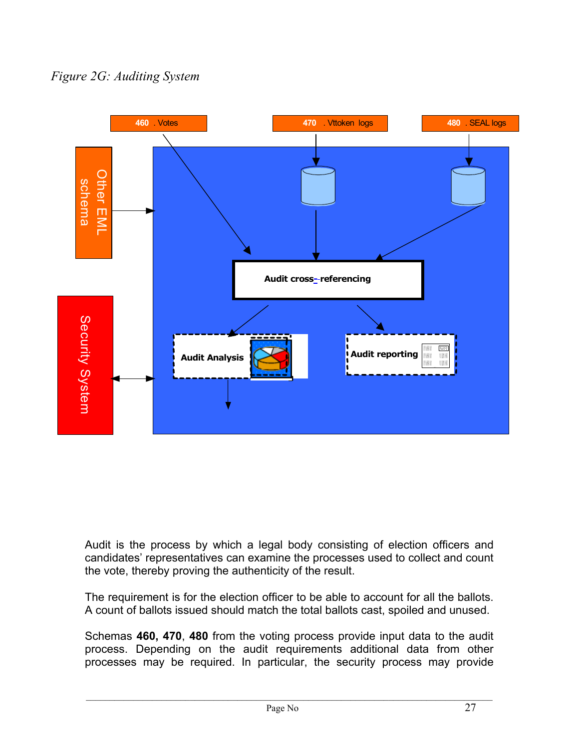*Figure 2G: Auditing System*

460 . Votes

470 . Vttoken logs

480 . SEAL logs

Other EML schema

Security System

Audit cross-referencing

Audit Analysis

Audit reporting

Audit is the process by which a legal body consisting of election officers and candidates' representatives can examine the processes used to collect and count the vote, thereby proving the authenticity of the result.

The requirement is for the election officer to be able to account for all the ballots. A count of ballots issued should match the total ballots cast, spoiled and unused.

Schemas **460, 470**, **480** from the voting process provide input data to the audit process. Depending on the audit requirements additional data from other processes may be required. In particular, the security process may provide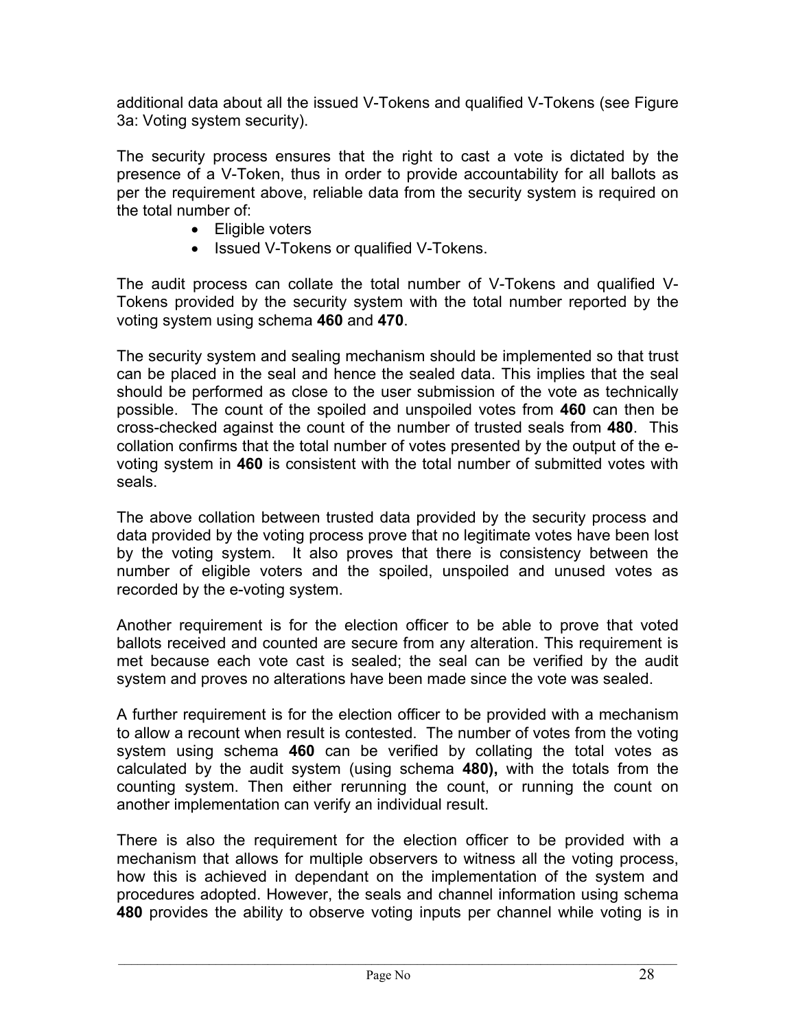additional data about all the issued V-Tokens and qualified V-Tokens (see Figure 3a: Voting system security).

The security process ensures that the right to cast a vote is dictated by the presence of a V-Token, thus in order to provide accountability for all ballots as per the requirement above, reliable data from the security system is required on the total number of:

- Eligible voters
- Issued V-Tokens or qualified V-Tokens.

The audit process can collate the total number of V-Tokens and qualified V-Tokens provided by the security system with the total number reported by the voting system using schema **460** and **470**.

The security system and sealing mechanism should be implemented so that trust can be placed in the seal and hence the sealed data. This implies that the seal should be performed as close to the user submission of the vote as technically possible. The count of the spoiled and unspoiled votes from **460** can then be cross-checked against the count of the number of trusted seals from **480**. This collation confirms that the total number of votes presented by the output of the e-voting system in **460** is consistent with the total number of submitted votes with seals.

The above collation between trusted data provided by the security process and data provided by the voting process prove that no legitimate votes have been lost by the voting system. It also proves that there is consistency between the number of eligible voters and the spoiled, unspoiled and unused votes as recorded by the e-voting system.

Another requirement is for the election officer to be able to prove that voted ballots received and counted are secure from any alteration. This requirement is met because each vote cast is sealed; the seal can be verified by the audit system and proves no alterations have been made since the vote was sealed.

A further requirement is for the election officer to be provided with a mechanism to allow a recount when result is contested. The number of votes from the voting system using schema **460** can be verified by collating the total votes as calculated by the audit system (using schema **480),** with the totals from the counting system. Then either rerunning the count, or running the count on another implementation can verify an individual result.

There is also the requirement for the election officer to be provided with a mechanism that allows for multiple observers to witness all the voting process, how this is achieved in dependant on the implementation of the system and procedures adopted. However, the seals and channel information using schema **480** provides the ability to observe voting inputs per channel while voting is in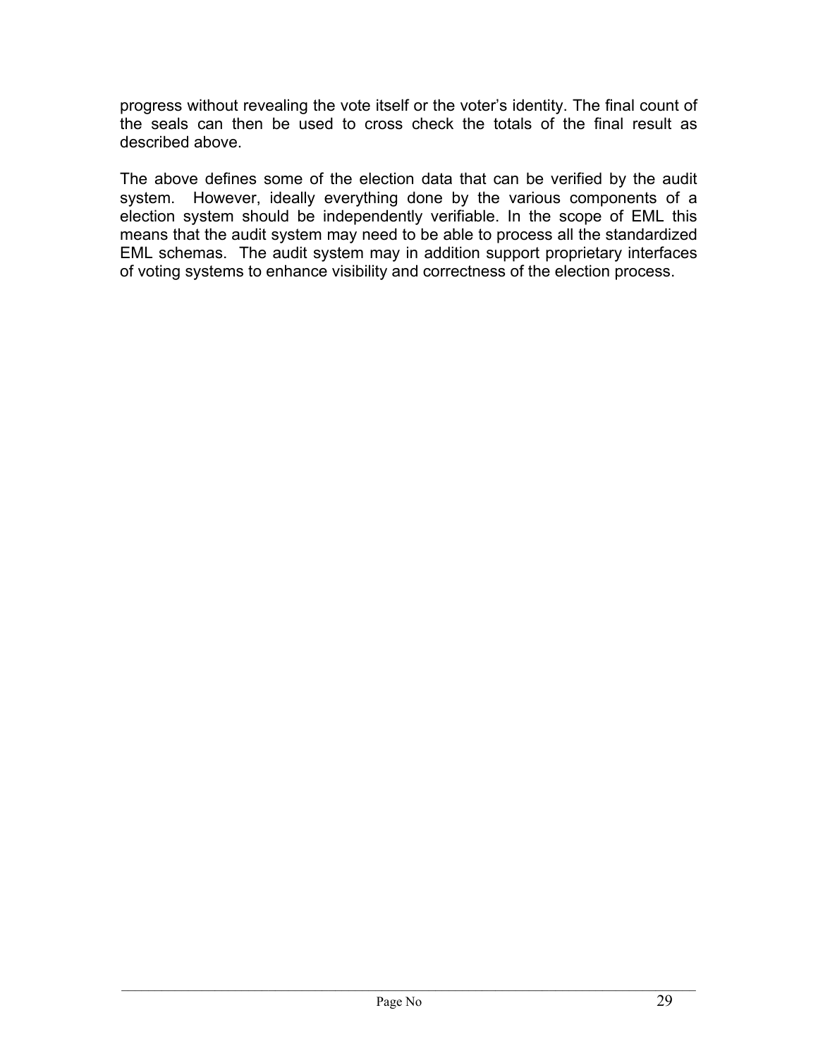progress without revealing the vote itself or the voter's identity. The final count of the seals can then be used to cross check the totals of the final result as described above.

The above defines some of the election data that can be verified by the audit system. However, ideally everything done by the various components of a election system should be independently verifiable. In the scope of EML this means that the audit system may need to be able to process all the standardized EML schemas. The audit system may in addition support proprietary interfaces of voting systems to enhance visibility and correctness of the election process.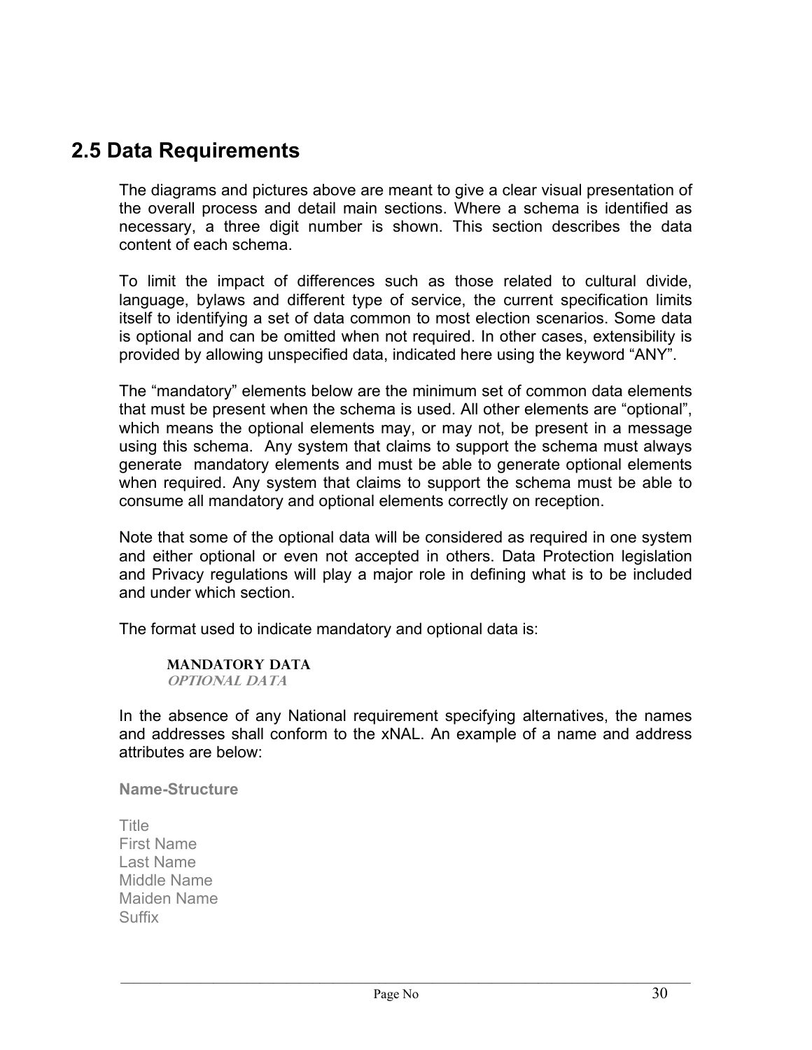## 2.5 Data Requirements

The diagrams and pictures above are meant to give a clear visual presentation of the overall process and detail main sections. Where a schema is identified as necessary, a three digit number is shown. This section describes the data content of each schema.

To limit the impact of differences such as those related to cultural divide, language, bylaws and different type of service, the current specification limits itself to identifying a set of data common to most election scenarios. Some data is optional and can be omitted when not required. In other cases, extensibility is provided by allowing unspecified data, indicated here using the keyword "ANY".

The "mandatory" elements below are the minimum set of common data elements that must be present when the schema is used. All other elements are "optional", which means the optional elements may, or may not, be present in a message using this schema. Any system that claims to support the schema must always generate mandatory elements and must be able to generate optional elements when required. Any system that claims to support the schema must be able to consume all mandatory and optional elements correctly on reception.

Note that some of the optional data will be considered as required in one system and either optional or even not accepted in others. Data Protection legislation and Privacy regulations will play a major role in defining what is to be included and under which section.

The format used to indicate mandatory and optional data is:

> **MANDATORY DATA**
> *OPTIONAL DATA*

In the absence of any National requirement specifying alternatives, the names and addresses shall conform to the xNAL. An example of a name and address attributes are below:

**Name-Structure**

Title
First Name
Last Name
Middle Name
Maiden Name
Suffix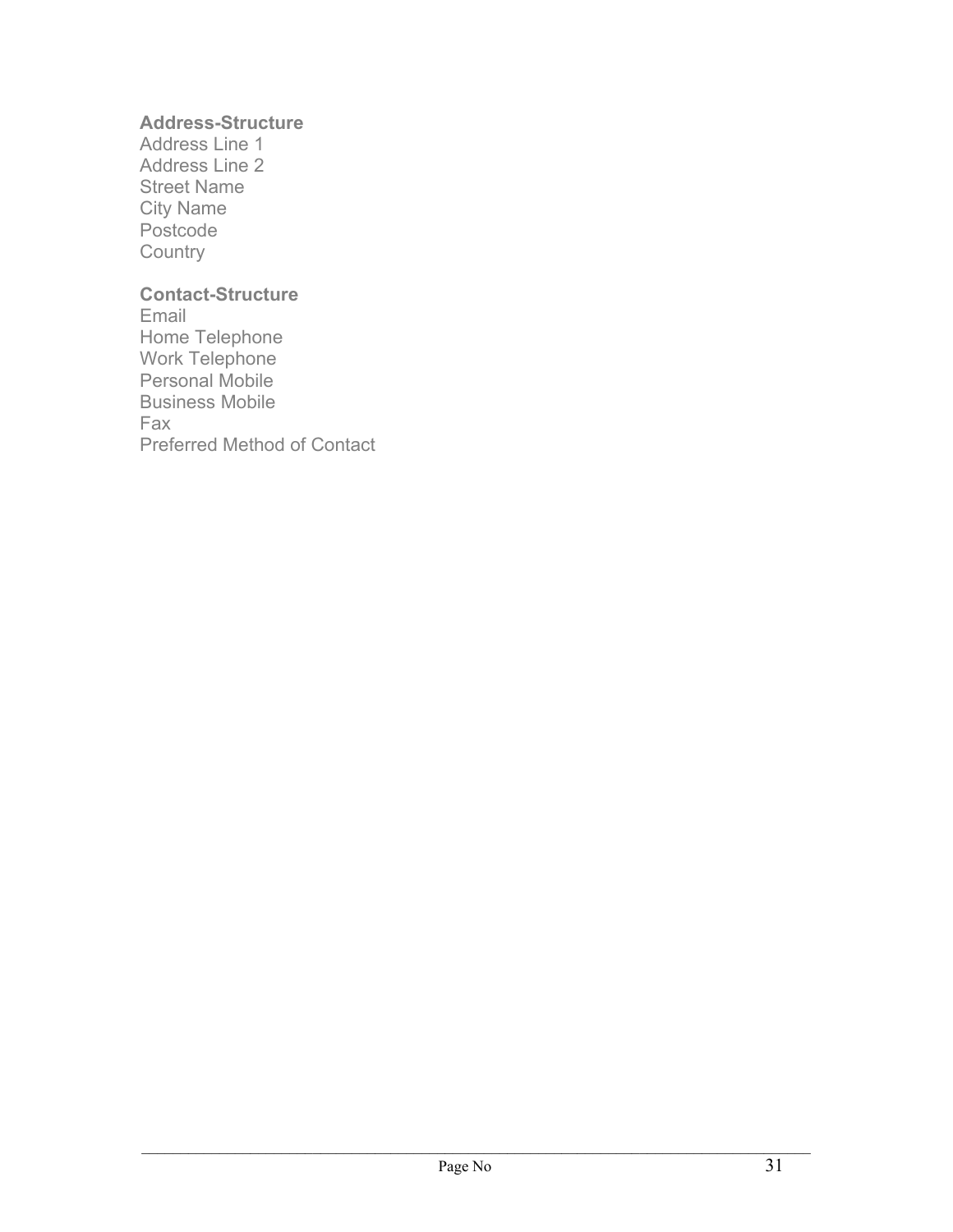**Address-Structure**
Address Line 1
Address Line 2
Street Name
City Name
Postcode
Country

**Contact-Structure**
Email
Home Telephone
Work Telephone
Personal Mobile
Business Mobile
Fax
Preferred Method of Contact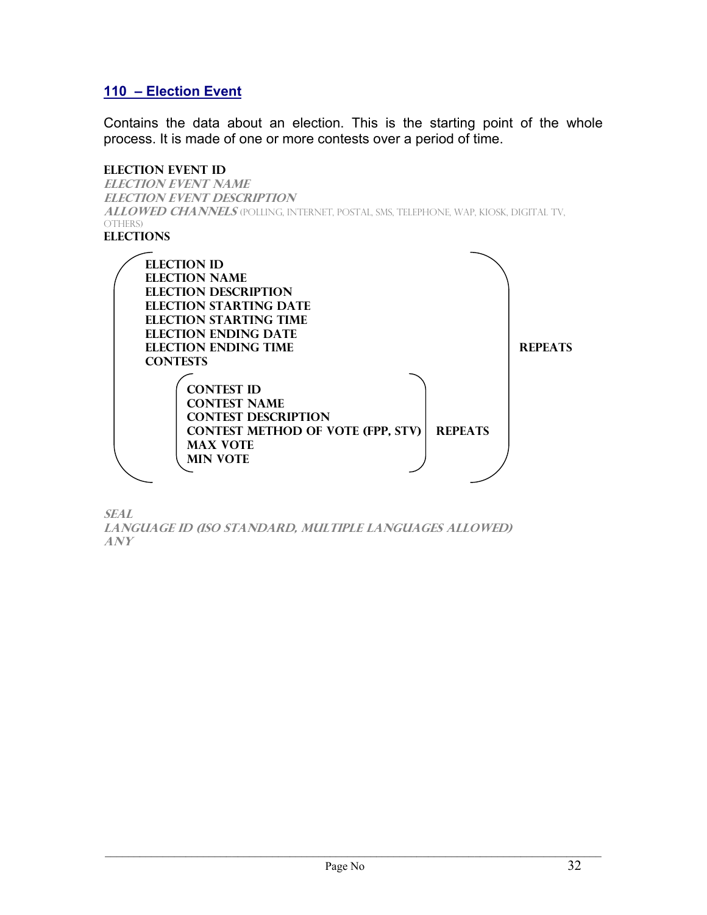## 110 – Election Event

Contains the data about an election. This is the starting point of the whole process. It is made of one or more contests over a period of time.

**ELECTION EVENT ID**
***ELECTION EVENT NAME***
***ELECTION EVENT DESCRIPTION***
***ALLOWED CHANNELS*** (POLLING, INTERNET, POSTAL, SMS, TELEPHONE, WAP, KIOSK, DIGITAL TV, OTHERS)
**ELECTIONS**

- **ELECTION ID**
- **ELECTION NAME**
- **ELECTION DESCRIPTION**
- **ELECTION STARTING DATE**
- **ELECTION STARTING TIME**
- **ELECTION ENDING DATE**
- **ELECTION ENDING TIME**
- **CONTESTS**
  - **CONTEST ID**
  - **CONTEST NAME**
  - **CONTEST DESCRIPTION**
  - **CONTEST METHOD OF VOTE (FPP, STV)**
  - **MAX VOTE**
  - **MIN VOTE**

  (CONTESTS: **REPEATS**)

(ELECTIONS: **REPEATS**)

***SEAL***
***LANGUAGE ID (ISO STANDARD, MULTIPLE LANGUAGES ALLOWED)***
***ANY***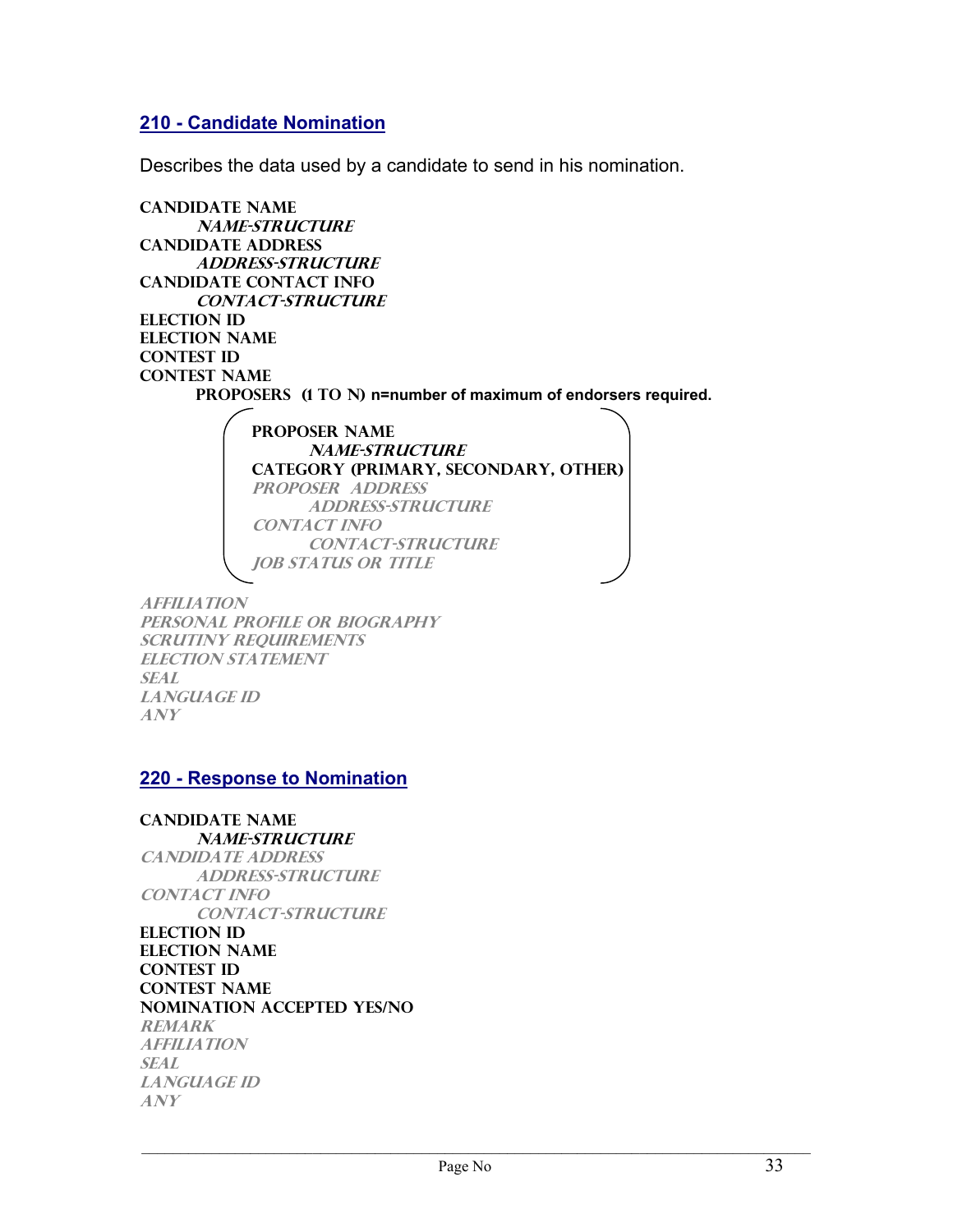## 210 - Candidate Nomination

Describes the data used by a candidate to send in his nomination.

**CANDIDATE NAME**
    ***NAME-STRUCTURE***
**CANDIDATE ADDRESS**
    ***ADDRESS-STRUCTURE***
**CANDIDATE CONTACT INFO**
    ***CONTACT-STRUCTURE***
**ELECTION ID**
**ELECTION NAME**
**CONTEST ID**
**CONTEST NAME**
    **PROPOSERS (1 TO N) n=number of maximum of endorsers required.**

        **PROPOSER NAME**
            ***NAME-STRUCTURE***
        **CATEGORY (PRIMARY, SECONDARY, OTHER)**
        *PROPOSER ADDRESS*
            *ADDRESS-STRUCTURE*
        *CONTACT INFO*
            *CONTACT-STRUCTURE*
        *JOB STATUS OR TITLE*

*AFFILIATION*
*PERSONAL PROFILE OR BIOGRAPHY*
*SCRUTINY REQUIREMENTS*
*ELECTION STATEMENT*
*SEAL*
*LANGUAGE ID*
*ANY*

## 220 - Response to Nomination

**CANDIDATE NAME**
    ***NAME-STRUCTURE***
*CANDIDATE ADDRESS*
    *ADDRESS-STRUCTURE*
*CONTACT INFO*
    *CONTACT-STRUCTURE*
**ELECTION ID**
**ELECTION NAME**
**CONTEST ID**
**CONTEST NAME**
**NOMINATION ACCEPTED YES/NO**
*REMARK*
*AFFILIATION*
*SEAL*
*LANGUAGE ID*
*ANY*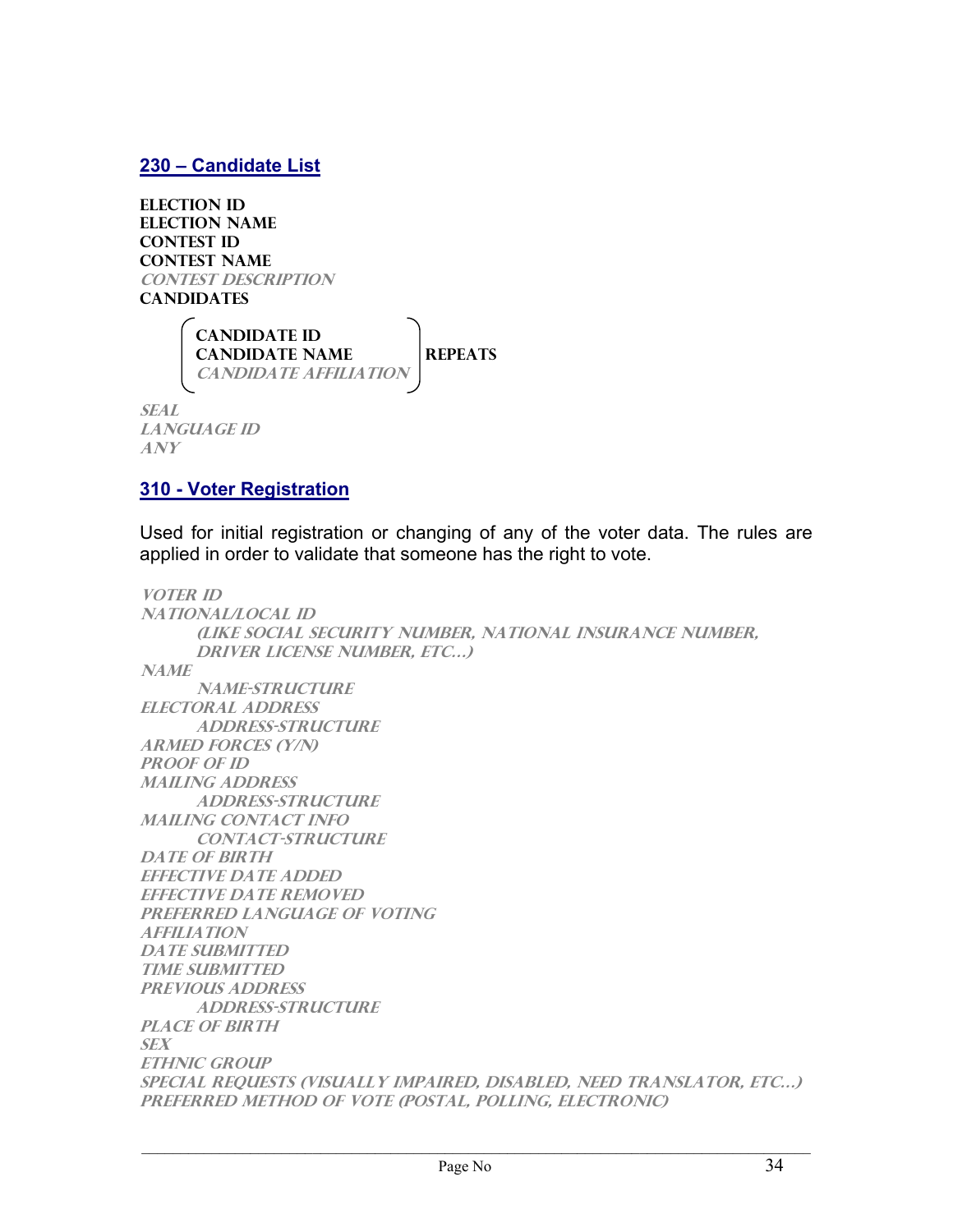## 230 – Candidate List

**ELECTION ID**
**ELECTION NAME**
**CONTEST ID**
**CONTEST NAME**
*CONTEST DESCRIPTION*
**CANDIDATES**

> **CANDIDATE ID**
> **CANDIDATE NAME**
> *CANDIDATE AFFILIATION*
>
> **REPEATS**

*SEAL*
*LANGUAGE ID*
*ANY*

## 310 - Voter Registration

Used for initial registration or changing of any of the voter data. The rules are applied in order to validate that someone has the right to vote.

*VOTER ID*
*NATIONAL/LOCAL ID*
    *(LIKE SOCIAL SECURITY NUMBER, NATIONAL INSURANCE NUMBER, DRIVER LICENSE NUMBER, ETC…)*
*NAME*
    *NAME-STRUCTURE*
*ELECTORAL ADDRESS*
    *ADDRESS-STRUCTURE*
*ARMED FORCES (Y/N)*
*PROOF OF ID*
*MAILING ADDRESS*
    *ADDRESS-STRUCTURE*
*MAILING CONTACT INFO*
    *CONTACT-STRUCTURE*
*DATE OF BIRTH*
*EFFECTIVE DATE ADDED*
*EFFECTIVE DATE REMOVED*
*PREFERRED LANGUAGE OF VOTING*
*AFFILIATION*
*DATE SUBMITTED*
*TIME SUBMITTED*
*PREVIOUS ADDRESS*
    *ADDRESS-STRUCTURE*
*PLACE OF BIRTH*
*SEX*
*ETHNIC GROUP*
*SPECIAL REQUESTS (VISUALLY IMPAIRED, DISABLED, NEED TRANSLATOR, ETC…)*
*PREFERRED METHOD OF VOTE (POSTAL, POLLING, ELECTRONIC)*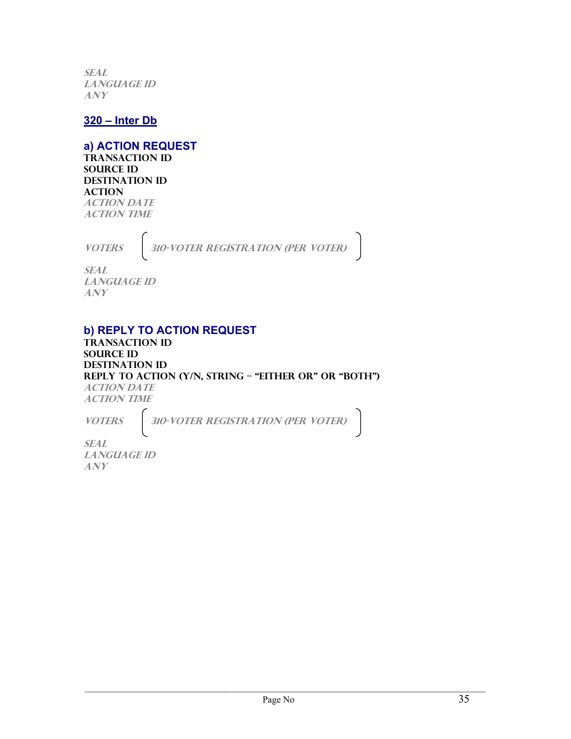*SEAL*
*LANGUAGE ID*
*ANY*

## 320 – Inter Db

### a) ACTION REQUEST

**TRANSACTION ID**
**SOURCE ID**
**DESTINATION ID**
**ACTION**
*ACTION DATE*
*ACTION TIME*

*VOTERS* ( *310-VOTER REGISTRATION (PER VOTER)* )

*SEAL*
*LANGUAGE ID*
*ANY*

### b) REPLY TO ACTION REQUEST

**TRANSACTION ID**
**SOURCE ID**
**DESTINATION ID**
**REPLY TO ACTION (Y/N, STRING – "EITHER OR" OR "BOTH")**
*ACTION DATE*
*ACTION TIME*

*VOTERS* ( *310-VOTER REGISTRATION (PER VOTER)* )

*SEAL*
*LANGUAGE ID*
*ANY*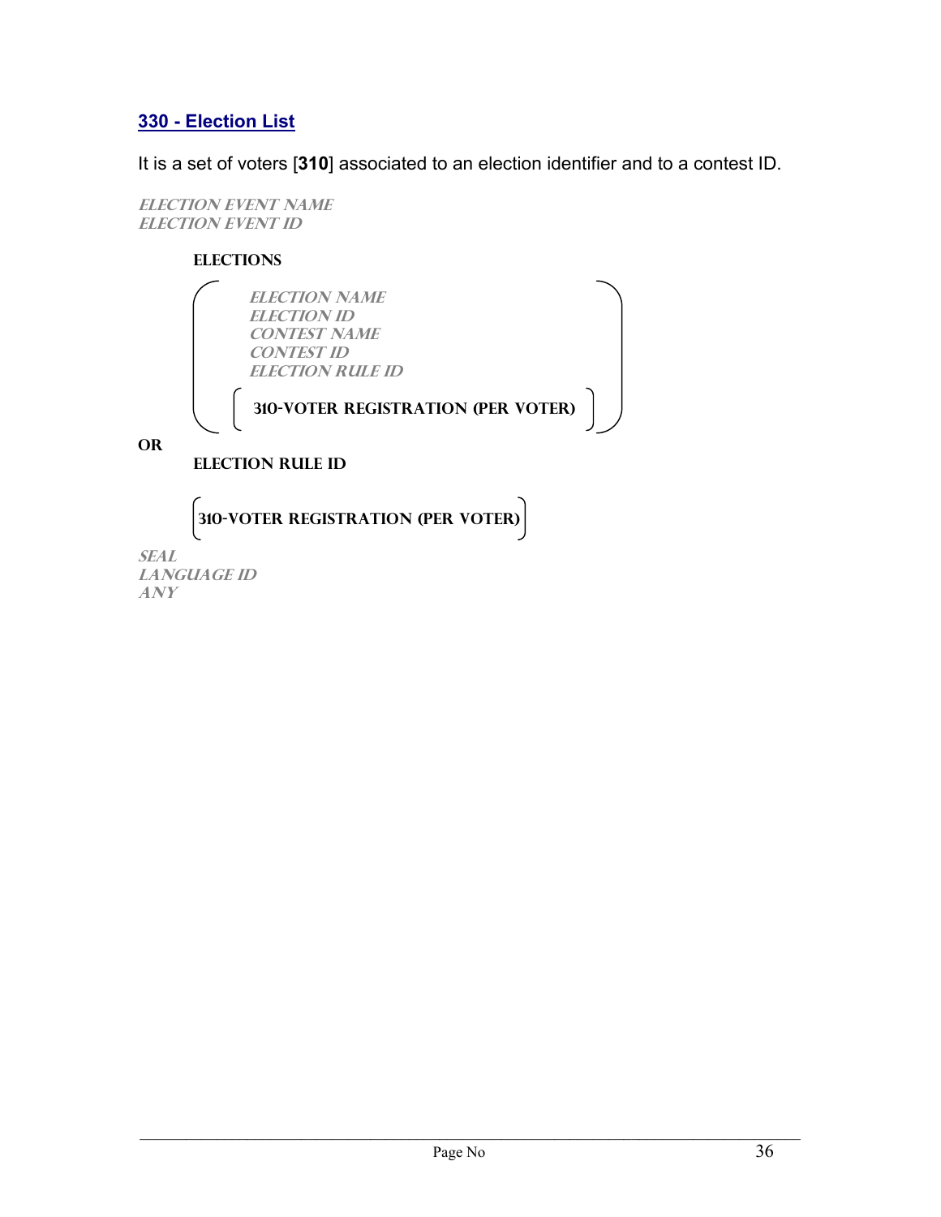## 330 - Election List

It is a set of voters [**310**] associated to an election identifier and to a contest ID.

*ELECTION EVENT NAME*
*ELECTION EVENT ID*

**ELECTIONS**

(
*ELECTION NAME*
*ELECTION ID*
*CONTEST NAME*
*CONTEST ID*
*ELECTION RULE ID*

[ **310-VOTER REGISTRATION (PER VOTER)** ]
)

**OR**

**ELECTION RULE ID**

[ **310-VOTER REGISTRATION (PER VOTER)** ]

*SEAL*
*LANGUAGE ID*
*ANY*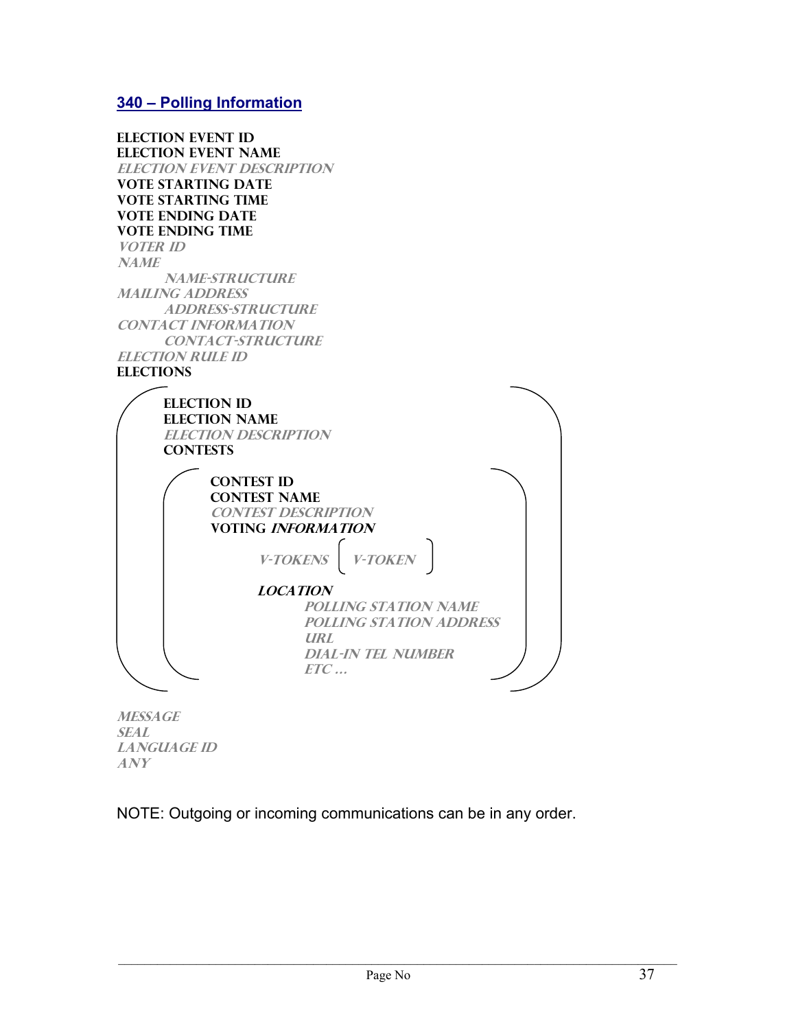## 340 – Polling Information

**ELECTION EVENT ID**
**ELECTION EVENT NAME**
*ELECTION EVENT DESCRIPTION*
**VOTE STARTING DATE**
**VOTE STARTING TIME**
**VOTE ENDING DATE**
**VOTE ENDING TIME**
*VOTER ID*
*NAME*
    *NAME-STRUCTURE*
*MAILING ADDRESS*
    *ADDRESS-STRUCTURE*
*CONTACT INFORMATION*
    *CONTACT-STRUCTURE*
*ELECTION RULE ID*
**ELECTIONS**

(
    **ELECTION ID**
    **ELECTION NAME**
    *ELECTION DESCRIPTION*
    **CONTESTS**

    (
        **CONTEST ID**
        **CONTEST NAME**
        *CONTEST DESCRIPTION*
        **VOTING *INFORMATION***

            *V-TOKENS* [ *V-TOKEN* ]

            ***LOCATION***
                *POLLING STATION NAME*
                *POLLING STATION ADDRESS*
                *URL*
                *DIAL-IN TEL NUMBER*
                *ETC …*
    )
)

*MESSAGE*
*SEAL*
*LANGUAGE ID*
*ANY*

NOTE: Outgoing or incoming communications can be in any order.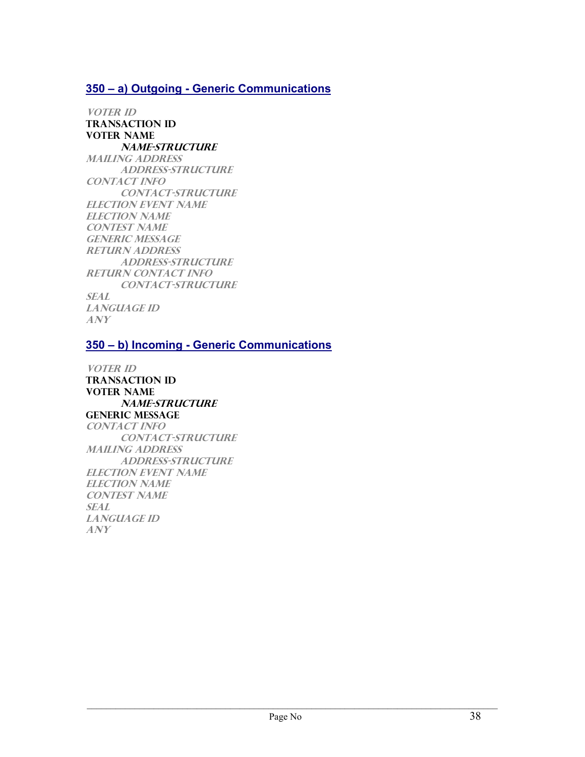## 350 – a) Outgoing - Generic Communications

*VOTER ID*
**TRANSACTION ID**
**VOTER NAME**
&nbsp;&nbsp;&nbsp;&nbsp;&nbsp;&nbsp;&nbsp;&nbsp;***NAME-STRUCTURE***
*MAILING ADDRESS*
&nbsp;&nbsp;&nbsp;&nbsp;&nbsp;&nbsp;&nbsp;&nbsp;*ADDRESS-STRUCTURE*
*CONTACT INFO*
&nbsp;&nbsp;&nbsp;&nbsp;&nbsp;&nbsp;&nbsp;&nbsp;*CONTACT-STRUCTURE*
*ELECTION EVENT NAME*
*ELECTION NAME*
*CONTEST NAME*
*GENERIC MESSAGE*
*RETURN ADDRESS*
&nbsp;&nbsp;&nbsp;&nbsp;&nbsp;&nbsp;&nbsp;&nbsp;*ADDRESS-STRUCTURE*
*RETURN CONTACT INFO*
&nbsp;&nbsp;&nbsp;&nbsp;&nbsp;&nbsp;&nbsp;&nbsp;*CONTACT-STRUCTURE*
*SEAL*
*LANGUAGE ID*
*ANY*

## 350 – b) Incoming - Generic Communications

*VOTER ID*
**TRANSACTION ID**
**VOTER NAME**
&nbsp;&nbsp;&nbsp;&nbsp;&nbsp;&nbsp;&nbsp;&nbsp;***NAME-STRUCTURE***
**GENERIC MESSAGE**
*CONTACT INFO*
&nbsp;&nbsp;&nbsp;&nbsp;&nbsp;&nbsp;&nbsp;&nbsp;*CONTACT-STRUCTURE*
*MAILING ADDRESS*
&nbsp;&nbsp;&nbsp;&nbsp;&nbsp;&nbsp;&nbsp;&nbsp;*ADDRESS-STRUCTURE*
*ELECTION EVENT NAME*
*ELECTION NAME*
*CONTEST NAME*
*SEAL*
*LANGUAGE ID*
*ANY*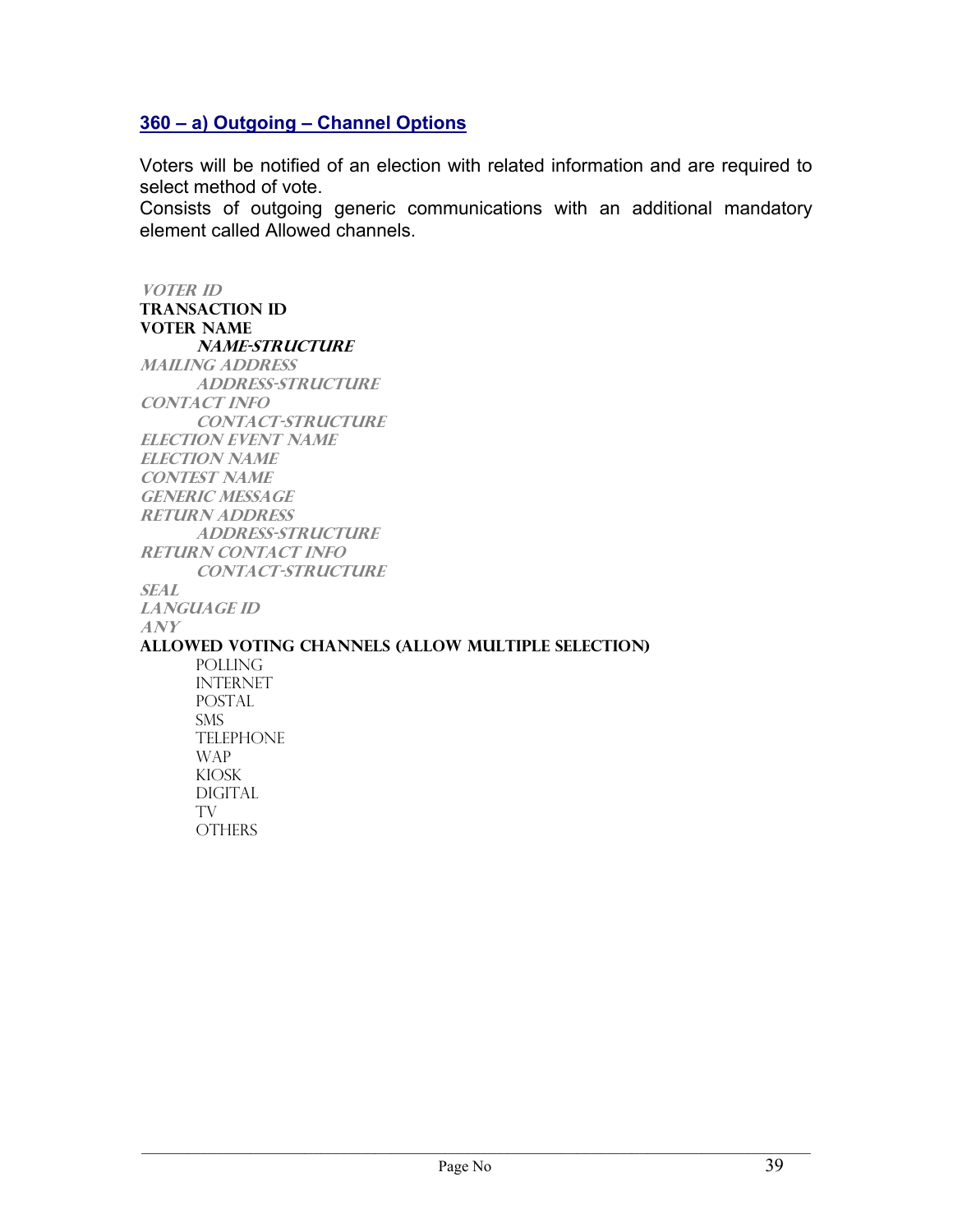## 360 – a) Outgoing – Channel Options

Voters will be notified of an election with related information and are required to select method of vote.

Consists of outgoing generic communications with an additional mandatory element called Allowed channels.

*VOTER ID*
**TRANSACTION ID**
**VOTER NAME**
- ***NAME-STRUCTURE***

*MAILING ADDRESS*
- *ADDRESS-STRUCTURE*

*CONTACT INFO*
- *CONTACT-STRUCTURE*

*ELECTION EVENT NAME*
*ELECTION NAME*
*CONTEST NAME*
*GENERIC MESSAGE*
*RETURN ADDRESS*
- *ADDRESS-STRUCTURE*

*RETURN CONTACT INFO*
- *CONTACT-STRUCTURE*

*SEAL*
*LANGUAGE ID*
*ANY*
**ALLOWED VOTING CHANNELS (ALLOW MULTIPLE SELECTION)**
- POLLING
- INTERNET
- POSTAL
- SMS
- TELEPHONE
- WAP
- KIOSK
- DIGITAL
- TV
- OTHERS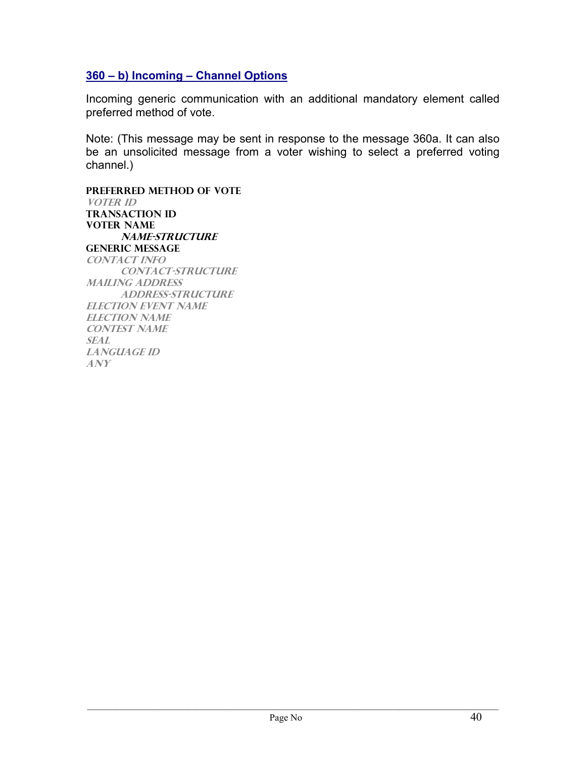## 360 – b) Incoming – Channel Options

Incoming generic communication with an additional mandatory element called preferred method of vote.

Note: (This message may be sent in response to the message 360a. It can also be an unsolicited message from a voter wishing to select a preferred voting channel.)

**PREFERRED METHOD OF VOTE**
*VOTER ID*
**TRANSACTION ID**
**VOTER NAME**
&nbsp;&nbsp;&nbsp;&nbsp;&nbsp;&nbsp;&nbsp;&nbsp;***NAME-STRUCTURE***
**GENERIC MESSAGE**
*CONTACT INFO*
&nbsp;&nbsp;&nbsp;&nbsp;&nbsp;&nbsp;&nbsp;&nbsp;*CONTACT-STRUCTURE*
*MAILING ADDRESS*
&nbsp;&nbsp;&nbsp;&nbsp;&nbsp;&nbsp;&nbsp;&nbsp;*ADDRESS-STRUCTURE*
*ELECTION EVENT NAME*
*ELECTION NAME*
*CONTEST NAME*
*SEAL*
*LANGUAGE ID*
*ANY*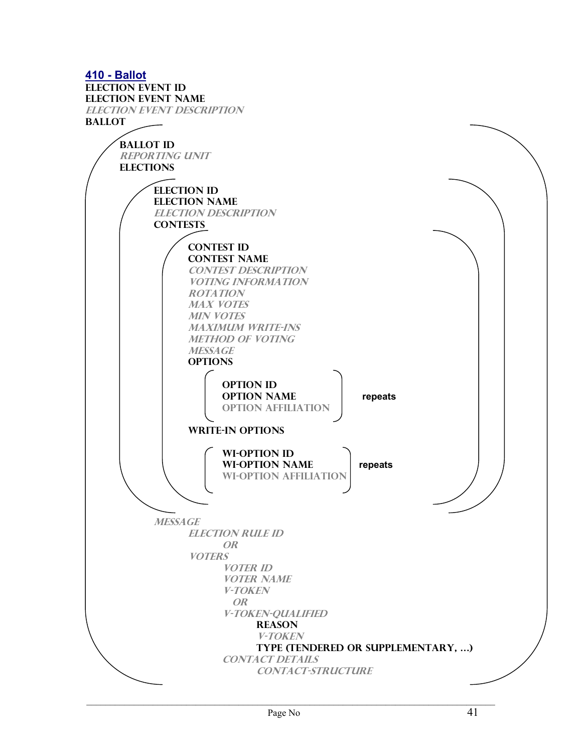## 410 - Ballot

```
ELECTION EVENT ID
ELECTION EVENT NAME
ELECTION EVENT DESCRIPTION
BALLOT
    BALLOT ID
    REPORTING UNIT
    ELECTIONS
        ELECTION ID
        ELECTION NAME
        ELECTION DESCRIPTION
        CONTESTS
            CONTEST ID
            CONTEST NAME
            CONTEST DESCRIPTION
            VOTING INFORMATION
            ROTATION
            MAX VOTES
            MIN VOTES
            MAXIMUM WRITE-INS
            METHOD OF VOTING
            MESSAGE
            OPTIONS
                OPTION ID
                OPTION NAME              repeats
                OPTION AFFILIATION
            WRITE-IN OPTIONS
                WI-OPTION ID
                WI-OPTION NAME           repeats
                WI-OPTION AFFILIATION
        MESSAGE
            ELECTION RULE ID
                OR
            VOTERS
                VOTER ID
                VOTER NAME
                V-TOKEN
                  OR
                V-TOKEN-QUALIFIED
                    REASON
                    V-TOKEN
                    TYPE (TENDERED OR SUPPLEMENTARY, …)
                CONTACT DETAILS
                    CONTACT-STRUCTURE
```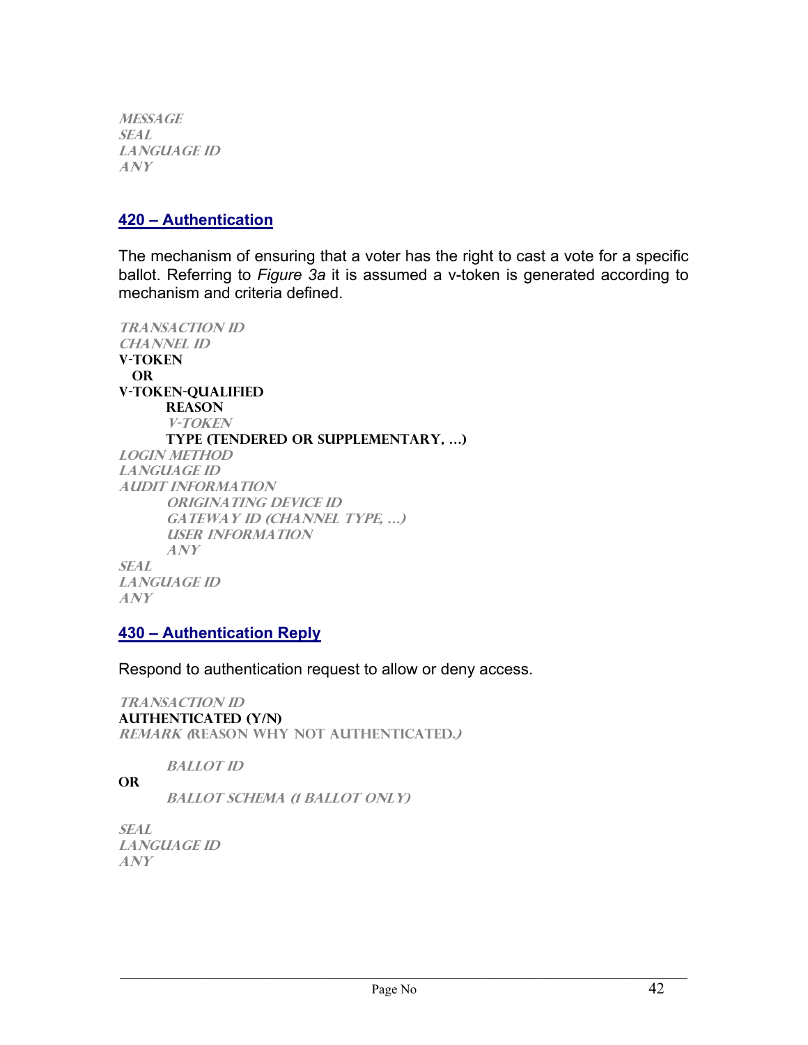*MESSAGE*
*SEAL*
*LANGUAGE ID*
*ANY*

## 420 – Authentication

The mechanism of ensuring that a voter has the right to cast a vote for a specific ballot. Referring to *Figure 3a* it is assumed a v-token is generated according to mechanism and criteria defined.

*TRANSACTION ID*
*CHANNEL ID*
**V-TOKEN**
**OR**
**V-TOKEN-QUALIFIED**
  **REASON**
  *V-TOKEN*
  **TYPE (TENDERED OR SUPPLEMENTARY, …)**
*LOGIN METHOD*
*LANGUAGE ID*
*AUDIT INFORMATION*
  *ORIGINATING DEVICE ID*
  *GATEWAY ID (CHANNEL TYPE, …)*
  *USER INFORMATION*
  *ANY*
*SEAL*
*LANGUAGE ID*
*ANY*

## 430 – Authentication Reply

Respond to authentication request to allow or deny access.

*TRANSACTION ID*
**AUTHENTICATED (Y/N)**
*REMARK (*REASON WHY NOT AUTHENTICATED.*)*

  *BALLOT ID*
**OR**
  *BALLOT SCHEMA (1 BALLOT ONLY)*

*SEAL*
*LANGUAGE ID*
*ANY*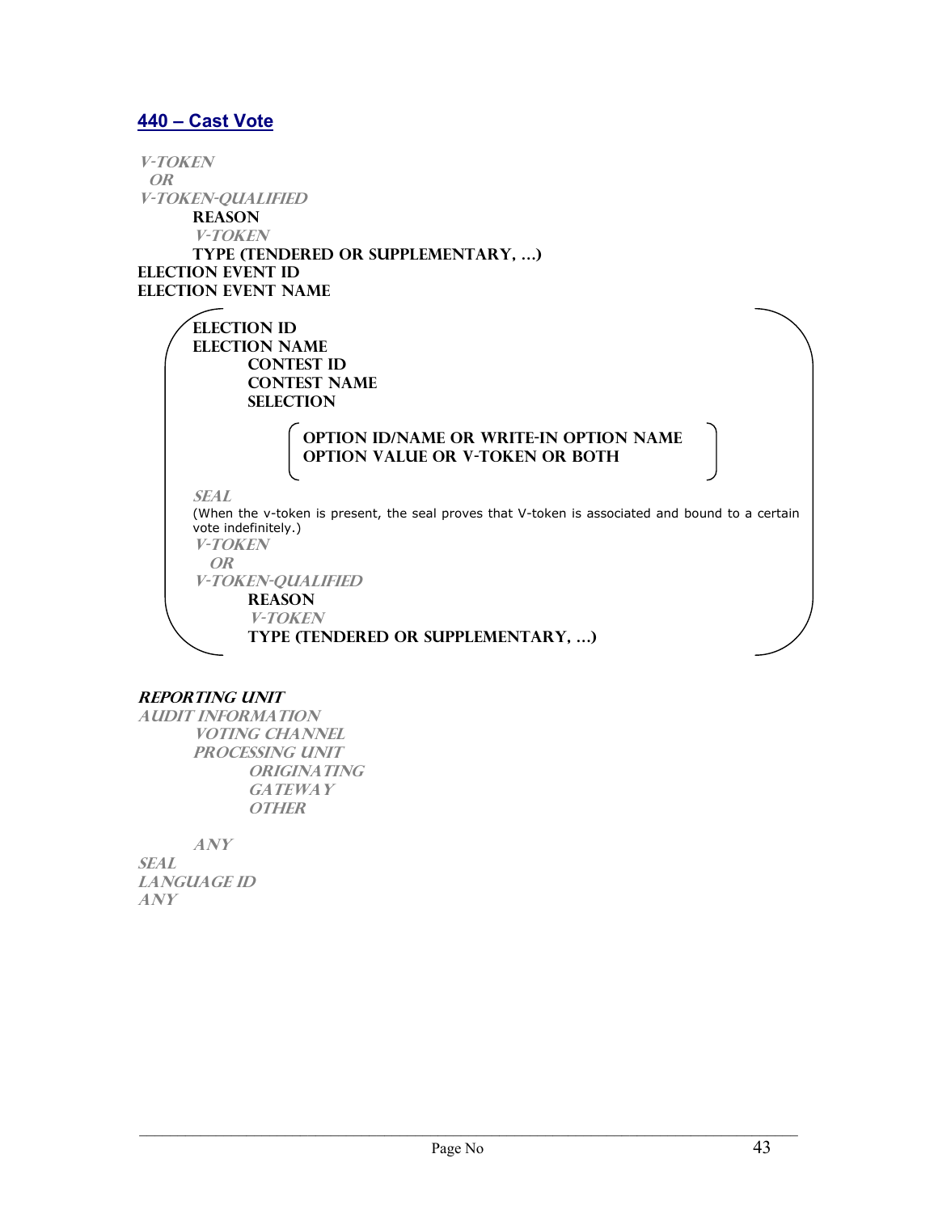## 440 – Cast Vote

*V-TOKEN*
*OR*
*V-TOKEN-QUALIFIED*
  **REASON**
  *V-TOKEN*
  **TYPE (TENDERED OR SUPPLEMENTARY, …)**
**ELECTION EVENT ID**
**ELECTION EVENT NAME**

  **ELECTION ID**
  **ELECTION NAME**
    **CONTEST ID**
    **CONTEST NAME**
    **SELECTION**

      **OPTION ID/NAME OR WRITE-IN OPTION NAME**
      **OPTION VALUE OR V-TOKEN OR BOTH**

  *SEAL*
  (When the v-token is present, the seal proves that V-token is associated and bound to a certain vote indefinitely.)
  *V-TOKEN*
  *OR*
  *V-TOKEN-QUALIFIED*
    **REASON**
    *V-TOKEN*
    **TYPE (TENDERED OR SUPPLEMENTARY, …)**

***REPORTING UNIT***
*AUDIT INFORMATION*
  *VOTING CHANNEL*
  *PROCESSING UNIT*
    *ORIGINATING*
    *GATEWAY*
    *OTHER*

  *ANY*
*SEAL*
*LANGUAGE ID*
*ANY*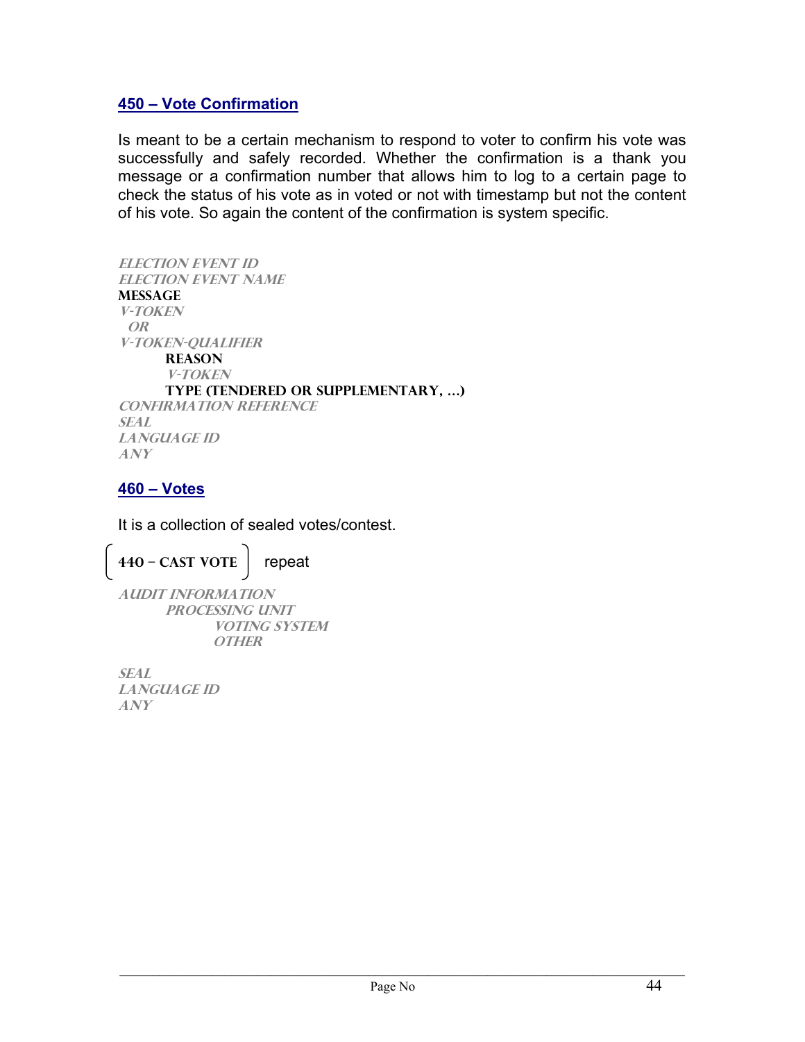## 450 – Vote Confirmation

Is meant to be a certain mechanism to respond to voter to confirm his vote was successfully and safely recorded. Whether the confirmation is a thank you message or a confirmation number that allows him to log to a certain page to check the status of his vote as in voted or not with timestamp but not the content of his vote. So again the content of the confirmation is system specific.

*ELECTION EVENT ID*
*ELECTION EVENT NAME*
**MESSAGE**
*V-TOKEN*
  *OR*
*V-TOKEN-QUALIFIER*
    **REASON**
    *V-TOKEN*
    **TYPE (TENDERED OR SUPPLEMENTARY, …)**
*CONFIRMATION REFERENCE*
*SEAL*
*LANGUAGE ID*
*ANY*

## 460 – Votes

It is a collection of sealed votes/contest.

**440 – CAST VOTE** repeat

*AUDIT INFORMATION*
    *PROCESSING UNIT*
        *VOTING SYSTEM*
        *OTHER*

*SEAL*
*LANGUAGE ID*
*ANY*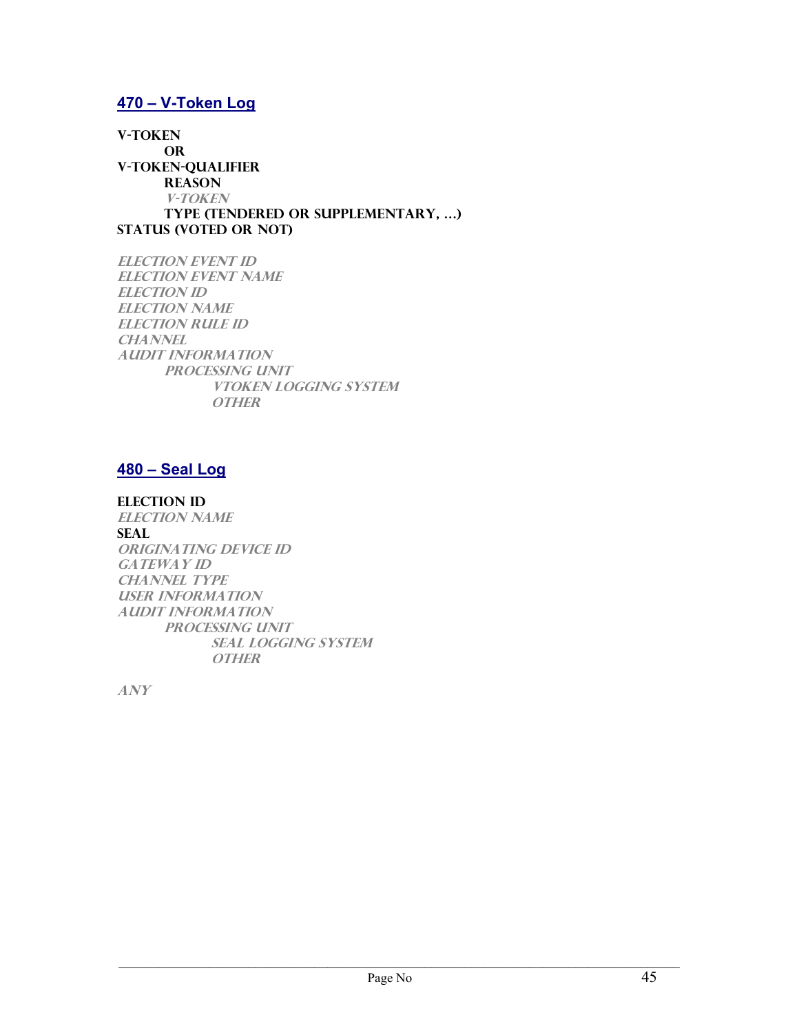## 470 – V-Token Log

**V-TOKEN**
  **OR**
**V-TOKEN-QUALIFIER**
  **REASON**
  ***V-TOKEN***
  **TYPE (TENDERED OR SUPPLEMENTARY, …)**
**STATUS (VOTED OR NOT)**

***ELECTION EVENT ID***
***ELECTION EVENT NAME***
***ELECTION ID***
***ELECTION NAME***
***ELECTION RULE ID***
***CHANNEL***
***AUDIT INFORMATION***
  ***PROCESSING UNIT***
    ***VTOKEN LOGGING SYSTEM***
    ***OTHER***

## 480 – Seal Log

**ELECTION ID**
***ELECTION NAME***
**SEAL**
***ORIGINATING DEVICE ID***
***GATEWAY ID***
***CHANNEL TYPE***
***USER INFORMATION***
***AUDIT INFORMATION***
  ***PROCESSING UNIT***
    ***SEAL LOGGING SYSTEM***
    ***OTHER***

***ANY***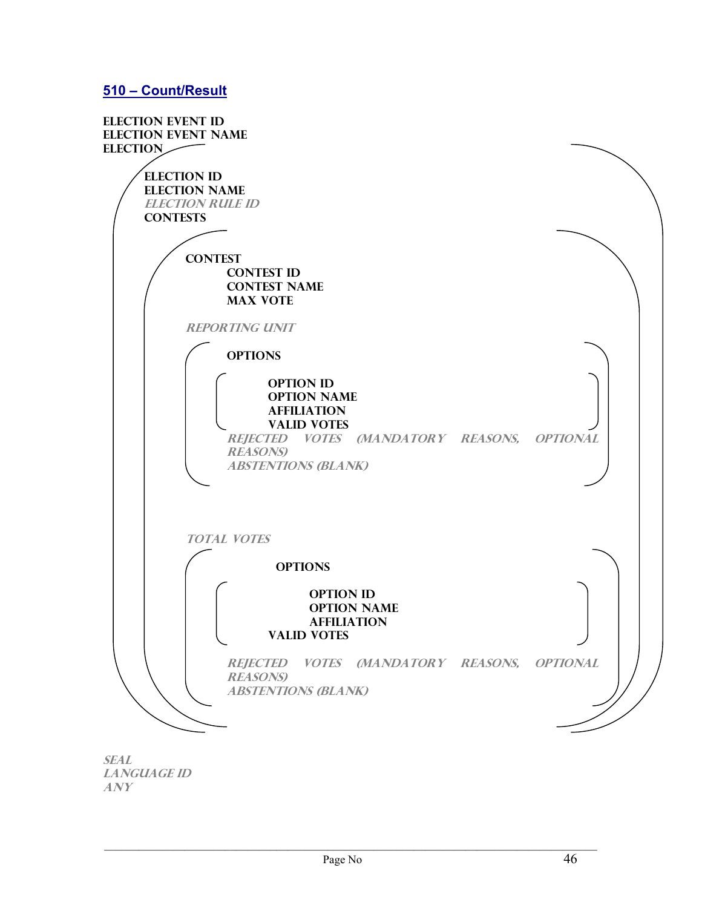## 510 – Count/Result

**ELECTION EVENT ID**
**ELECTION EVENT NAME**
**ELECTION**

- **ELECTION ID**
- **ELECTION NAME**
- *ELECTION RULE ID*
- **CONTESTS**
  - **CONTEST**
    - **CONTEST ID**
    - **CONTEST NAME**
    - **MAX VOTE**
  - *REPORTING UNIT*
    - **OPTIONS**
      - **OPTION ID**
      - **OPTION NAME**
      - **AFFILIATION**
      - **VALID VOTES**
    - *REJECTED VOTES (MANDATORY REASONS, OPTIONAL REASONS)*
    - *ABSTENTIONS (BLANK)*
  - *TOTAL VOTES*
    - **OPTIONS**
      - **OPTION ID**
      - **OPTION NAME**
      - **AFFILIATION**
      - **VALID VOTES**
    - *REJECTED VOTES (MANDATORY REASONS, OPTIONAL REASONS)*
    - *ABSTENTIONS (BLANK)*

*SEAL*
*LANGUAGE ID*
*ANY*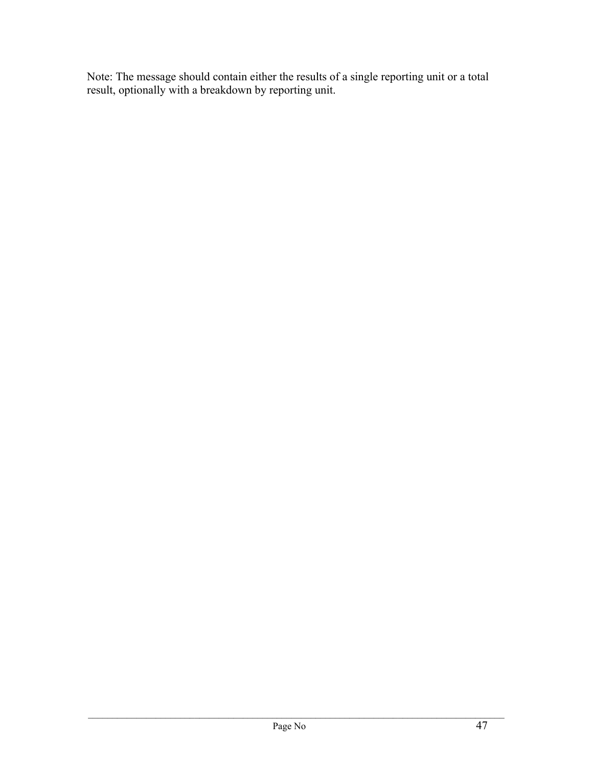Note: The message should contain either the results of a single reporting unit or a total result, optionally with a breakdown by reporting unit.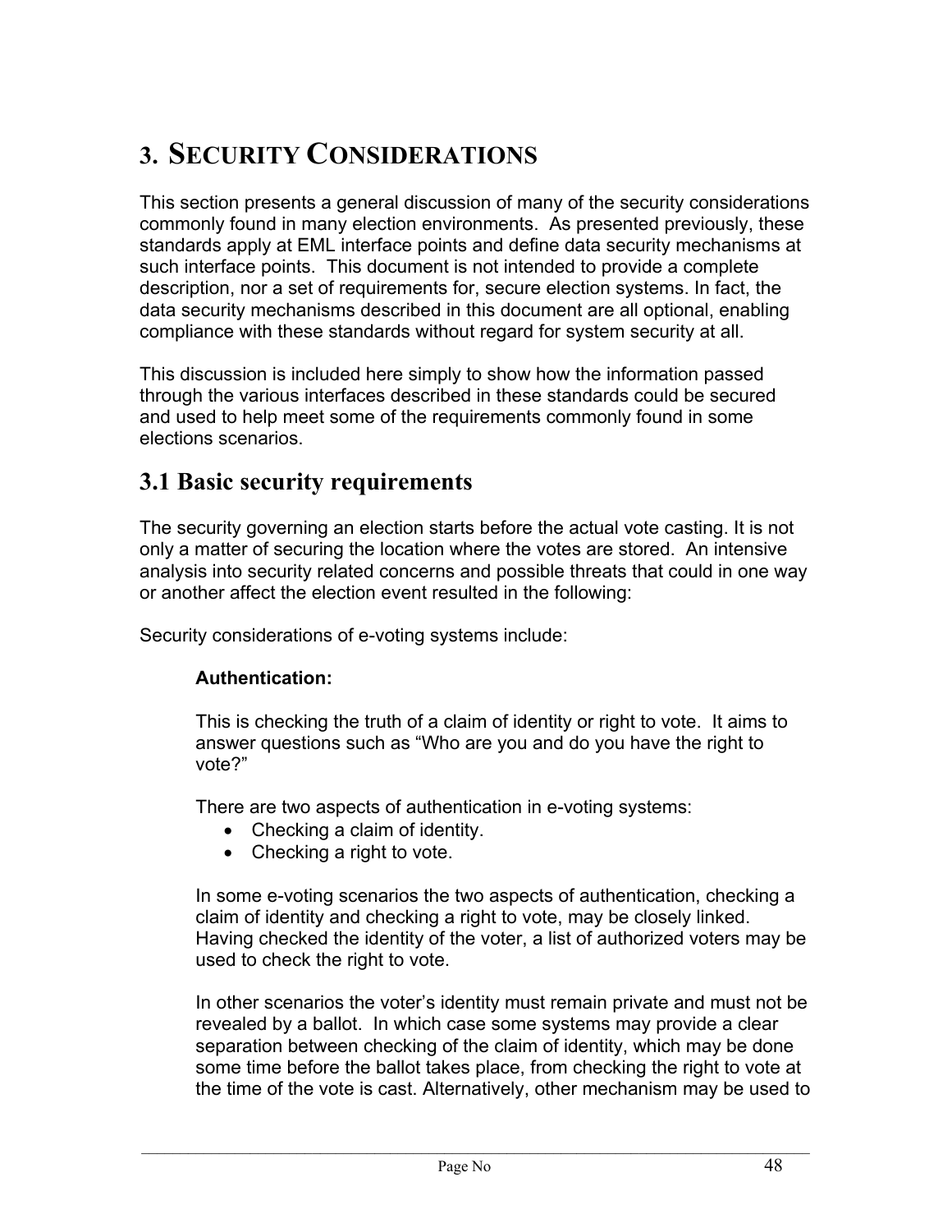# 3. SECURITY CONSIDERATIONS

This section presents a general discussion of many of the security considerations commonly found in many election environments. As presented previously, these standards apply at EML interface points and define data security mechanisms at such interface points. This document is not intended to provide a complete description, nor a set of requirements for, secure election systems. In fact, the data security mechanisms described in this document are all optional, enabling compliance with these standards without regard for system security at all.

This discussion is included here simply to show how the information passed through the various interfaces described in these standards could be secured and used to help meet some of the requirements commonly found in some elections scenarios.

## 3.1 Basic security requirements

The security governing an election starts before the actual vote casting. It is not only a matter of securing the location where the votes are stored. An intensive analysis into security related concerns and possible threats that could in one way or another affect the election event resulted in the following:

Security considerations of e-voting systems include:

**Authentication:**

This is checking the truth of a claim of identity or right to vote. It aims to answer questions such as "Who are you and do you have the right to vote?"

There are two aspects of authentication in e-voting systems:

- Checking a claim of identity.
- Checking a right to vote.

In some e-voting scenarios the two aspects of authentication, checking a claim of identity and checking a right to vote, may be closely linked. Having checked the identity of the voter, a list of authorized voters may be used to check the right to vote.

In other scenarios the voter's identity must remain private and must not be revealed by a ballot. In which case some systems may provide a clear separation between checking of the claim of identity, which may be done some time before the ballot takes place, from checking the right to vote at the time of the vote is cast. Alternatively, other mechanism may be used to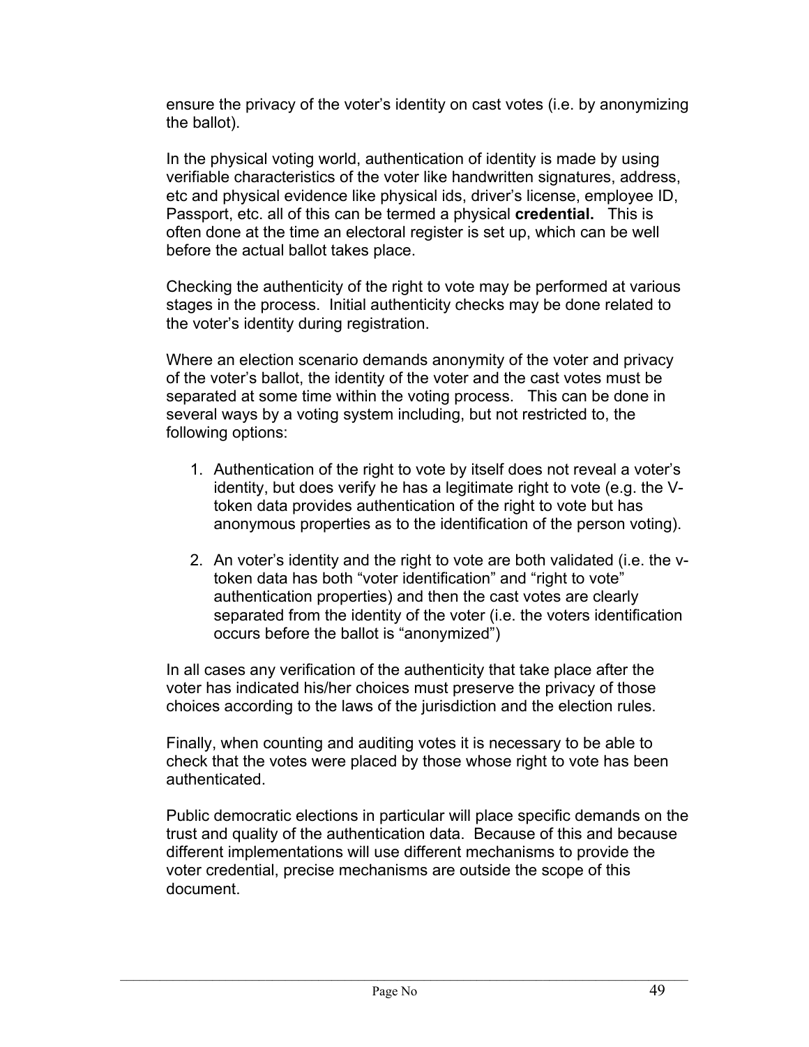ensure the privacy of the voter's identity on cast votes (i.e. by anonymizing the ballot).

In the physical voting world, authentication of identity is made by using verifiable characteristics of the voter like handwritten signatures, address, etc and physical evidence like physical ids, driver's license, employee ID, Passport, etc. all of this can be termed a physical **credential.** This is often done at the time an electoral register is set up, which can be well before the actual ballot takes place.

Checking the authenticity of the right to vote may be performed at various stages in the process. Initial authenticity checks may be done related to the voter's identity during registration.

Where an election scenario demands anonymity of the voter and privacy of the voter's ballot, the identity of the voter and the cast votes must be separated at some time within the voting process. This can be done in several ways by a voting system including, but not restricted to, the following options:

1. Authentication of the right to vote by itself does not reveal a voter's identity, but does verify he has a legitimate right to vote (e.g. the V-token data provides authentication of the right to vote but has anonymous properties as to the identification of the person voting).
2. An voter's identity and the right to vote are both validated (i.e. the v-token data has both "voter identification" and "right to vote" authentication properties) and then the cast votes are clearly separated from the identity of the voter (i.e. the voters identification occurs before the ballot is "anonymized")

In all cases any verification of the authenticity that take place after the voter has indicated his/her choices must preserve the privacy of those choices according to the laws of the jurisdiction and the election rules.

Finally, when counting and auditing votes it is necessary to be able to check that the votes were placed by those whose right to vote has been authenticated.

Public democratic elections in particular will place specific demands on the trust and quality of the authentication data. Because of this and because different implementations will use different mechanisms to provide the voter credential, precise mechanisms are outside the scope of this document.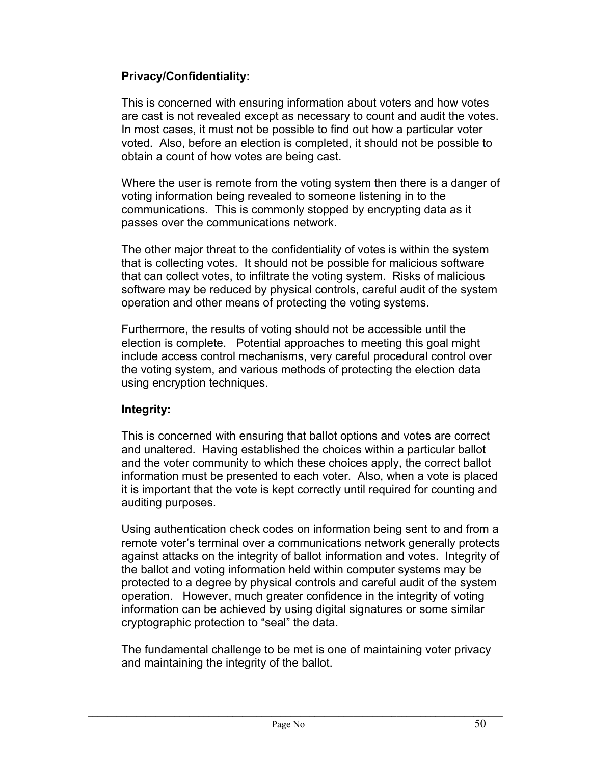**Privacy/Confidentiality:**

This is concerned with ensuring information about voters and how votes are cast is not revealed except as necessary to count and audit the votes. In most cases, it must not be possible to find out how a particular voter voted. Also, before an election is completed, it should not be possible to obtain a count of how votes are being cast.

Where the user is remote from the voting system then there is a danger of voting information being revealed to someone listening in to the communications. This is commonly stopped by encrypting data as it passes over the communications network.

The other major threat to the confidentiality of votes is within the system that is collecting votes. It should not be possible for malicious software that can collect votes, to infiltrate the voting system. Risks of malicious software may be reduced by physical controls, careful audit of the system operation and other means of protecting the voting systems.

Furthermore, the results of voting should not be accessible until the election is complete. Potential approaches to meeting this goal might include access control mechanisms, very careful procedural control over the voting system, and various methods of protecting the election data using encryption techniques.

**Integrity:**

This is concerned with ensuring that ballot options and votes are correct and unaltered. Having established the choices within a particular ballot and the voter community to which these choices apply, the correct ballot information must be presented to each voter. Also, when a vote is placed it is important that the vote is kept correctly until required for counting and auditing purposes.

Using authentication check codes on information being sent to and from a remote voter's terminal over a communications network generally protects against attacks on the integrity of ballot information and votes. Integrity of the ballot and voting information held within computer systems may be protected to a degree by physical controls and careful audit of the system operation. However, much greater confidence in the integrity of voting information can be achieved by using digital signatures or some similar cryptographic protection to "seal" the data.

The fundamental challenge to be met is one of maintaining voter privacy and maintaining the integrity of the ballot.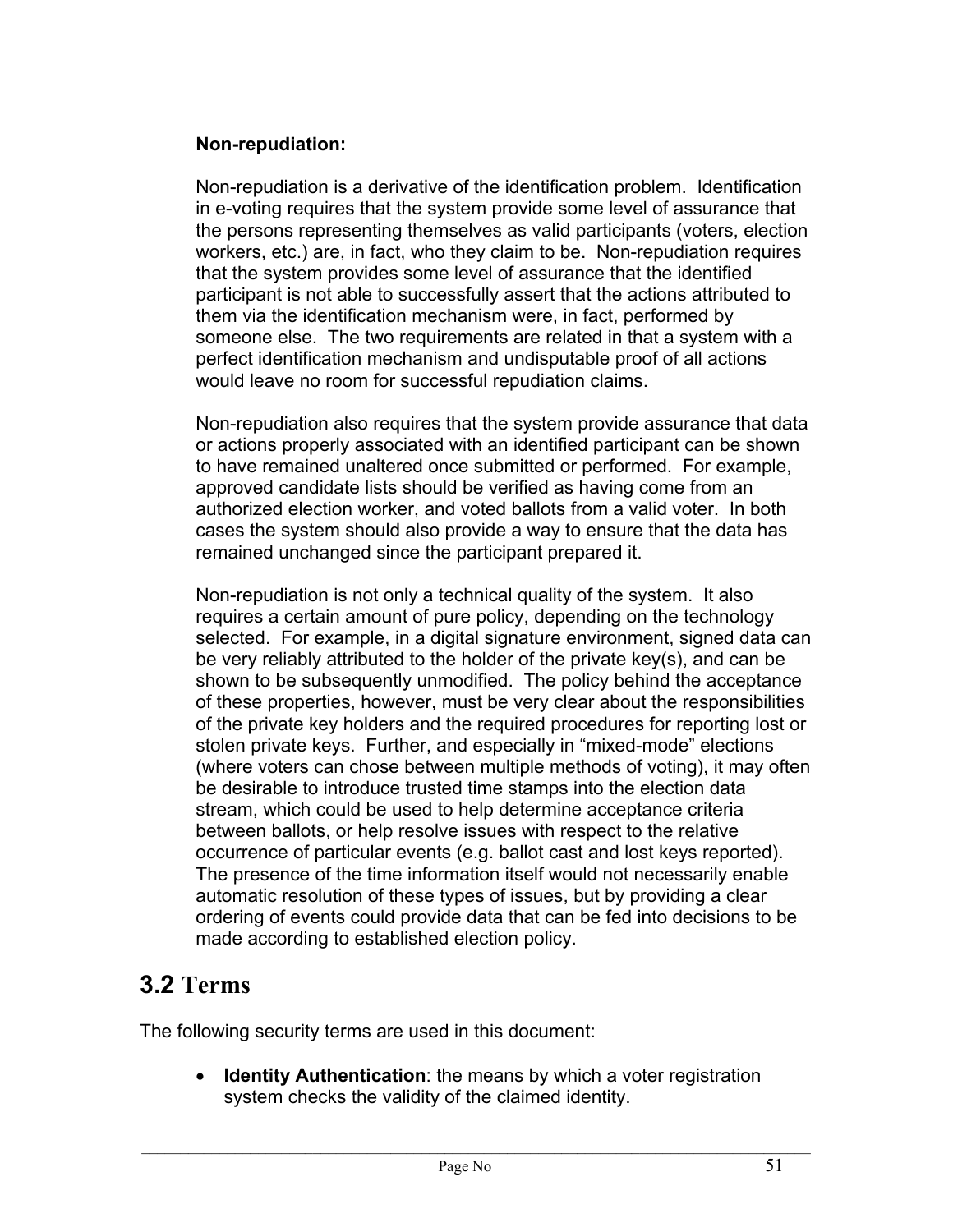**Non-repudiation:**

Non-repudiation is a derivative of the identification problem. Identification in e-voting requires that the system provide some level of assurance that the persons representing themselves as valid participants (voters, election workers, etc.) are, in fact, who they claim to be. Non-repudiation requires that the system provides some level of assurance that the identified participant is not able to successfully assert that the actions attributed to them via the identification mechanism were, in fact, performed by someone else. The two requirements are related in that a system with a perfect identification mechanism and undisputable proof of all actions would leave no room for successful repudiation claims.

Non-repudiation also requires that the system provide assurance that data or actions properly associated with an identified participant can be shown to have remained unaltered once submitted or performed. For example, approved candidate lists should be verified as having come from an authorized election worker, and voted ballots from a valid voter. In both cases the system should also provide a way to ensure that the data has remained unchanged since the participant prepared it.

Non-repudiation is not only a technical quality of the system. It also requires a certain amount of pure policy, depending on the technology selected. For example, in a digital signature environment, signed data can be very reliably attributed to the holder of the private key(s), and can be shown to be subsequently unmodified. The policy behind the acceptance of these properties, however, must be very clear about the responsibilities of the private key holders and the required procedures for reporting lost or stolen private keys. Further, and especially in "mixed-mode" elections (where voters can chose between multiple methods of voting), it may often be desirable to introduce trusted time stamps into the election data stream, which could be used to help determine acceptance criteria between ballots, or help resolve issues with respect to the relative occurrence of particular events (e.g. ballot cast and lost keys reported). The presence of the time information itself would not necessarily enable automatic resolution of these types of issues, but by providing a clear ordering of events could provide data that can be fed into decisions to be made according to established election policy.

## 3.2 Terms

The following security terms are used in this document:

- **Identity Authentication**: the means by which a voter registration system checks the validity of the claimed identity.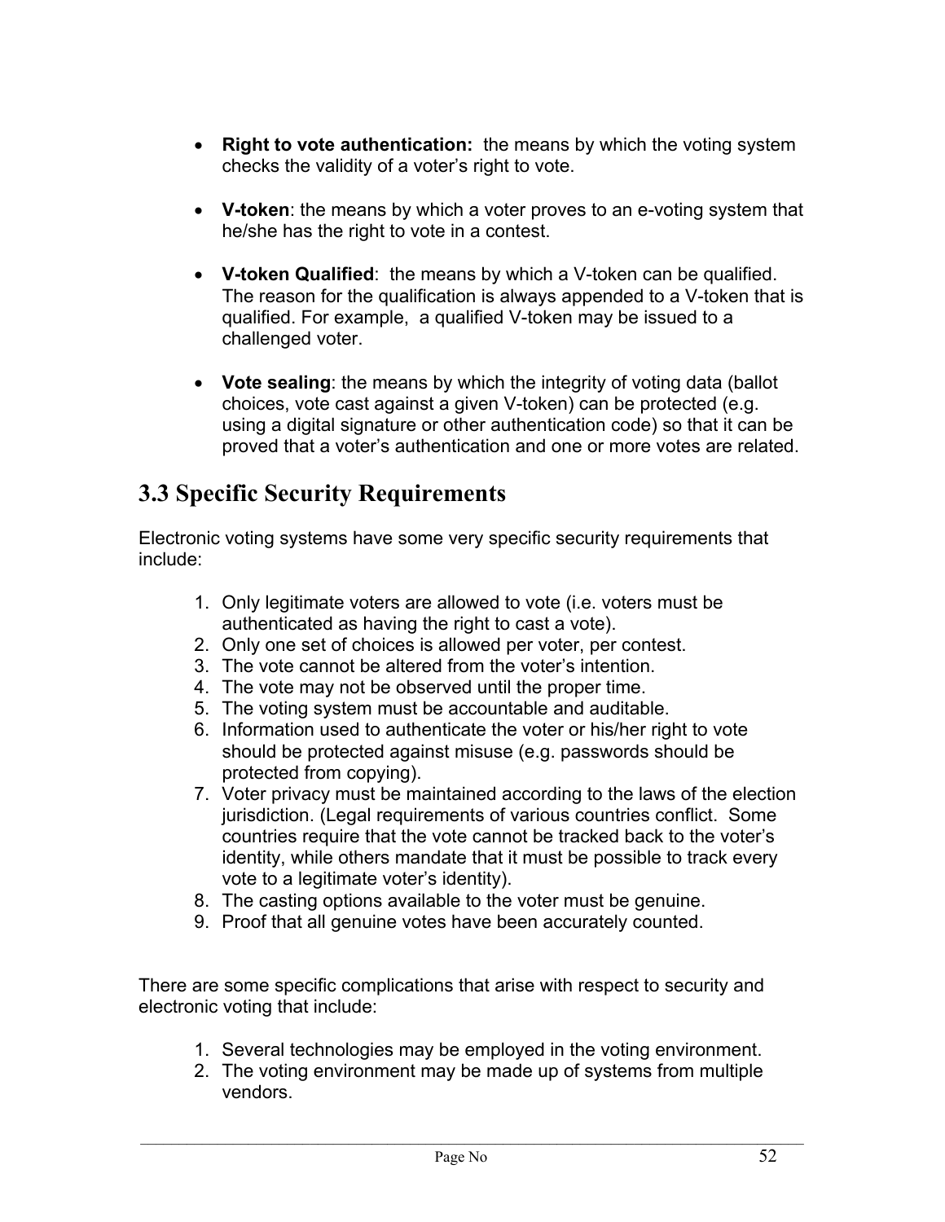- **Right to vote authentication:** the means by which the voting system checks the validity of a voter's right to vote.

- **V-token**: the means by which a voter proves to an e-voting system that he/she has the right to vote in a contest.

- **V-token Qualified**: the means by which a V-token can be qualified. The reason for the qualification is always appended to a V-token that is qualified. For example, a qualified V-token may be issued to a challenged voter.

- **Vote sealing**: the means by which the integrity of voting data (ballot choices, vote cast against a given V-token) can be protected (e.g. using a digital signature or other authentication code) so that it can be proved that a voter's authentication and one or more votes are related.

## 3.3 Specific Security Requirements

Electronic voting systems have some very specific security requirements that include:

1. Only legitimate voters are allowed to vote (i.e. voters must be authenticated as having the right to cast a vote).
2. Only one set of choices is allowed per voter, per contest.
3. The vote cannot be altered from the voter's intention.
4. The vote may not be observed until the proper time.
5. The voting system must be accountable and auditable.
6. Information used to authenticate the voter or his/her right to vote should be protected against misuse (e.g. passwords should be protected from copying).
7. Voter privacy must be maintained according to the laws of the election jurisdiction. (Legal requirements of various countries conflict. Some countries require that the vote cannot be tracked back to the voter's identity, while others mandate that it must be possible to track every vote to a legitimate voter's identity).
8. The casting options available to the voter must be genuine.
9. Proof that all genuine votes have been accurately counted.

There are some specific complications that arise with respect to security and electronic voting that include:

1. Several technologies may be employed in the voting environment.
2. The voting environment may be made up of systems from multiple vendors.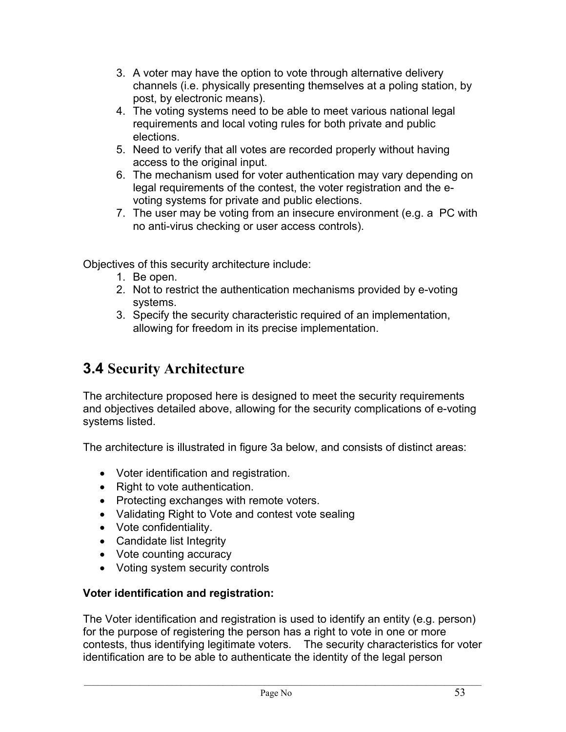3. A voter may have the option to vote through alternative delivery channels (i.e. physically presenting themselves at a poling station, by post, by electronic means).
4. The voting systems need to be able to meet various national legal requirements and local voting rules for both private and public elections.
5. Need to verify that all votes are recorded properly without having access to the original input.
6. The mechanism used for voter authentication may vary depending on legal requirements of the contest, the voter registration and the e-voting systems for private and public elections.
7. The user may be voting from an insecure environment (e.g. a PC with no anti-virus checking or user access controls).

Objectives of this security architecture include:

1. Be open.
2. Not to restrict the authentication mechanisms provided by e-voting systems.
3. Specify the security characteristic required of an implementation, allowing for freedom in its precise implementation.

## 3.4 Security Architecture

The architecture proposed here is designed to meet the security requirements and objectives detailed above, allowing for the security complications of e-voting systems listed.

The architecture is illustrated in figure 3a below, and consists of distinct areas:

- Voter identification and registration.
- Right to vote authentication.
- Protecting exchanges with remote voters.
- Validating Right to Vote and contest vote sealing
- Vote confidentiality.
- Candidate list Integrity
- Vote counting accuracy
- Voting system security controls

**Voter identification and registration:**

The Voter identification and registration is used to identify an entity (e.g. person) for the purpose of registering the person has a right to vote in one or more contests, thus identifying legitimate voters. The security characteristics for voter identification are to be able to authenticate the identity of the legal person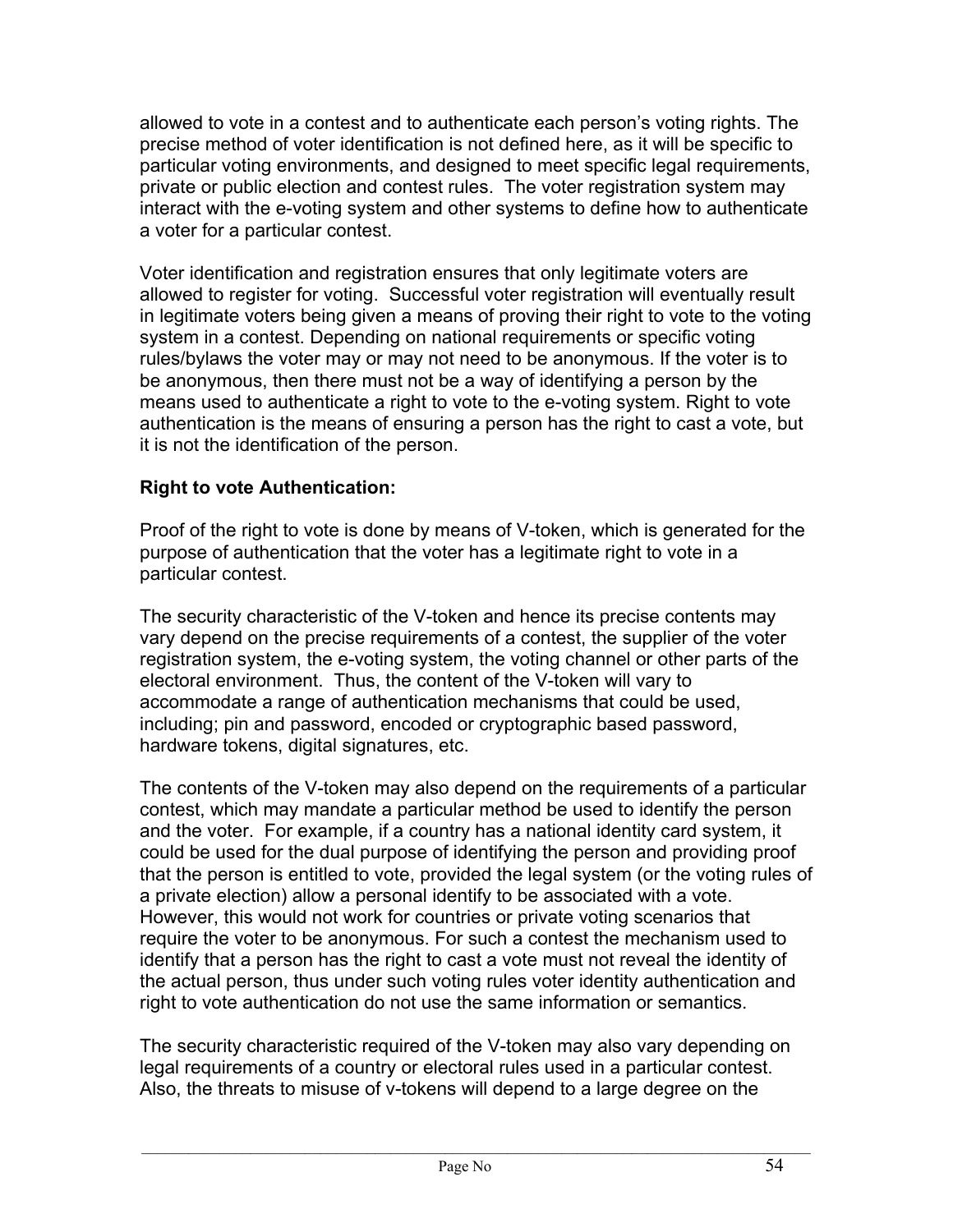allowed to vote in a contest and to authenticate each person's voting rights. The precise method of voter identification is not defined here, as it will be specific to particular voting environments, and designed to meet specific legal requirements, private or public election and contest rules. The voter registration system may interact with the e-voting system and other systems to define how to authenticate a voter for a particular contest.

Voter identification and registration ensures that only legitimate voters are allowed to register for voting. Successful voter registration will eventually result in legitimate voters being given a means of proving their right to vote to the voting system in a contest. Depending on national requirements or specific voting rules/bylaws the voter may or may not need to be anonymous. If the voter is to be anonymous, then there must not be a way of identifying a person by the means used to authenticate a right to vote to the e-voting system. Right to vote authentication is the means of ensuring a person has the right to cast a vote, but it is not the identification of the person.

**Right to vote Authentication:**

Proof of the right to vote is done by means of V-token, which is generated for the purpose of authentication that the voter has a legitimate right to vote in a particular contest.

The security characteristic of the V-token and hence its precise contents may vary depend on the precise requirements of a contest, the supplier of the voter registration system, the e-voting system, the voting channel or other parts of the electoral environment. Thus, the content of the V-token will vary to accommodate a range of authentication mechanisms that could be used, including; pin and password, encoded or cryptographic based password, hardware tokens, digital signatures, etc.

The contents of the V-token may also depend on the requirements of a particular contest, which may mandate a particular method be used to identify the person and the voter. For example, if a country has a national identity card system, it could be used for the dual purpose of identifying the person and providing proof that the person is entitled to vote, provided the legal system (or the voting rules of a private election) allow a personal identify to be associated with a vote. However, this would not work for countries or private voting scenarios that require the voter to be anonymous. For such a contest the mechanism used to identify that a person has the right to cast a vote must not reveal the identity of the actual person, thus under such voting rules voter identity authentication and right to vote authentication do not use the same information or semantics.

The security characteristic required of the V-token may also vary depending on legal requirements of a country or electoral rules used in a particular contest. Also, the threats to misuse of v-tokens will depend to a large degree on the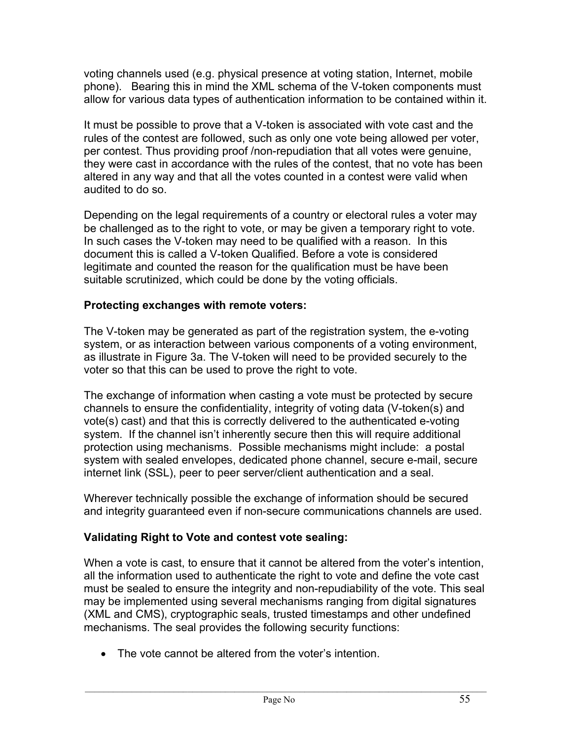voting channels used (e.g. physical presence at voting station, Internet, mobile phone). Bearing this in mind the XML schema of the V-token components must allow for various data types of authentication information to be contained within it.

It must be possible to prove that a V-token is associated with vote cast and the rules of the contest are followed, such as only one vote being allowed per voter, per contest. Thus providing proof /non-repudiation that all votes were genuine, they were cast in accordance with the rules of the contest, that no vote has been altered in any way and that all the votes counted in a contest were valid when audited to do so.

Depending on the legal requirements of a country or electoral rules a voter may be challenged as to the right to vote, or may be given a temporary right to vote. In such cases the V-token may need to be qualified with a reason. In this document this is called a V-token Qualified. Before a vote is considered legitimate and counted the reason for the qualification must be have been suitable scrutinized, which could be done by the voting officials.

**Protecting exchanges with remote voters:**

The V-token may be generated as part of the registration system, the e-voting system, or as interaction between various components of a voting environment, as illustrate in Figure 3a. The V-token will need to be provided securely to the voter so that this can be used to prove the right to vote.

The exchange of information when casting a vote must be protected by secure channels to ensure the confidentiality, integrity of voting data (V-token(s) and vote(s) cast) and that this is correctly delivered to the authenticated e-voting system. If the channel isn't inherently secure then this will require additional protection using mechanisms. Possible mechanisms might include: a postal system with sealed envelopes, dedicated phone channel, secure e-mail, secure internet link (SSL), peer to peer server/client authentication and a seal.

Wherever technically possible the exchange of information should be secured and integrity guaranteed even if non-secure communications channels are used.

**Validating Right to Vote and contest vote sealing:**

When a vote is cast, to ensure that it cannot be altered from the voter's intention, all the information used to authenticate the right to vote and define the vote cast must be sealed to ensure the integrity and non-repudiability of the vote. This seal may be implemented using several mechanisms ranging from digital signatures (XML and CMS), cryptographic seals, trusted timestamps and other undefined mechanisms. The seal provides the following security functions:

- The vote cannot be altered from the voter's intention.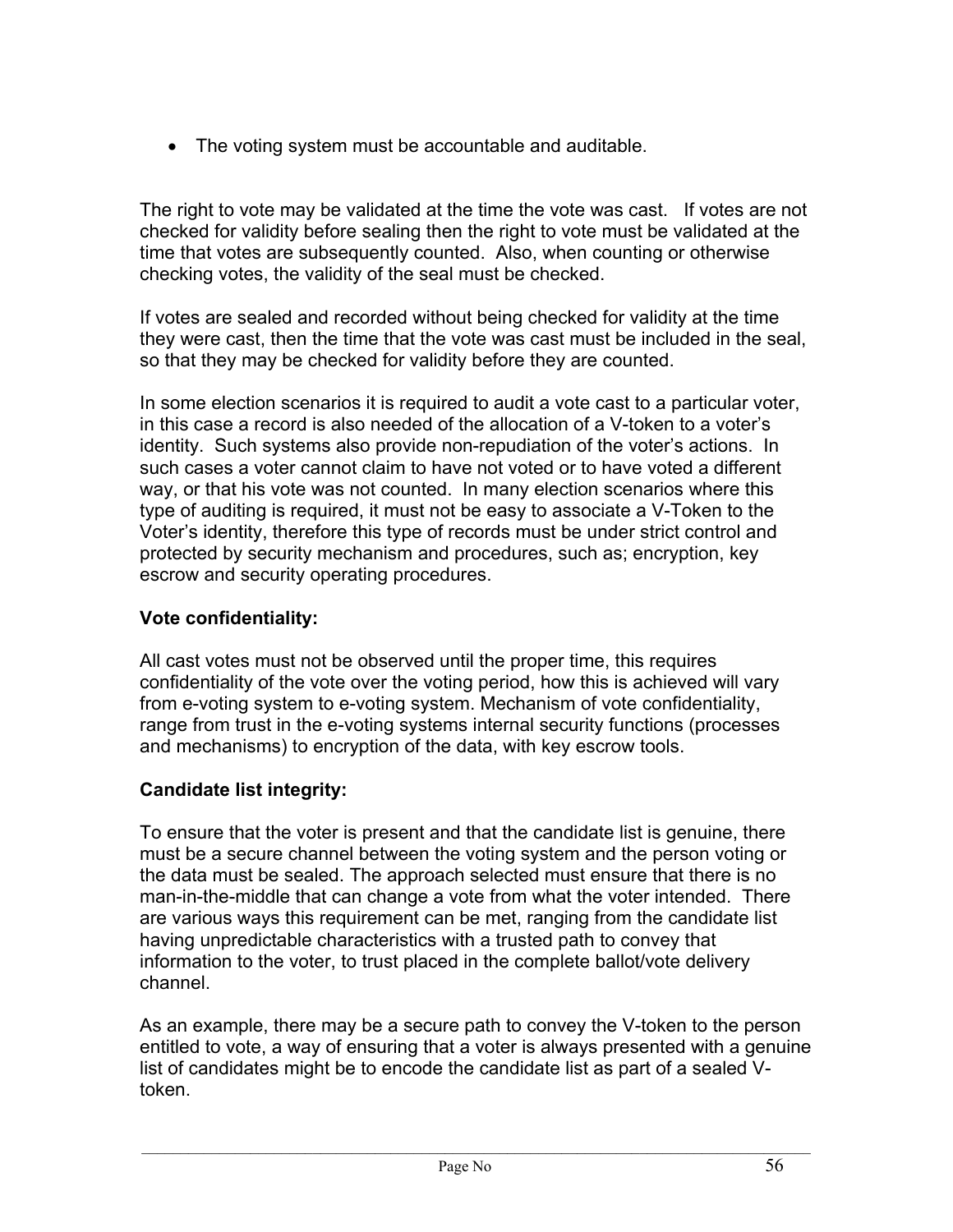- The voting system must be accountable and auditable.

The right to vote may be validated at the time the vote was cast. If votes are not checked for validity before sealing then the right to vote must be validated at the time that votes are subsequently counted. Also, when counting or otherwise checking votes, the validity of the seal must be checked.

If votes are sealed and recorded without being checked for validity at the time they were cast, then the time that the vote was cast must be included in the seal, so that they may be checked for validity before they are counted.

In some election scenarios it is required to audit a vote cast to a particular voter, in this case a record is also needed of the allocation of a V-token to a voter's identity. Such systems also provide non-repudiation of the voter's actions. In such cases a voter cannot claim to have not voted or to have voted a different way, or that his vote was not counted. In many election scenarios where this type of auditing is required, it must not be easy to associate a V-Token to the Voter's identity, therefore this type of records must be under strict control and protected by security mechanism and procedures, such as; encryption, key escrow and security operating procedures.

**Vote confidentiality:**

All cast votes must not be observed until the proper time, this requires confidentiality of the vote over the voting period, how this is achieved will vary from e-voting system to e-voting system. Mechanism of vote confidentiality, range from trust in the e-voting systems internal security functions (processes and mechanisms) to encryption of the data, with key escrow tools.

**Candidate list integrity:**

To ensure that the voter is present and that the candidate list is genuine, there must be a secure channel between the voting system and the person voting or the data must be sealed. The approach selected must ensure that there is no man-in-the-middle that can change a vote from what the voter intended. There are various ways this requirement can be met, ranging from the candidate list having unpredictable characteristics with a trusted path to convey that information to the voter, to trust placed in the complete ballot/vote delivery channel.

As an example, there may be a secure path to convey the V-token to the person entitled to vote, a way of ensuring that a voter is always presented with a genuine list of candidates might be to encode the candidate list as part of a sealed V-token.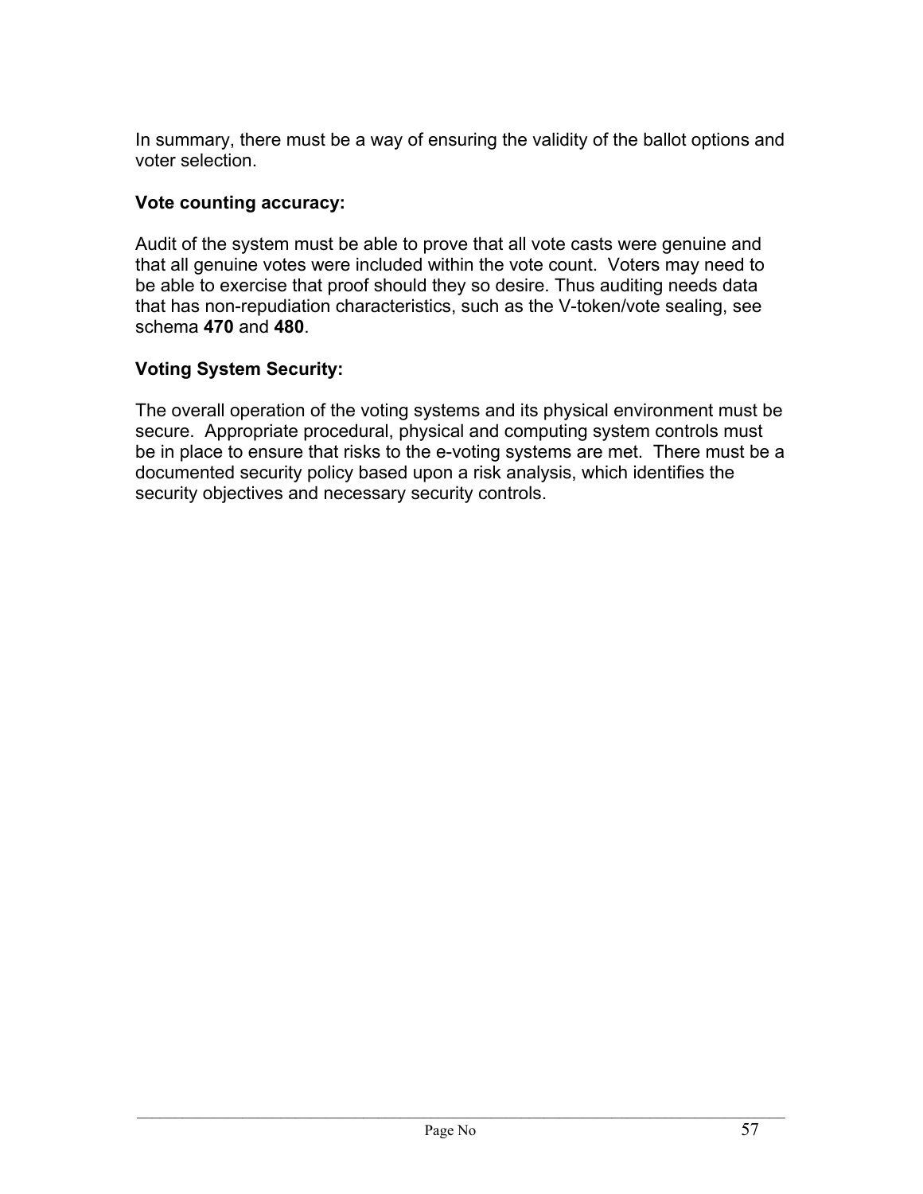In summary, there must be a way of ensuring the validity of the ballot options and voter selection.

**Vote counting accuracy:**

Audit of the system must be able to prove that all vote casts were genuine and that all genuine votes were included within the vote count. Voters may need to be able to exercise that proof should they so desire. Thus auditing needs data that has non-repudiation characteristics, such as the V-token/vote sealing, see schema **470** and **480**.

**Voting System Security:**

The overall operation of the voting systems and its physical environment must be secure. Appropriate procedural, physical and computing system controls must be in place to ensure that risks to the e-voting systems are met. There must be a documented security policy based upon a risk analysis, which identifies the security objectives and necessary security controls.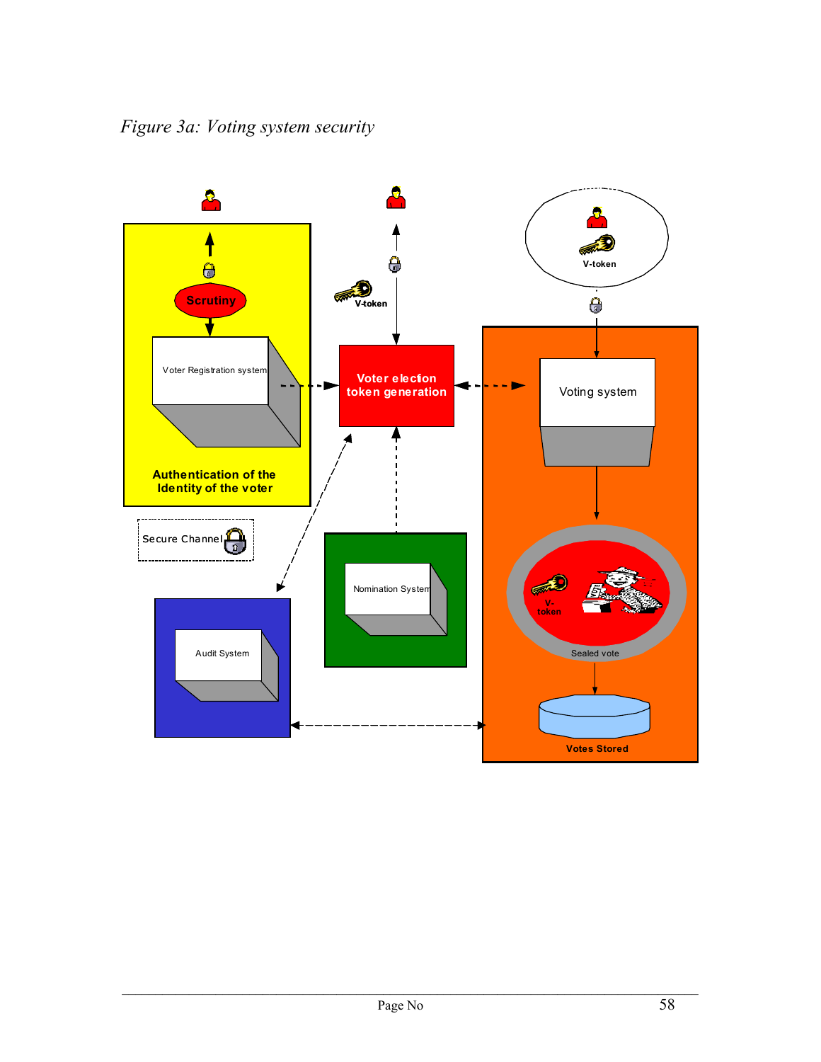*Figure 3a: Voting system security*

Scrutiny

Voter Registration system

Authentication of the Identity of the voter

V-token

Voter election token generation

V-token

Voting system

Secure Channel

Nomination System

Audit System

V-token

Sealed vote

Votes Stored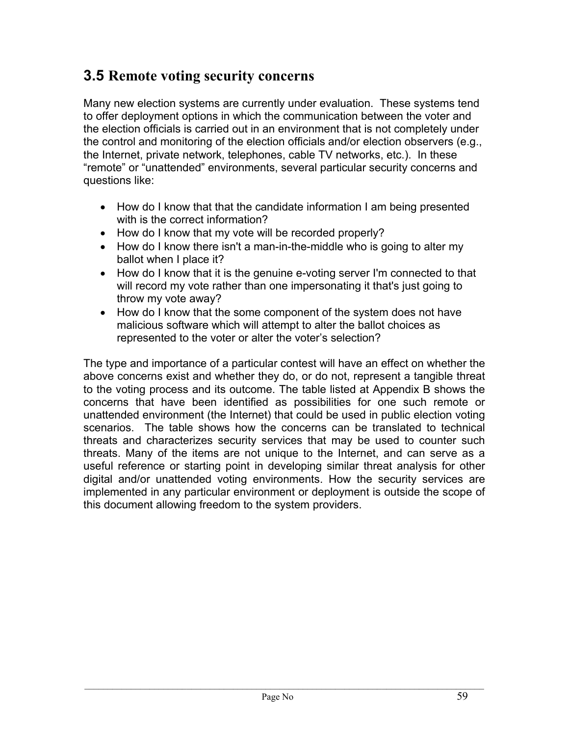## 3.5 Remote voting security concerns

Many new election systems are currently under evaluation. These systems tend to offer deployment options in which the communication between the voter and the election officials is carried out in an environment that is not completely under the control and monitoring of the election officials and/or election observers (e.g., the Internet, private network, telephones, cable TV networks, etc.). In these "remote" or "unattended" environments, several particular security concerns and questions like:

- How do I know that that the candidate information I am being presented with is the correct information?
- How do I know that my vote will be recorded properly?
- How do I know there isn't a man-in-the-middle who is going to alter my ballot when I place it?
- How do I know that it is the genuine e-voting server I'm connected to that will record my vote rather than one impersonating it that's just going to throw my vote away?
- How do I know that the some component of the system does not have malicious software which will attempt to alter the ballot choices as represented to the voter or alter the voter's selection?

The type and importance of a particular contest will have an effect on whether the above concerns exist and whether they do, or do not, represent a tangible threat to the voting process and its outcome. The table listed at Appendix B shows the concerns that have been identified as possibilities for one such remote or unattended environment (the Internet) that could be used in public election voting scenarios. The table shows how the concerns can be translated to technical threats and characterizes security services that may be used to counter such threats. Many of the items are not unique to the Internet, and can serve as a useful reference or starting point in developing similar threat analysis for other digital and/or unattended voting environments. How the security services are implemented in any particular environment or deployment is outside the scope of this document allowing freedom to the system providers.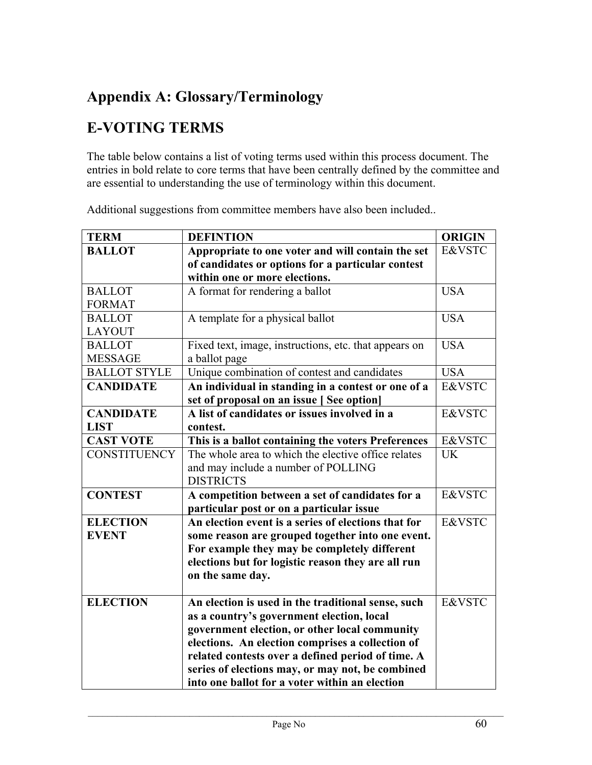# Appendix A: Glossary/Terminology

# E-VOTING TERMS

The table below contains a list of voting terms used within this process document. The entries in bold relate to core terms that have been centrally defined by the committee and are essential to understanding the use of terminology within this document.

Additional suggestions from committee members have also been included..

| TERM | DEFINTION | ORIGIN |
|---|---|---|
| **BALLOT** | **Appropriate to one voter and will contain the set of candidates or options for a particular contest within one or more elections.** | E&VSTC |
| BALLOT FORMAT | A format for rendering a ballot | USA |
| BALLOT LAYOUT | A template for a physical ballot | USA |
| BALLOT MESSAGE | Fixed text, image, instructions, etc. that appears on a ballot page | USA |
| BALLOT STYLE | Unique combination of contest and candidates | USA |
| **CANDIDATE** | **An individual in standing in a contest or one of a set of proposal on an issue [ See option]** | E&VSTC |
| **CANDIDATE LIST** | **A list of candidates or issues involved in a contest.** | E&VSTC |
| **CAST VOTE** | **This is a ballot containing the voters Preferences** | E&VSTC |
| CONSTITUENCY | The whole area to which the elective office relates and may include a number of POLLING DISTRICTS | UK |
| **CONTEST** | **A competition between a set of candidates for a particular post or on a particular issue** | E&VSTC |
| **ELECTION EVENT** | **An election event is a series of elections that for some reason are grouped together into one event. For example they may be completely different elections but for logistic reason they are all run on the same day.** | E&VSTC |
| **ELECTION** | **An election is used in the traditional sense, such as a country's government election, local government election, or other local community elections. An election comprises a collection of related contests over a defined period of time. A series of elections may, or may not, be combined into one ballot for a voter within an election** | E&VSTC |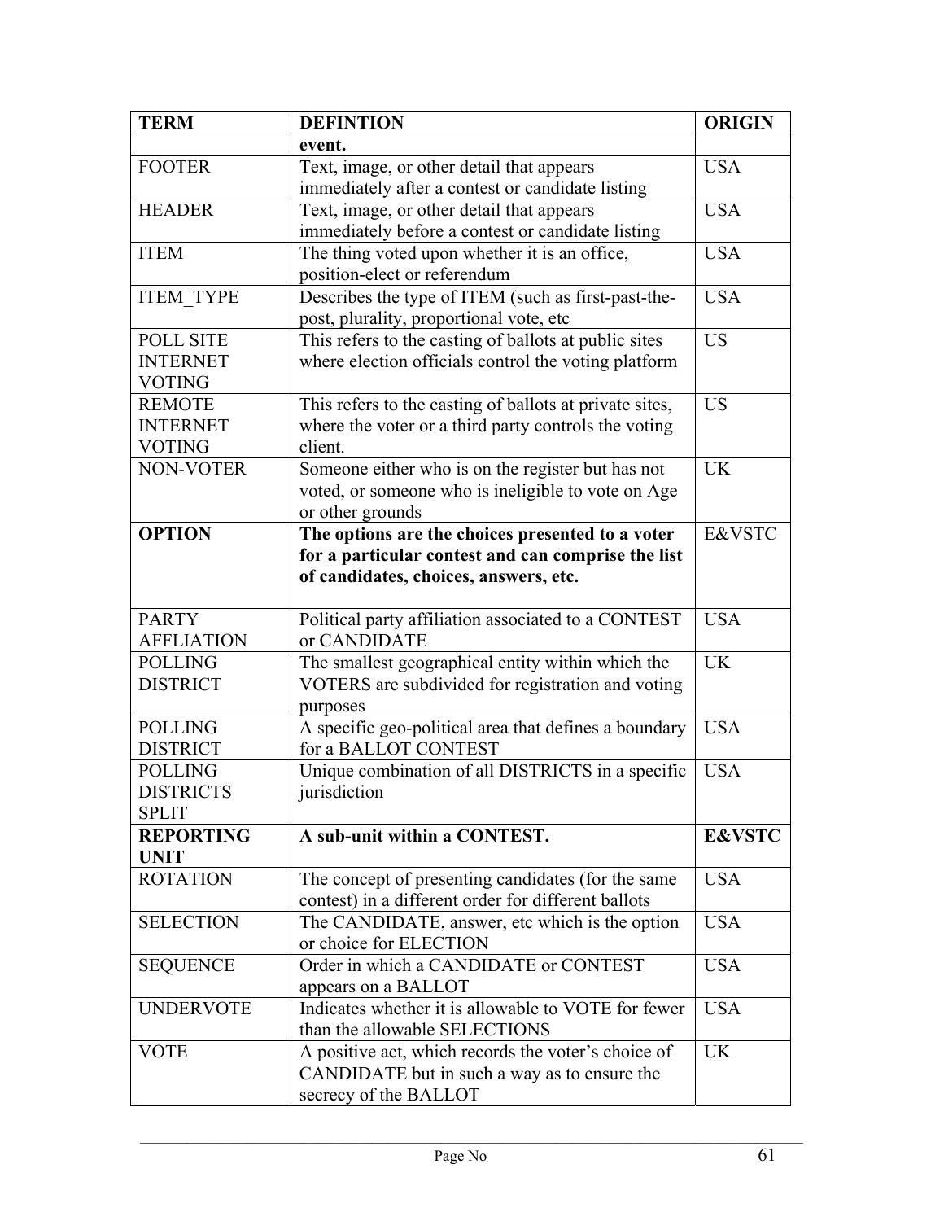| TERM | DEFINTION | ORIGIN |
|---|---|---|
| | **event.** | |
| FOOTER | Text, image, or other detail that appears immediately after a contest or candidate listing | USA |
| HEADER | Text, image, or other detail that appears immediately before a contest or candidate listing | USA |
| ITEM | The thing voted upon whether it is an office, position-elect or referendum | USA |
| ITEM_TYPE | Describes the type of ITEM (such as first-past-the-post, plurality, proportional vote, etc | USA |
| POLL SITE INTERNET VOTING | This refers to the casting of ballots at public sites where election officials control the voting platform | US |
| REMOTE INTERNET VOTING | This refers to the casting of ballots at private sites, where the voter or a third party controls the voting client. | US |
| NON-VOTER | Someone either who is on the register but has not voted, or someone who is ineligible to vote on Age or other grounds | UK |
| **OPTION** | **The options are the choices presented to a voter for a particular contest and can comprise the list of candidates, choices, answers, etc.** | E&VSTC |
| PARTY AFFLIATION | Political party affiliation associated to a CONTEST or CANDIDATE | USA |
| POLLING DISTRICT | The smallest geographical entity within which the VOTERS are subdivided for registration and voting purposes | UK |
| POLLING DISTRICT | A specific geo-political area that defines a boundary for a BALLOT CONTEST | USA |
| POLLING DISTRICTS SPLIT | Unique combination of all DISTRICTS in a specific jurisdiction | USA |
| **REPORTING UNIT** | **A sub-unit within a CONTEST.** | **E&VSTC** |
| ROTATION | The concept of presenting candidates (for the same contest) in a different order for different ballots | USA |
| SELECTION | The CANDIDATE, answer, etc which is the option or choice for ELECTION | USA |
| SEQUENCE | Order in which a CANDIDATE or CONTEST appears on a BALLOT | USA |
| UNDERVOTE | Indicates whether it is allowable to VOTE for fewer than the allowable SELECTIONS | USA |
| VOTE | A positive act, which records the voter's choice of CANDIDATE but in such a way as to ensure the secrecy of the BALLOT | UK |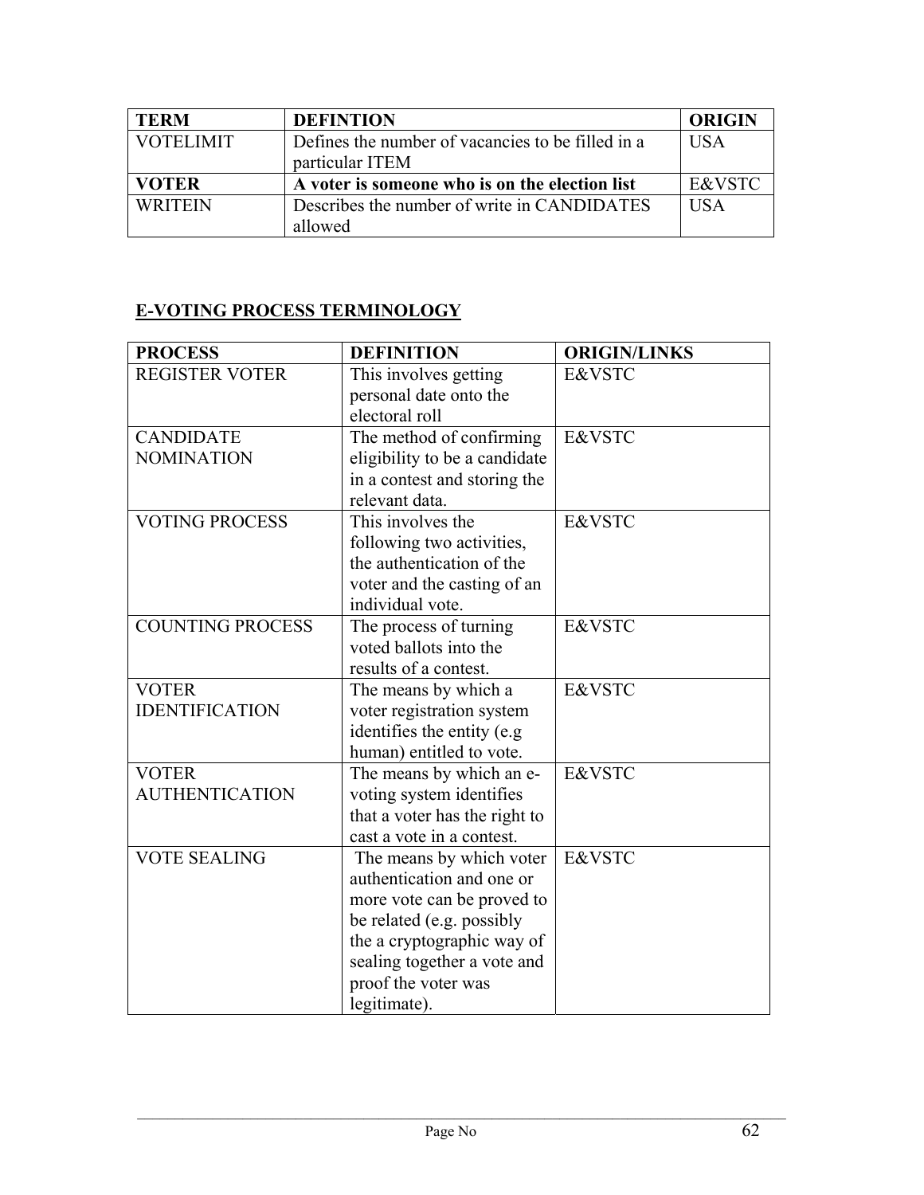| TERM | DEFINTION | ORIGIN |
|---|---|---|
| VOTELIMIT | Defines the number of vacancies to be filled in a particular ITEM | USA |
| **VOTER** | **A voter is someone who is on the election list** | E&VSTC |
| WRITEIN | Describes the number of write in CANDIDATES allowed | USA |

## E-VOTING PROCESS TERMINOLOGY

| PROCESS | DEFINITION | ORIGIN/LINKS |
|---|---|---|
| REGISTER VOTER | This involves getting personal date onto the electoral roll | E&VSTC |
| CANDIDATE NOMINATION | The method of confirming eligibility to be a candidate in a contest and storing the relevant data. | E&VSTC |
| VOTING PROCESS | This involves the following two activities, the authentication of the voter and the casting of an individual vote. | E&VSTC |
| COUNTING PROCESS | The process of turning voted ballots into the results of a contest. | E&VSTC |
| VOTER IDENTIFICATION | The means by which a voter registration system identifies the entity (e.g human) entitled to vote. | E&VSTC |
| VOTER AUTHENTICATION | The means by which an e-voting system identifies that a voter has the right to cast a vote in a contest. | E&VSTC |
| VOTE SEALING | The means by which voter authentication and one or more vote can be proved to be related (e.g. possibly the a cryptographic way of sealing together a vote and proof the voter was legitimate). | E&VSTC |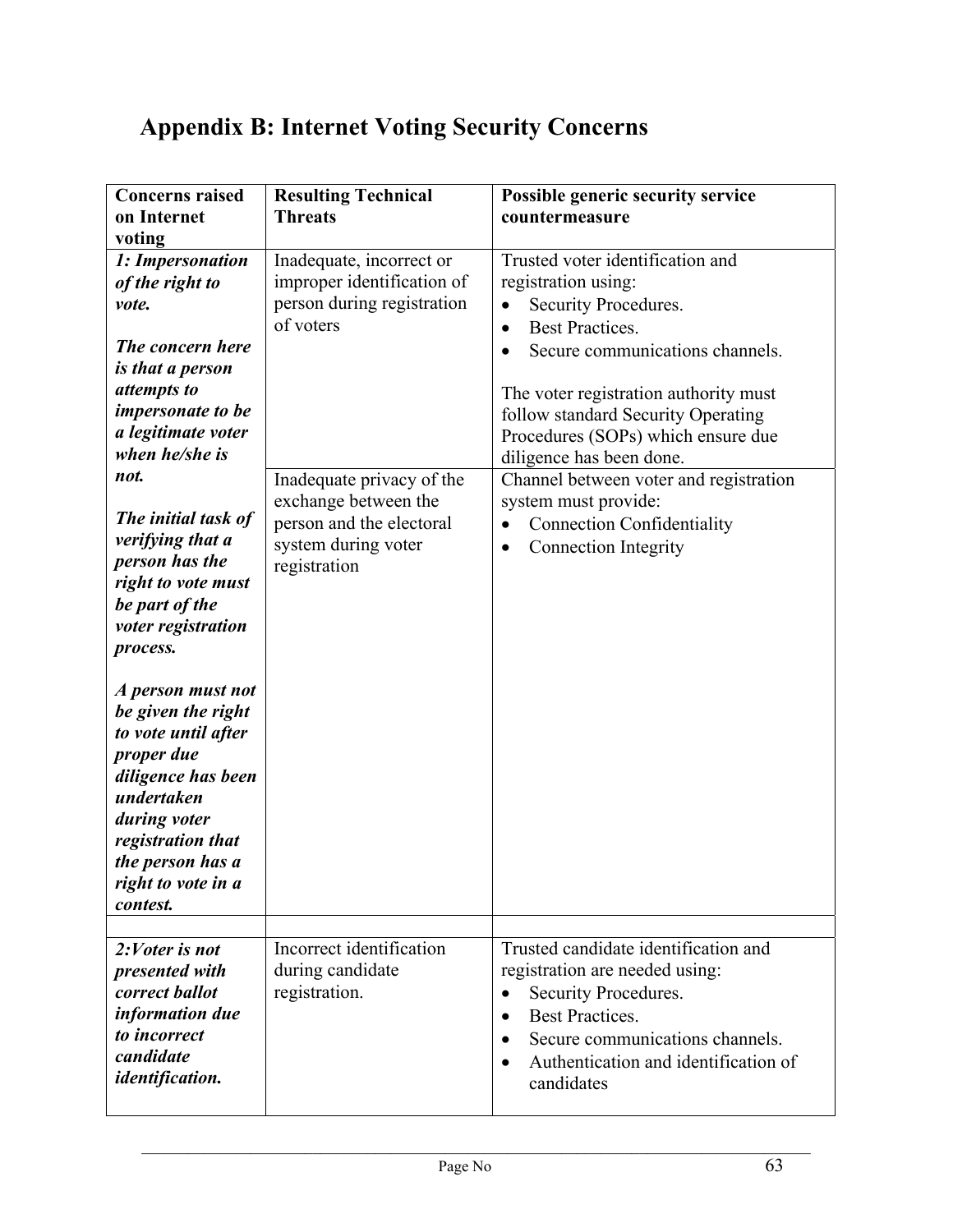# Appendix B: Internet Voting Security Concerns

| Concerns raised on Internet voting | Resulting Technical Threats | Possible generic security service countermeasure |
|---|---|---|
| ***1: Impersonation of the right to vote.*** <br><br> ***The concern here is that a person attempts to impersonate to be a legitimate voter when he/she is not.*** <br><br> ***The initial task of verifying that a person has the right to vote must be part of the voter registration process.*** <br><br> ***A person must not be given the right to vote until after proper due diligence has been undertaken during voter registration that the person has a right to vote in a contest.*** | Inadequate, incorrect or improper identification of person during registration of voters | Trusted voter identification and registration using: <br>• Security Procedures. <br>• Best Practices. <br>• Secure communications channels. <br><br> The voter registration authority must follow standard Security Operating Procedures (SOPs) which ensure due diligence has been done. |
| | Inadequate privacy of the exchange between the person and the electoral system during voter registration | Channel between voter and registration system must provide: <br>• Connection Confidentiality <br>• Connection Integrity |
| | | |
| ***2:Voter is not presented with correct ballot information due to incorrect candidate identification.*** | Incorrect identification during candidate registration. | Trusted candidate identification and registration are needed using: <br>• Security Procedures. <br>• Best Practices. <br>• Secure communications channels. <br>• Authentication and identification of candidates |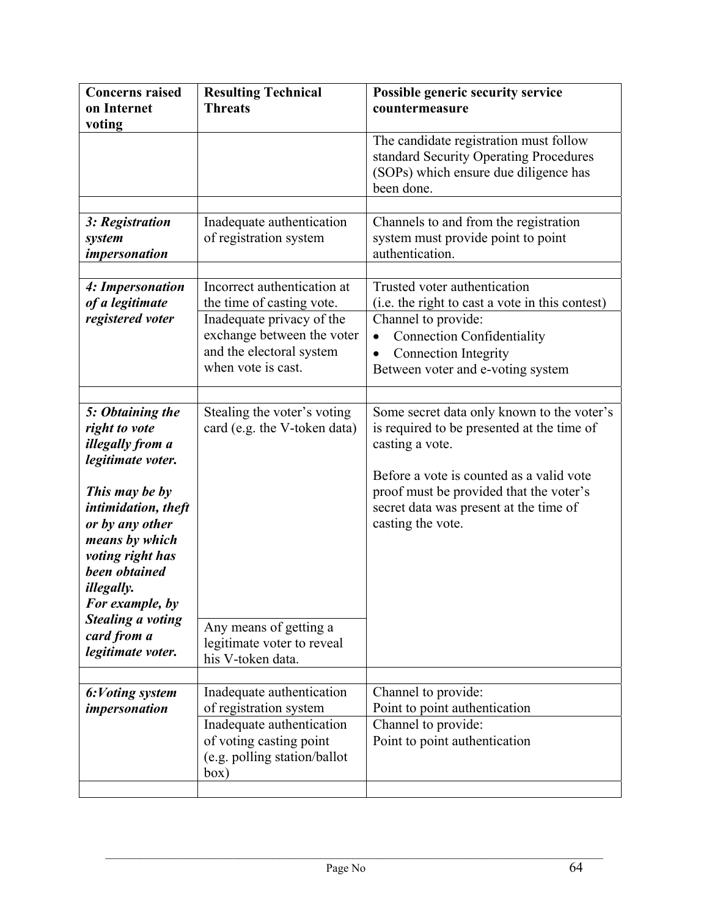| Concerns raised on Internet voting | Resulting Technical Threats | Possible generic security service countermeasure |
|---|---|---|
| | | The candidate registration must follow standard Security Operating Procedures (SOPs) which ensure due diligence has been done. |
| | | |
| ***3: Registration system impersonation*** | Inadequate authentication of registration system | Channels to and from the registration system must provide point to point authentication. |
| | | |
| ***4: Impersonation of a legitimate registered voter*** | Incorrect authentication at the time of casting vote. | Trusted voter authentication (i.e. the right to cast a vote in this contest) |
| | Inadequate privacy of the exchange between the voter and the electoral system when vote is cast. | Channel to provide: <br>• Connection Confidentiality <br>• Connection Integrity <br>Between voter and e-voting system |
| | | |
| ***5: Obtaining the right to vote illegally from a legitimate voter.*** <br><br>***This may be by intimidation, theft or by any other means by which voting right has been obtained illegally.*** <br>***For example, by Stealing a voting card from a legitimate voter.*** | Stealing the voter's voting card (e.g. the V-token data) | Some secret data only known to the voter's is required to be presented at the time of casting a vote. <br><br>Before a vote is counted as a valid vote proof must be provided that the voter's secret data was present at the time of casting the vote. |
| | Any means of getting a legitimate voter to reveal his V-token data. | |
| | | |
| ***6:Voting system impersonation*** | Inadequate authentication of registration system | Channel to provide: <br>Point to point authentication |
| | Inadequate authentication of voting casting point (e.g. polling station/ballot box) | Channel to provide: <br>Point to point authentication |
| | | |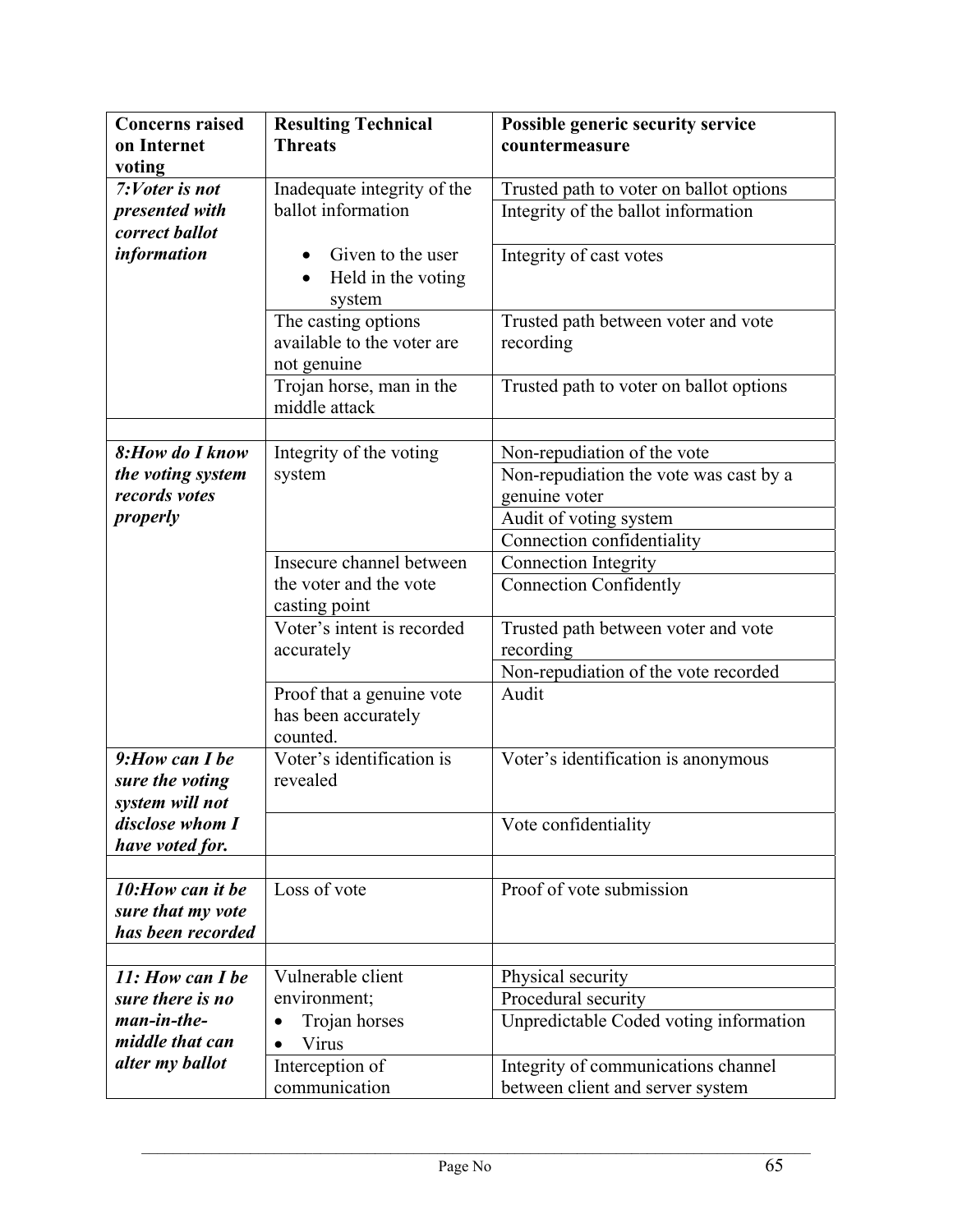| **Concerns raised on Internet voting** | **Resulting Technical Threats** | **Possible generic security service countermeasure** |
|---|---|---|
| ***7:Voter is not presented with correct ballot information*** | Inadequate integrity of the ballot information<br>• Given to the user<br>• Held in the voting system | Trusted path to voter on ballot options |
| | | Integrity of the ballot information |
| | | Integrity of cast votes |
| | The casting options available to the voter are not genuine | Trusted path between voter and vote recording |
| | Trojan horse, man in the middle attack | Trusted path to voter on ballot options |
| | | |
| ***8:How do I know the voting system records votes properly*** | Integrity of the voting system | Non-repudiation of the vote |
| | | Non-repudiation the vote was cast by a genuine voter |
| | | Audit of voting system |
| | | Connection confidentiality |
| | Insecure channel between the voter and the vote casting point | Connection Integrity |
| | | Connection Confidently |
| | Voter's intent is recorded accurately | Trusted path between voter and vote recording |
| | | Non-repudiation of the vote recorded |
| | Proof that a genuine vote has been accurately counted. | Audit |
| ***9:How can I be sure the voting system will not disclose whom I have voted for.*** | Voter's identification is revealed | Voter's identification is anonymous |
| | | Vote confidentiality |
| | | |
| ***10:How can it be sure that my vote has been recorded*** | Loss of vote | Proof of vote submission |
| | | |
| ***11: How can I be sure there is no man-in-the-middle that can alter my ballot*** | Vulnerable client environment;<br>• Trojan horses<br>• Virus | Physical security |
| | | Procedural security |
| | | Unpredictable Coded voting information |
| | Interception of communication | Integrity of communications channel between client and server system |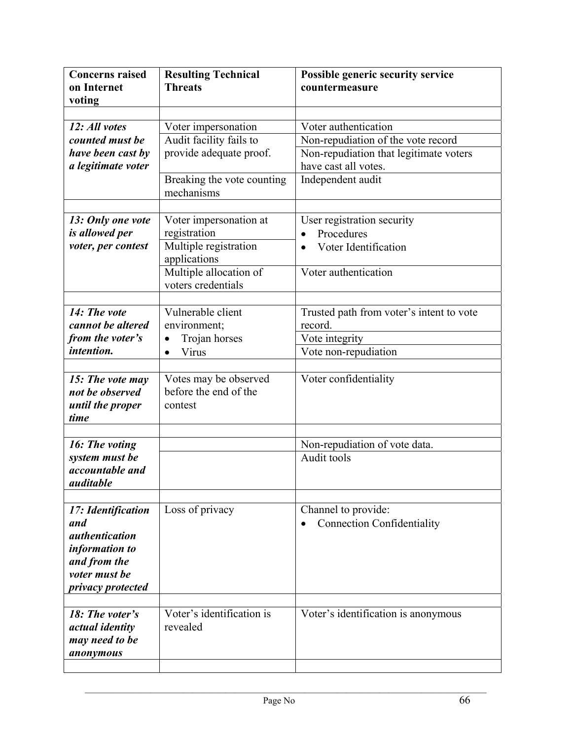| Concerns raised on Internet voting | Resulting Technical Threats | Possible generic security service countermeasure |
|---|---|---|
| | | |
| ***12: All votes counted must be have been cast by a legitimate voter*** | Voter impersonation | Voter authentication |
| | Audit facility fails to provide adequate proof. | Non-repudiation of the vote record |
| | | Non-repudiation that legitimate voters have cast all votes. |
| | Breaking the vote counting mechanisms | Independent audit |
| | | |
| ***13: Only one vote is allowed per voter, per contest*** | Voter impersonation at registration | User registration security<br>• Procedures<br>• Voter Identification |
| | Multiple registration applications | |
| | Multiple allocation of voters credentials | Voter authentication |
| | | |
| ***14: The vote cannot be altered from the voter's intention.*** | Vulnerable client environment;<br>• Trojan horses<br>• Virus | Trusted path from voter's intent to vote record. |
| | | Vote integrity |
| | | Vote non-repudiation |
| | | |
| ***15: The vote may not be observed until the proper time*** | Votes may be observed before the end of the contest | Voter confidentiality |
| | | |
| ***16: The voting system must be accountable and auditable*** | | Non-repudiation of vote data. |
| | | Audit tools |
| | | |
| ***17: Identification and authentication information to and from the voter must be privacy protected*** | Loss of privacy | Channel to provide:<br>• Connection Confidentiality |
| | | |
| ***18: The voter's actual identity may need to be anonymous*** | Voter's identification is revealed | Voter's identification is anonymous |
| | | |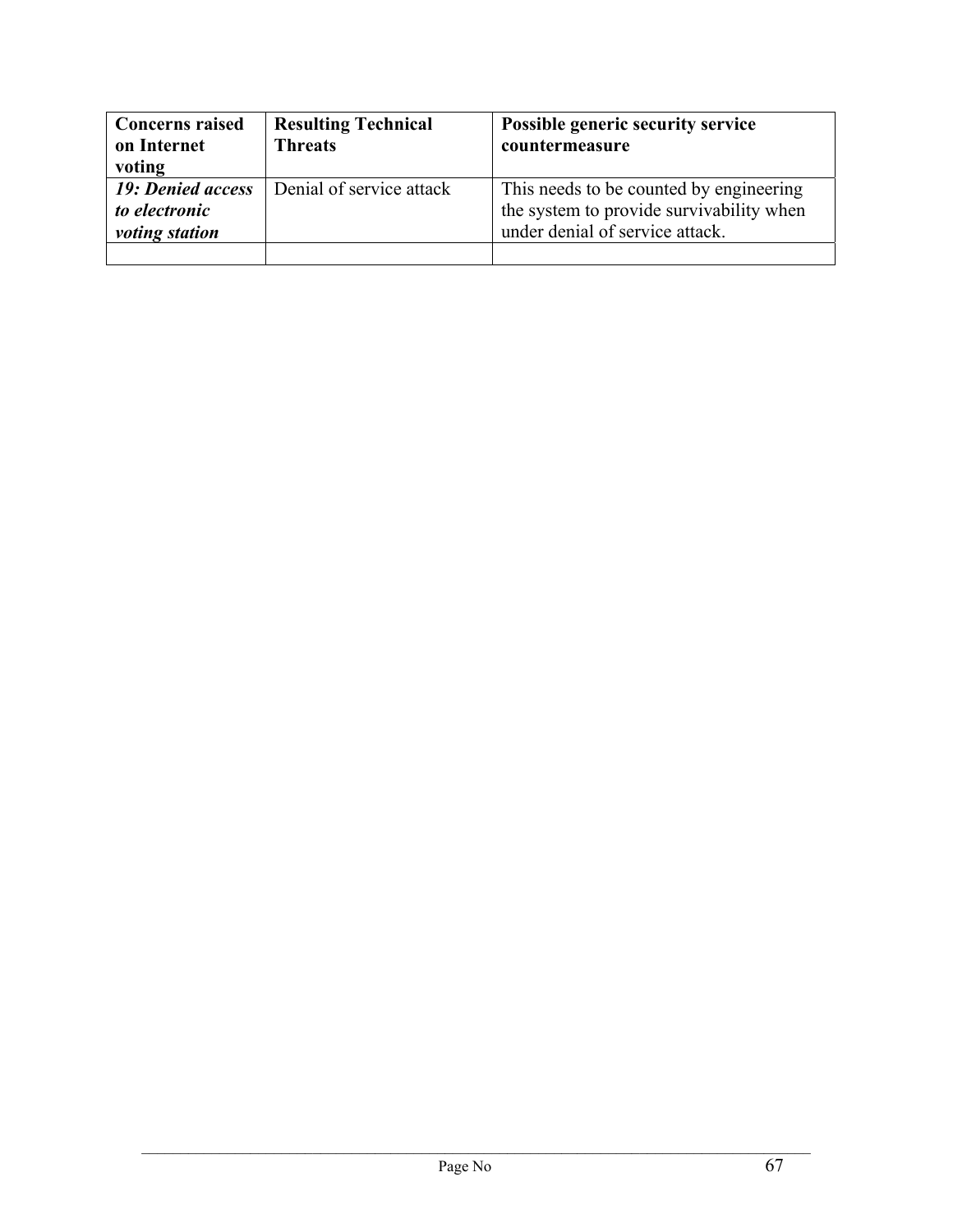| **Concerns raised on Internet voting** | **Resulting Technical Threats** | **Possible generic security service countermeasure** |
| --- | --- | --- |
| ***19: Denied access to electronic voting station*** | Denial of service attack | This needs to be counted by engineering the system to provide survivability when under denial of service attack. |
| | | |